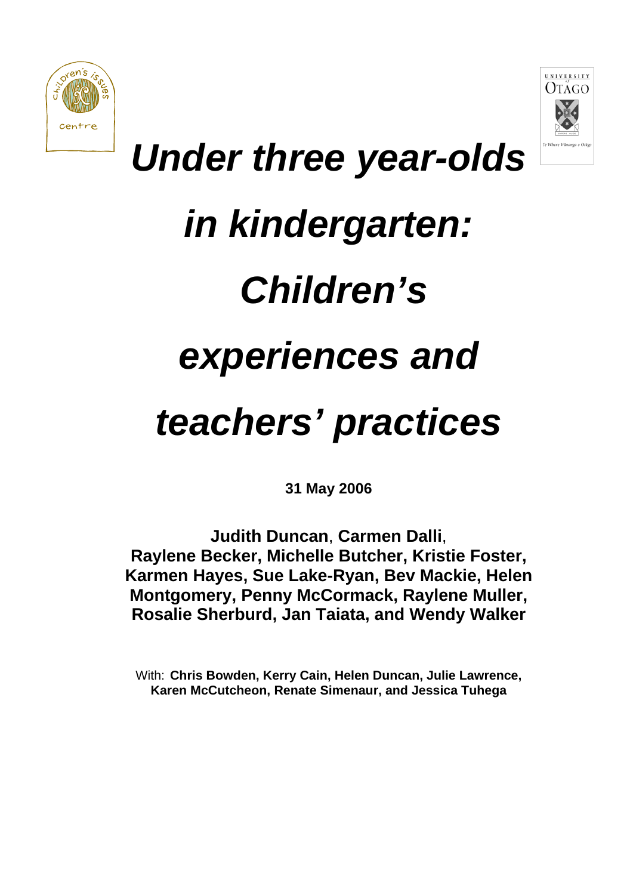# *Under three year-olds in kindergarten: Children's experiences and teachers' practices*

**31 May 2006**

**Judith Duncan**, **Carmen Dalli**,
**Raylene Becker, Michelle Butcher, Kristie Foster, Karmen Hayes, Sue Lake-Ryan, Bev Mackie, Helen Montgomery, Penny McCormack, Raylene Muller, Rosalie Sherburd, Jan Taiata, and Wendy Walker**

With: **Chris Bowden, Kerry Cain, Helen Duncan, Julie Lawrence, Karen McCutcheon, Renate Simenaur, and Jessica Tuhega**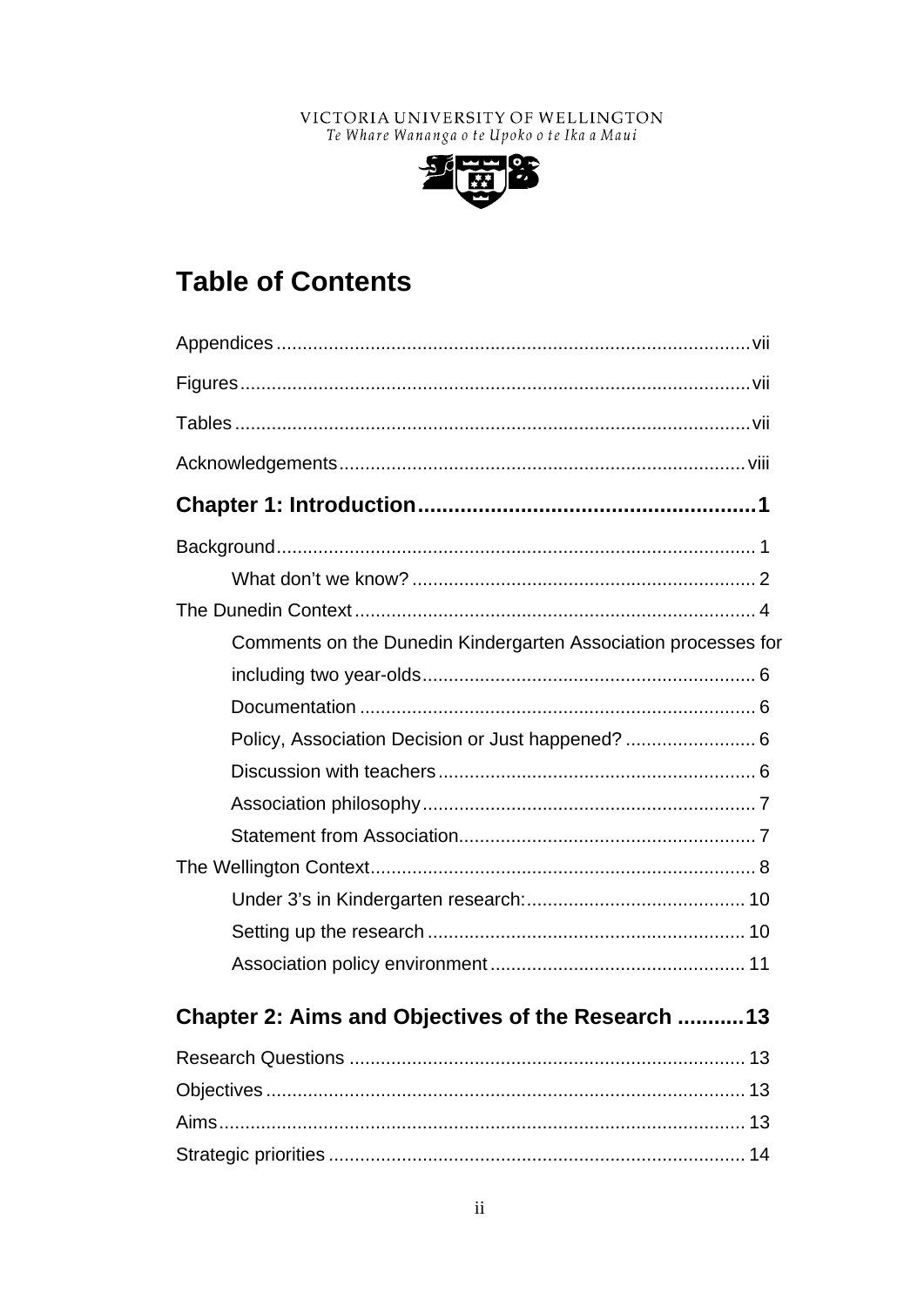VICTORIA UNIVERSITY OF WELLINGTON
*Te Whare Wananga o te Upoko o te Ika a Maui*

# Table of Contents

Appendices .......... vii

Figures .......... vii

Tables .......... vii

Acknowledgements .......... viii

**Chapter 1: Introduction .......... 1**

Background .......... 1

- What don't we know? .......... 2

The Dunedin Context .......... 4

- Comments on the Dunedin Kindergarten Association processes for including two year-olds .......... 6
- Documentation .......... 6
- Policy, Association Decision or Just happened? .......... 6
- Discussion with teachers .......... 6
- Association philosophy .......... 7
- Statement from Association .......... 7

The Wellington Context .......... 8

- Under 3's in Kindergarten research: .......... 10
- Setting up the research .......... 10
- Association policy environment .......... 11

**Chapter 2: Aims and Objectives of the Research .......... 13**

Research Questions .......... 13

Objectives .......... 13

Aims .......... 13

Strategic priorities .......... 14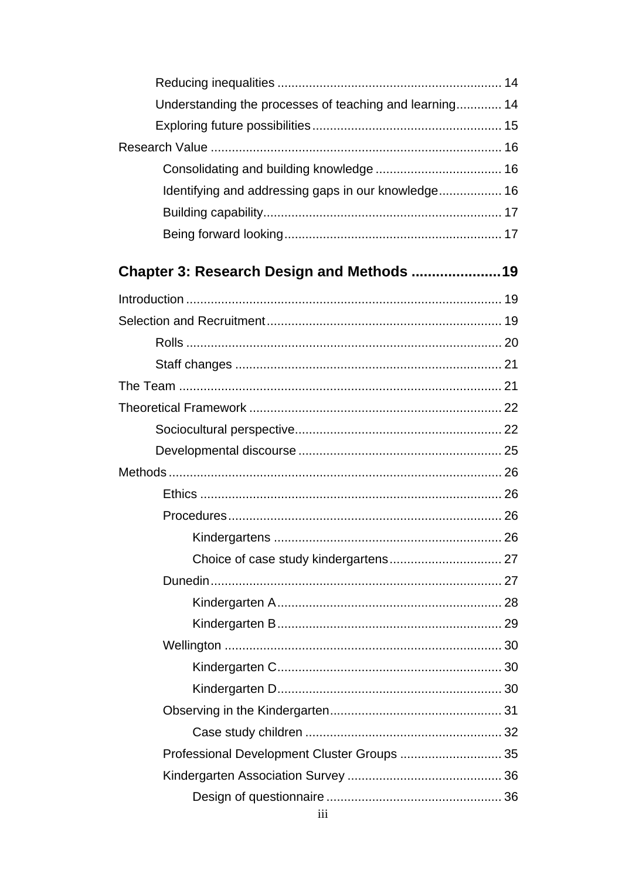Reducing inequalities ............................................................... 14

Understanding the processes of teaching and learning............. 14

Exploring future possibilities..................................................... 15

Research Value .................................................................................. 16

Consolidating and building knowledge .................................... 16

Identifying and addressing gaps in our knowledge.................. 16

Building capability................................................................... 17

Being forward looking............................................................. 17

## Chapter 3: Research Design and Methods .....................19

Introduction ......................................................................................... 19

Selection and Recruitment.................................................................. 19

Rolls ......................................................................................... 20

Staff changes ........................................................................... 21

The Team ........................................................................................... 21

Theoretical Framework ....................................................................... 22

Sociocultural perspective.......................................................... 22

Developmental discourse ......................................................... 25

Methods .............................................................................................. 26

Ethics ...................................................................................... 26

Procedures.............................................................................. 26

Kindergartens ................................................................. 26

Choice of case study kindergartens................................ 27

Dunedin................................................................................... 27

Kindergarten A................................................................ 28

Kindergarten B................................................................ 29

Wellington ............................................................................... 30

Kindergarten C................................................................ 30

Kindergarten D................................................................ 30

Observing in the Kindergarten................................................. 31

Case study children ........................................................ 32

Professional Development Cluster Groups ............................. 35

Kindergarten Association Survey ............................................ 36

Design of questionnaire .................................................. 36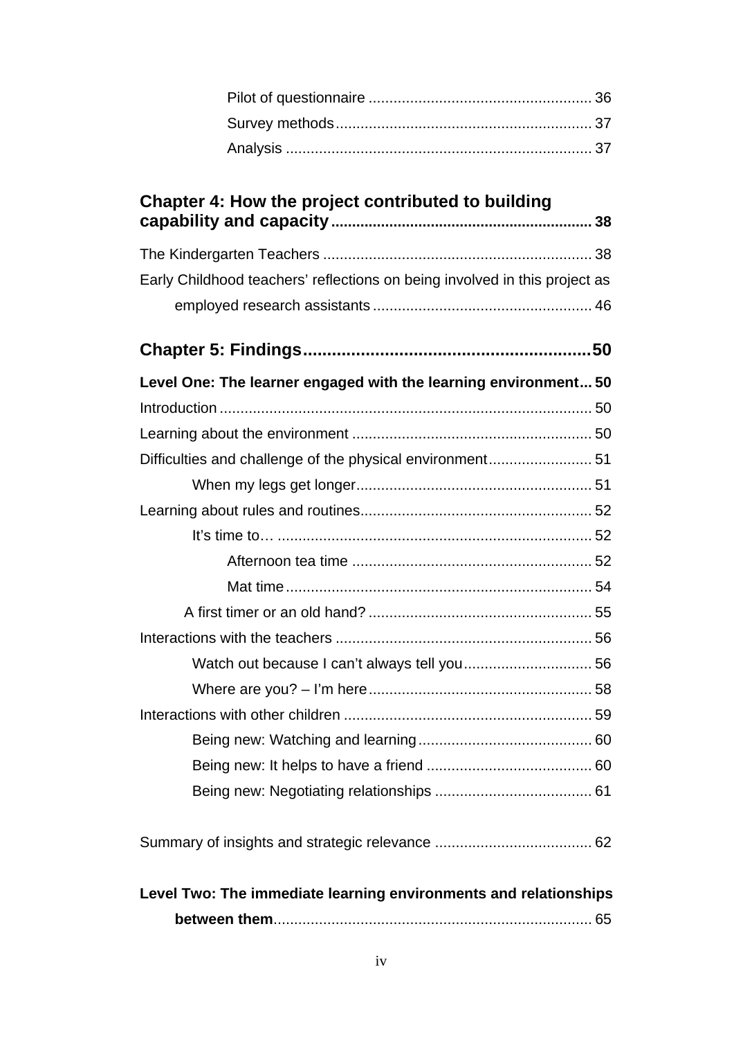Pilot of questionnaire ..................................................... 36

Survey methods............................................................. 37

Analysis ......................................................................... 37

**Chapter 4: How the project contributed to building capability and capacity** ............................................................. 38

The Kindergarten Teachers ................................................................ 38

Early Childhood teachers' reflections on being involved in this project as employed research assistants .................................................... 46

**Chapter 5: Findings** .......................................................... 50

**Level One: The learner engaged with the learning environment** ... 50

Introduction ........................................................................................ 50

Learning about the environment ......................................................... 50

Difficulties and challenge of the physical environment......................... 51

When my legs get longer......................................................... 51

Learning about rules and routines....................................................... 52

It's time to… ........................................................................... 52

Afternoon tea time .......................................................... 52

Mat time .......................................................................... 54

A first timer or an old hand? ..................................................... 55

Interactions with the teachers ............................................................. 56

Watch out because I can't always tell you............................... 56

Where are you? – I'm here..................................................... 58

Interactions with other children ........................................................... 59

Being new: Watching and learning.......................................... 60

Being new: It helps to have a friend ........................................ 60

Being new: Negotiating relationships ...................................... 61

Summary of insights and strategic relevance ...................................... 62

**Level Two: The immediate learning environments and relationships between them**............................................................................ 65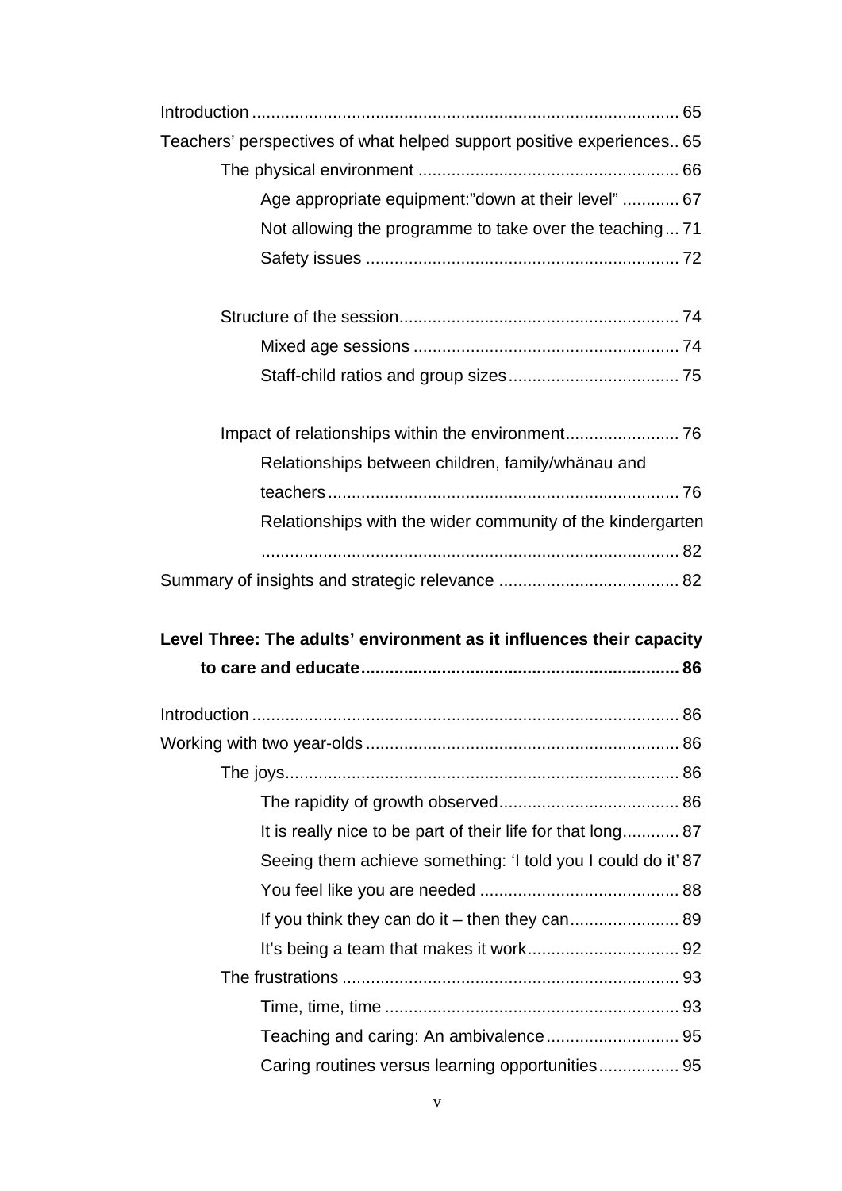Introduction ........................................................................................ 65

Teachers' perspectives of what helped support positive experiences.. 65

The physical environment ...................................................... 66

Age appropriate equipment:"down at their level" ............ 67

Not allowing the programme to take over the teaching... 71

Safety issues ................................................................. 72

Structure of the session.......................................................... 74

Mixed age sessions ....................................................... 74

Staff-child ratios and group sizes.................................... 75

Impact of relationships within the environment........................ 76

Relationships between children, family/whänau and teachers.......................................................................... 76

Relationships with the wider community of the kindergarten ........................................................................................ 82

Summary of insights and strategic relevance ...................................... 82

**Level Three: The adults' environment as it influences their capacity to care and educate.................................................................. 86**

Introduction ........................................................................................ 86

Working with two year-olds ................................................................. 86

The joys.................................................................................. 86

The rapidity of growth observed...................................... 86

It is really nice to be part of their life for that long............ 87

Seeing them achieve something: 'I told you I could do it' 87

You feel like you are needed .......................................... 88

If you think they can do it – then they can....................... 89

It's being a team that makes it work................................ 92

The frustrations ...................................................................... 93

Time, time, time .............................................................. 93

Teaching and caring: An ambivalence............................ 95

Caring routines versus learning opportunities................. 95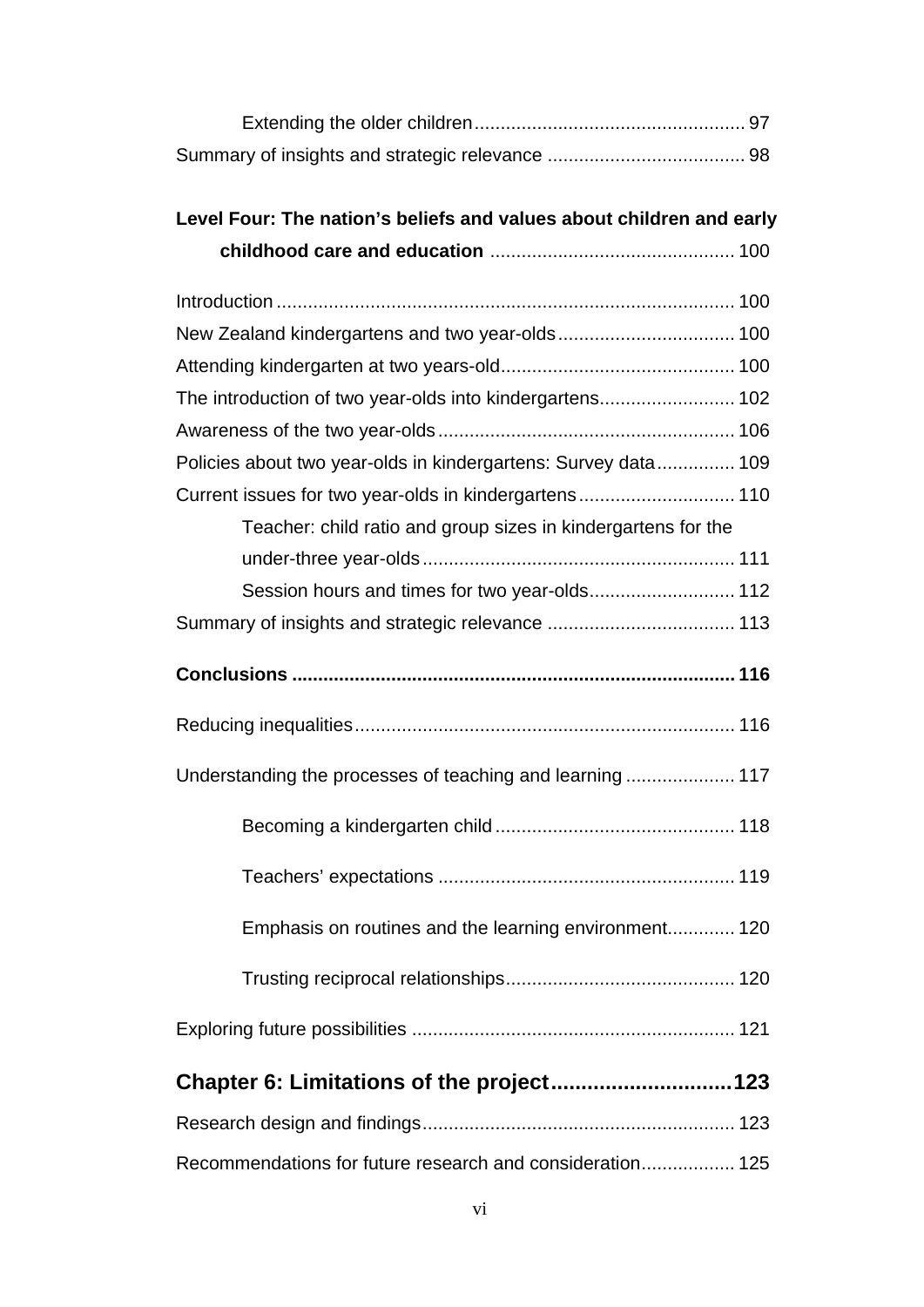Extending the older children .................................................... 97

Summary of insights and strategic relevance ..................................... 98

**Level Four: The nation's beliefs and values about children and early childhood care and education** ............................................... 100

Introduction ....................................................................................... 100

New Zealand kindergartens and two year-olds .................................. 100

Attending kindergarten at two years-old ............................................. 100

The introduction of two year-olds into kindergartens .......................... 102

Awareness of the two year-olds ......................................................... 106

Policies about two year-olds in kindergartens: Survey data ............... 109

Current issues for two year-olds in kindergartens .............................. 110

Teacher: child ratio and group sizes in kindergartens for the under-three year-olds ............................................................ 111

Session hours and times for two year-olds ........................... 112

Summary of insights and strategic relevance .................................... 113

**Conclusions .................................................................................... 116**

Reducing inequalities ......................................................................... 116

Understanding the processes of teaching and learning ..................... 117

Becoming a kindergarten child ............................................. 118

Teachers' expectations ......................................................... 119

Emphasis on routines and the learning environment ............. 120

Trusting reciprocal relationships ............................................ 120

Exploring future possibilities .............................................................. 121

## Chapter 6: Limitations of the project ..............................123

Research design and findings ............................................................ 123

Recommendations for future research and consideration .................. 125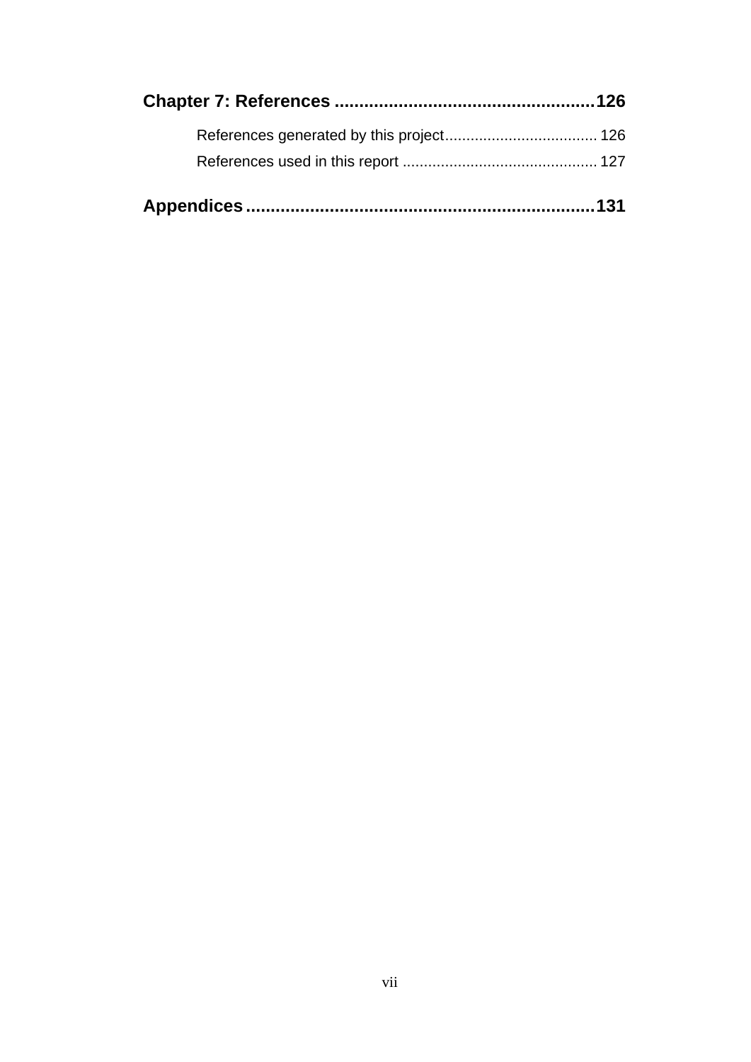**Chapter 7: References** ....................................................**126**

References generated by this project.................................... 126

References used in this report .............................................. 127

**Appendices** ......................................................................**131**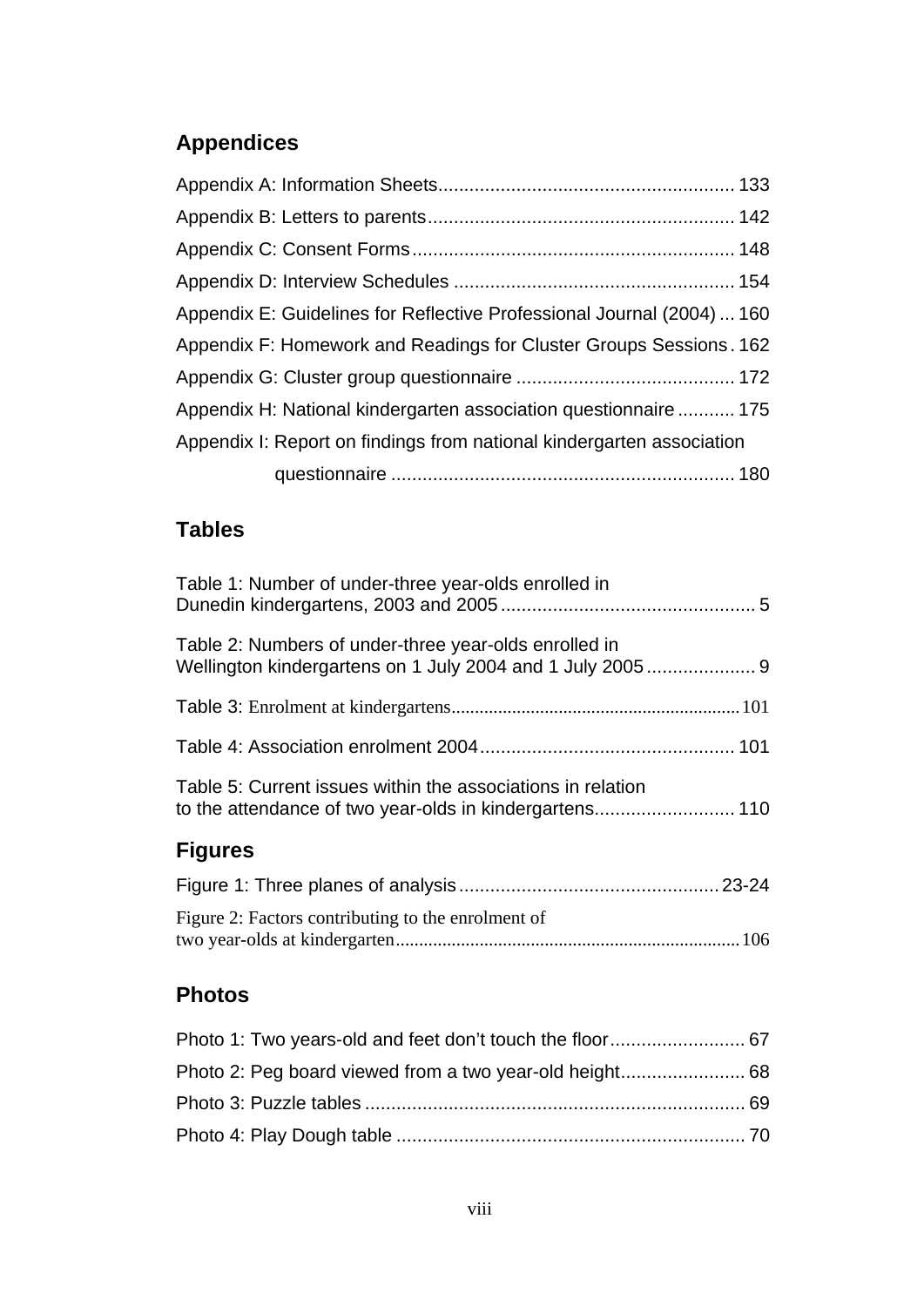## Appendices

Appendix A: Information Sheets........................................................ 133

Appendix B: Letters to parents.......................................................... 142

Appendix C: Consent Forms............................................................. 148

Appendix D: Interview Schedules ..................................................... 154

Appendix E: Guidelines for Reflective Professional Journal (2004) ... 160

Appendix F: Homework and Readings for Cluster Groups Sessions . 162

Appendix G: Cluster group questionnaire .......................................... 172

Appendix H: National kindergarten association questionnaire ........... 175

Appendix I: Report on findings from national kindergarten association questionnaire ................................................................. 180

## Tables

Table 1: Number of under-three year-olds enrolled in Dunedin kindergartens, 2003 and 2005................................................ 5

Table 2: Numbers of under-three year-olds enrolled in Wellington kindergartens on 1 July 2004 and 1 July 2005.................... 9

Table 3: Enrolment at kindergartens............................................................ 101

Table 4: Association enrolment 2004................................................. 101

Table 5: Current issues within the associations in relation to the attendance of two year-olds in kindergartens........................... 110

## Figures

Figure 1: Three planes of analysis.................................................. 23-24

Figure 2: Factors contributing to the enrolment of two year-olds at kindergarten......................................................................... 106

## Photos

Photo 1: Two years-old and feet don't touch the floor.......................... 67

Photo 2: Peg board viewed from a two year-old height........................ 68

Photo 3: Puzzle tables ......................................................................... 69

Photo 4: Play Dough table ................................................................... 70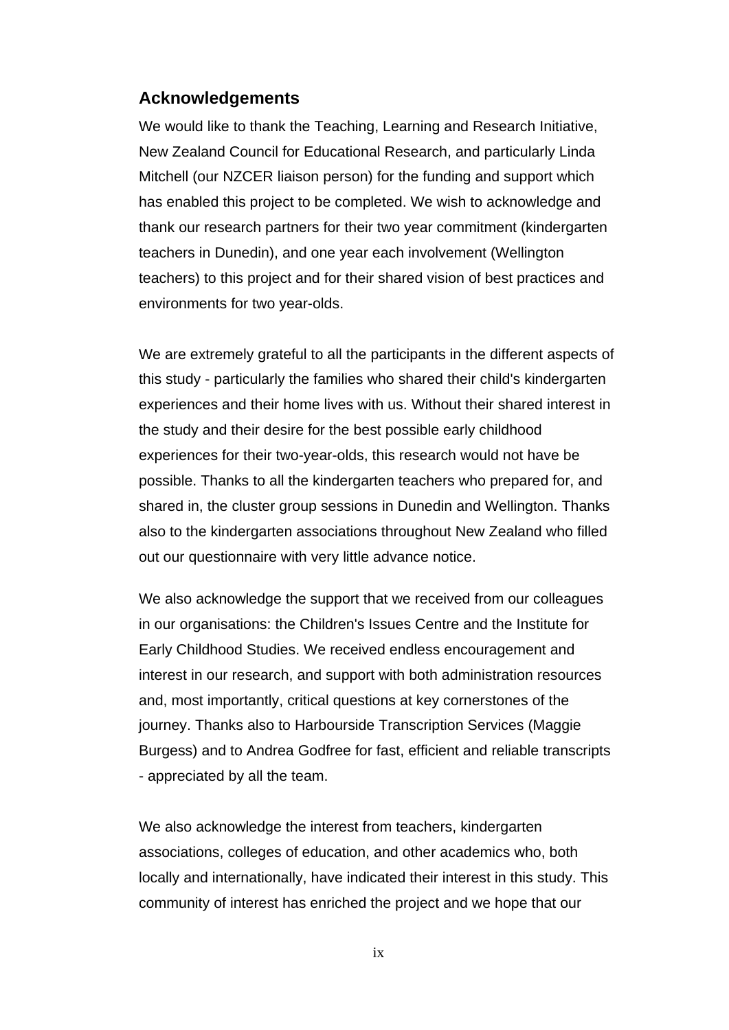## Acknowledgements

We would like to thank the Teaching, Learning and Research Initiative, New Zealand Council for Educational Research, and particularly Linda Mitchell (our NZCER liaison person) for the funding and support which has enabled this project to be completed. We wish to acknowledge and thank our research partners for their two year commitment (kindergarten teachers in Dunedin), and one year each involvement (Wellington teachers) to this project and for their shared vision of best practices and environments for two year-olds.

We are extremely grateful to all the participants in the different aspects of this study - particularly the families who shared their child's kindergarten experiences and their home lives with us. Without their shared interest in the study and their desire for the best possible early childhood experiences for their two-year-olds, this research would not have be possible. Thanks to all the kindergarten teachers who prepared for, and shared in, the cluster group sessions in Dunedin and Wellington. Thanks also to the kindergarten associations throughout New Zealand who filled out our questionnaire with very little advance notice.

We also acknowledge the support that we received from our colleagues in our organisations: the Children's Issues Centre and the Institute for Early Childhood Studies. We received endless encouragement and interest in our research, and support with both administration resources and, most importantly, critical questions at key cornerstones of the journey. Thanks also to Harbourside Transcription Services (Maggie Burgess) and to Andrea Godfree for fast, efficient and reliable transcripts - appreciated by all the team.

We also acknowledge the interest from teachers, kindergarten associations, colleges of education, and other academics who, both locally and internationally, have indicated their interest in this study. This community of interest has enriched the project and we hope that our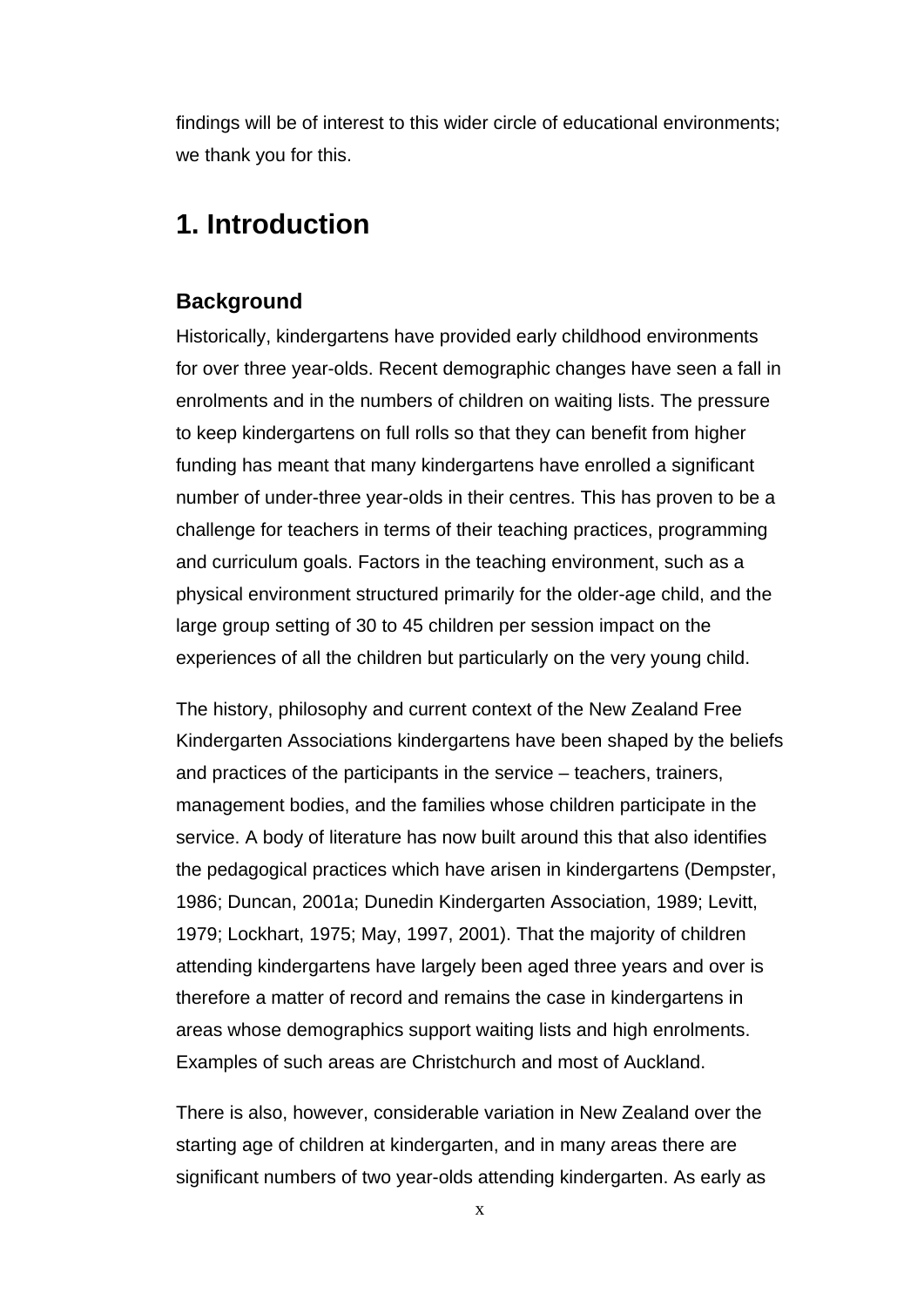findings will be of interest to this wider circle of educational environments; we thank you for this.

# 1. Introduction

## Background

Historically, kindergartens have provided early childhood environments for over three year-olds. Recent demographic changes have seen a fall in enrolments and in the numbers of children on waiting lists. The pressure to keep kindergartens on full rolls so that they can benefit from higher funding has meant that many kindergartens have enrolled a significant number of under-three year-olds in their centres. This has proven to be a challenge for teachers in terms of their teaching practices, programming and curriculum goals. Factors in the teaching environment, such as a physical environment structured primarily for the older-age child, and the large group setting of 30 to 45 children per session impact on the experiences of all the children but particularly on the very young child.

The history, philosophy and current context of the New Zealand Free Kindergarten Associations kindergartens have been shaped by the beliefs and practices of the participants in the service – teachers, trainers, management bodies, and the families whose children participate in the service. A body of literature has now built around this that also identifies the pedagogical practices which have arisen in kindergartens (Dempster, 1986; Duncan, 2001a; Dunedin Kindergarten Association, 1989; Levitt, 1979; Lockhart, 1975; May, 1997, 2001). That the majority of children attending kindergartens have largely been aged three years and over is therefore a matter of record and remains the case in kindergartens in areas whose demographics support waiting lists and high enrolments. Examples of such areas are Christchurch and most of Auckland.

There is also, however, considerable variation in New Zealand over the starting age of children at kindergarten, and in many areas there are significant numbers of two year-olds attending kindergarten. As early as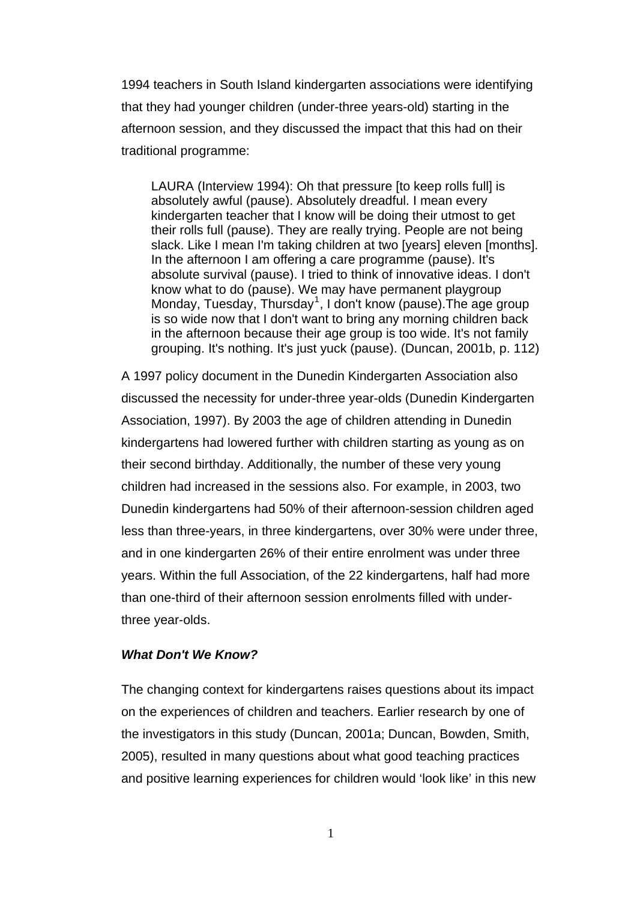1994 teachers in South Island kindergarten associations were identifying that they had younger children (under-three years-old) starting in the afternoon session, and they discussed the impact that this had on their traditional programme:

> LAURA (Interview 1994): Oh that pressure [to keep rolls full] is absolutely awful (pause). Absolutely dreadful. I mean every kindergarten teacher that I know will be doing their utmost to get their rolls full (pause). They are really trying. People are not being slack. Like I mean I'm taking children at two [years] eleven [months]. In the afternoon I am offering a care programme (pause). It's absolute survival (pause). I tried to think of innovative ideas. I don't know what to do (pause). We may have permanent playgroup Monday, Tuesday, Thursday[1], I don't know (pause).The age group is so wide now that I don't want to bring any morning children back in the afternoon because their age group is too wide. It's not family grouping. It's nothing. It's just yuck (pause). (Duncan, 2001b, p. 112)

A 1997 policy document in the Dunedin Kindergarten Association also discussed the necessity for under-three year-olds (Dunedin Kindergarten Association, 1997). By 2003 the age of children attending in Dunedin kindergartens had lowered further with children starting as young as on their second birthday. Additionally, the number of these very young children had increased in the sessions also. For example, in 2003, two Dunedin kindergartens had 50% of their afternoon-session children aged less than three-years, in three kindergartens, over 30% were under three, and in one kindergarten 26% of their entire enrolment was under three years. Within the full Association, of the 22 kindergartens, half had more than one-third of their afternoon session enrolments filled with under-three year-olds.

***What Don't We Know?***

The changing context for kindergartens raises questions about its impact on the experiences of children and teachers. Earlier research by one of the investigators in this study (Duncan, 2001a; Duncan, Bowden, Smith, 2005), resulted in many questions about what good teaching practices and positive learning experiences for children would 'look like' in this new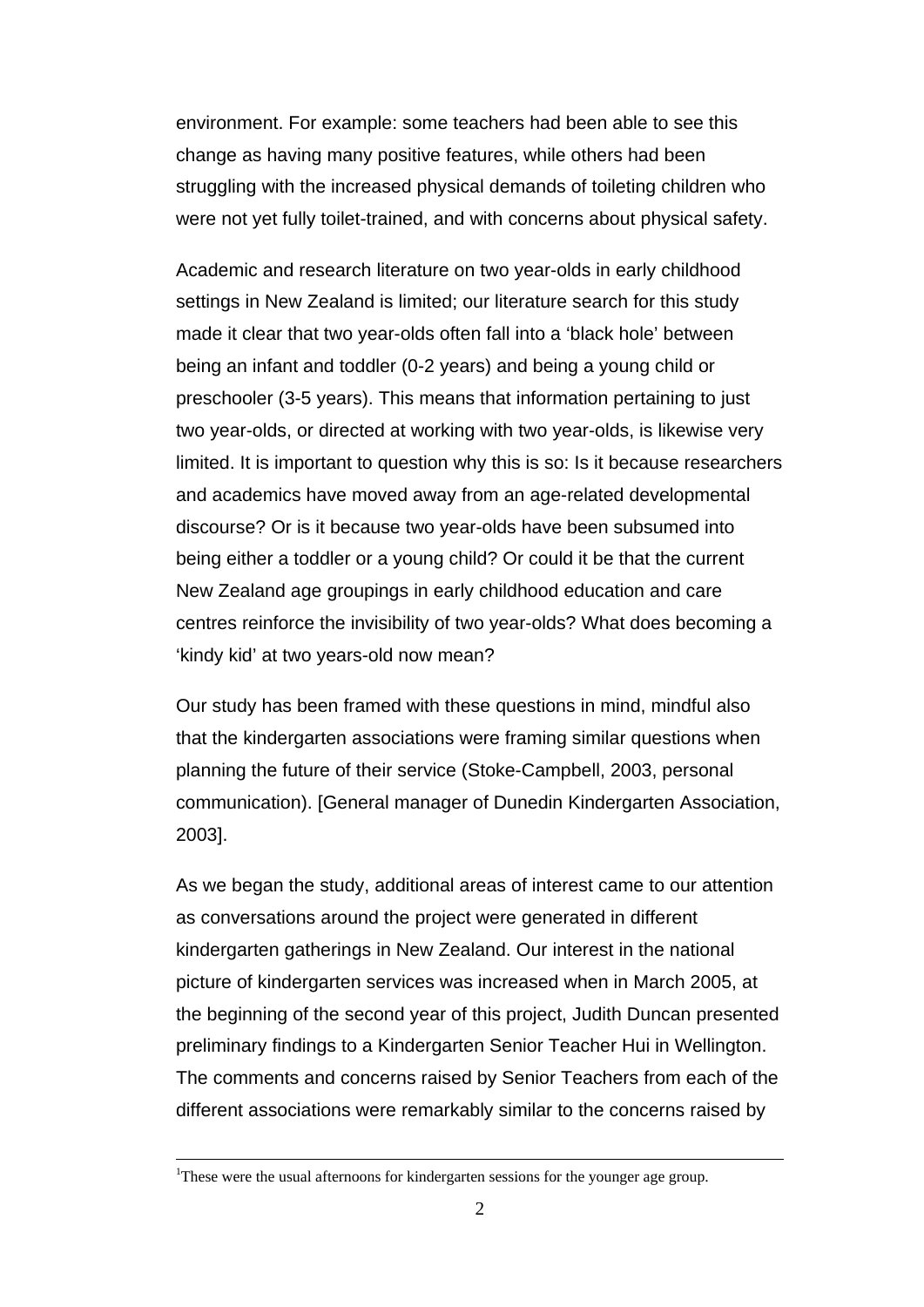environment. For example: some teachers had been able to see this change as having many positive features, while others had been struggling with the increased physical demands of toileting children who were not yet fully toilet-trained, and with concerns about physical safety.

Academic and research literature on two year-olds in early childhood settings in New Zealand is limited; our literature search for this study made it clear that two year-olds often fall into a 'black hole' between being an infant and toddler (0-2 years) and being a young child or preschooler (3-5 years). This means that information pertaining to just two year-olds, or directed at working with two year-olds, is likewise very limited. It is important to question why this is so: Is it because researchers and academics have moved away from an age-related developmental discourse? Or is it because two year-olds have been subsumed into being either a toddler or a young child? Or could it be that the current New Zealand age groupings in early childhood education and care centres reinforce the invisibility of two year-olds? What does becoming a 'kindy kid' at two years-old now mean?

Our study has been framed with these questions in mind, mindful also that the kindergarten associations were framing similar questions when planning the future of their service (Stoke-Campbell, 2003, personal communication). [General manager of Dunedin Kindergarten Association, 2003].

As we began the study, additional areas of interest came to our attention as conversations around the project were generated in different kindergarten gatherings in New Zealand. Our interest in the national picture of kindergarten services was increased when in March 2005, at the beginning of the second year of this project, Judith Duncan presented preliminary findings to a Kindergarten Senior Teacher Hui in Wellington. The comments and concerns raised by Senior Teachers from each of the different associations were remarkably similar to the concerns raised by

---

[1]These were the usual afternoons for kindergarten sessions for the younger age group.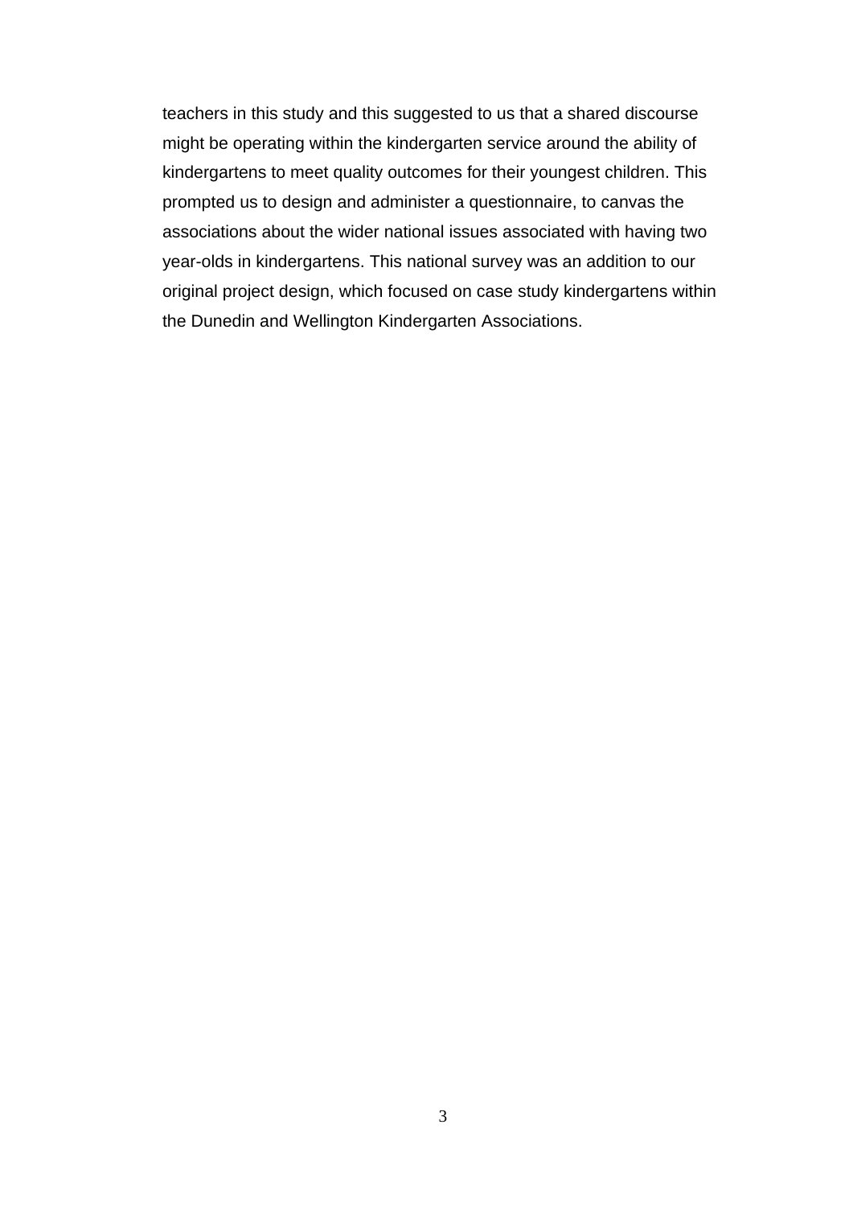teachers in this study and this suggested to us that a shared discourse might be operating within the kindergarten service around the ability of kindergartens to meet quality outcomes for their youngest children. This prompted us to design and administer a questionnaire, to canvas the associations about the wider national issues associated with having two year-olds in kindergartens. This national survey was an addition to our original project design, which focused on case study kindergartens within the Dunedin and Wellington Kindergarten Associations.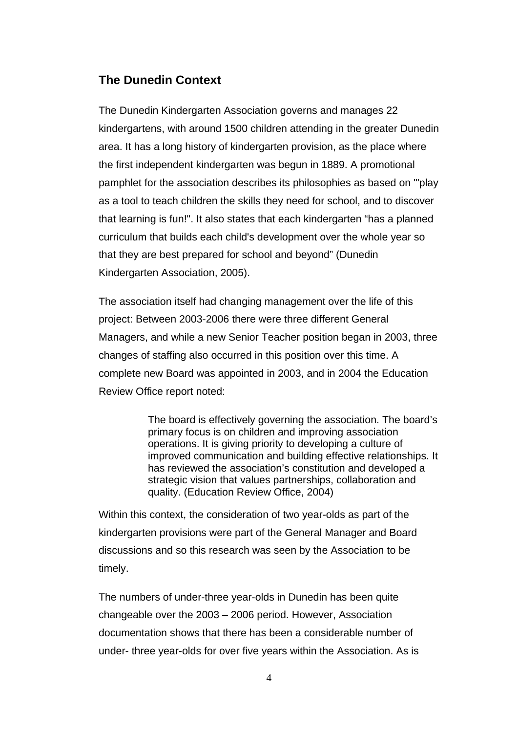## The Dunedin Context

The Dunedin Kindergarten Association governs and manages 22 kindergartens, with around 1500 children attending in the greater Dunedin area. It has a long history of kindergarten provision, as the place where the first independent kindergarten was begun in 1889. A promotional pamphlet for the association describes its philosophies as based on '"play as a tool to teach children the skills they need for school, and to discover that learning is fun!". It also states that each kindergarten "has a planned curriculum that builds each child's development over the whole year so that they are best prepared for school and beyond" (Dunedin Kindergarten Association, 2005).

The association itself had changing management over the life of this project: Between 2003-2006 there were three different General Managers, and while a new Senior Teacher position began in 2003, three changes of staffing also occurred in this position over this time. A complete new Board was appointed in 2003, and in 2004 the Education Review Office report noted:

> The board is effectively governing the association. The board's primary focus is on children and improving association operations. It is giving priority to developing a culture of improved communication and building effective relationships. It has reviewed the association's constitution and developed a strategic vision that values partnerships, collaboration and quality. (Education Review Office, 2004)

Within this context, the consideration of two year-olds as part of the kindergarten provisions were part of the General Manager and Board discussions and so this research was seen by the Association to be timely.

The numbers of under-three year-olds in Dunedin has been quite changeable over the 2003 – 2006 period. However, Association documentation shows that there has been a considerable number of under- three year-olds for over five years within the Association. As is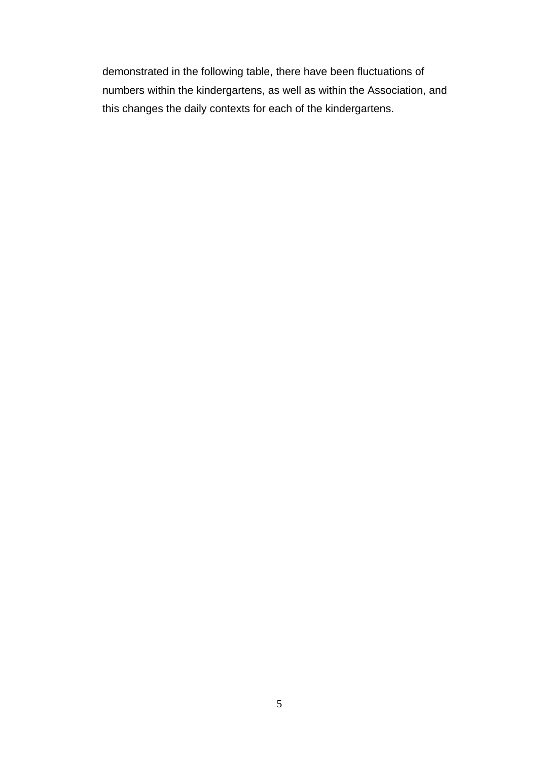demonstrated in the following table, there have been fluctuations of numbers within the kindergartens, as well as within the Association, and this changes the daily contexts for each of the kindergartens.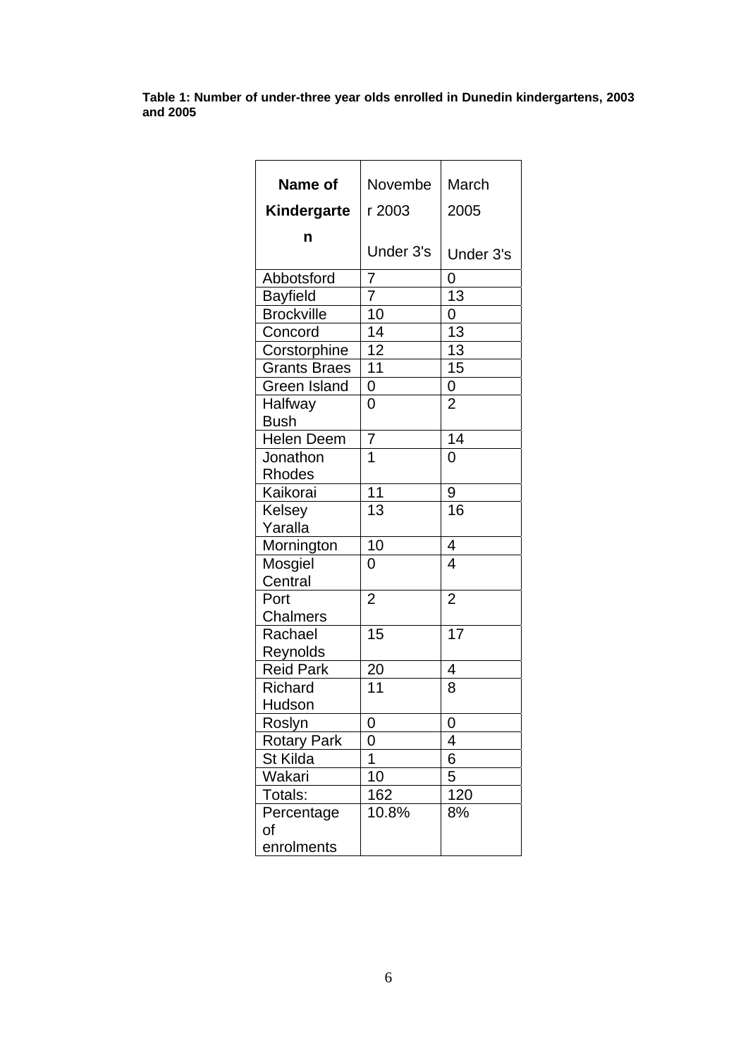**Table 1: Number of under-three year olds enrolled in Dunedin kindergartens, 2003 and 2005**

| **Name of Kindergarten** | November 2003 Under 3's | March 2005 Under 3's |
|---|---|---|
| Abbotsford | 7 | 0 |
| Bayfield | 7 | 13 |
| Brockville | 10 | 0 |
| Concord | 14 | 13 |
| Corstorphine | 12 | 13 |
| Grants Braes | 11 | 15 |
| Green Island | 0 | 0 |
| Halfway Bush | 0 | 2 |
| Helen Deem | 7 | 14 |
| Jonathon Rhodes | 1 | 0 |
| Kaikorai | 11 | 9 |
| Kelsey Yaralla | 13 | 16 |
| Mornington | 10 | 4 |
| Mosgiel Central | 0 | 4 |
| Port Chalmers | 2 | 2 |
| Rachael Reynolds | 15 | 17 |
| Reid Park | 20 | 4 |
| Richard Hudson | 11 | 8 |
| Roslyn | 0 | 0 |
| Rotary Park | 0 | 4 |
| St Kilda | 1 | 6 |
| Wakari | 10 | 5 |
| Totals: | 162 | 120 |
| Percentage of enrolments | 10.8% | 8% |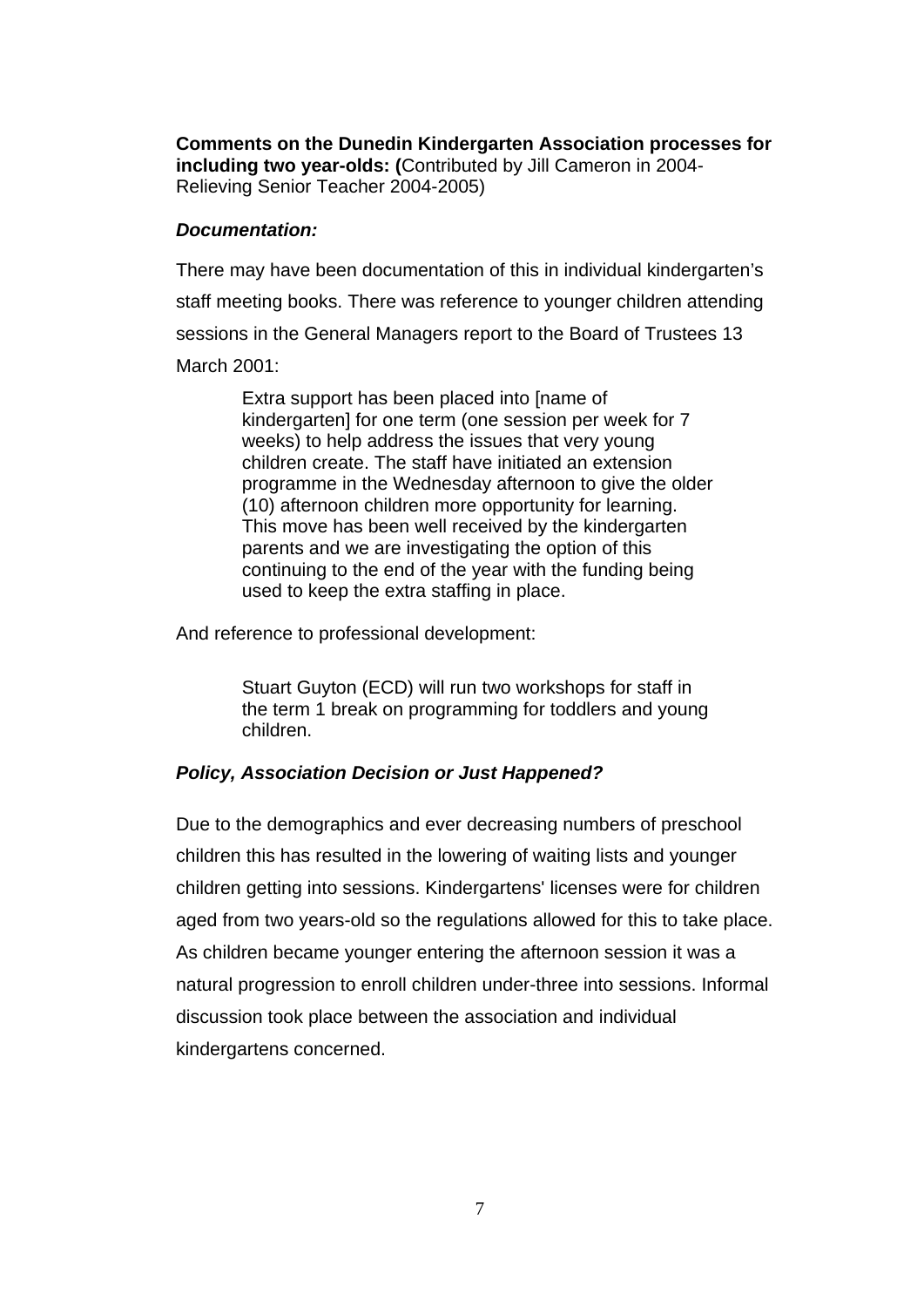**Comments on the Dunedin Kindergarten Association processes for including two year-olds: (**Contributed by Jill Cameron in 2004- Relieving Senior Teacher 2004-2005)

***Documentation:***

There may have been documentation of this in individual kindergarten's staff meeting books. There was reference to younger children attending sessions in the General Managers report to the Board of Trustees 13 March 2001:

> Extra support has been placed into [name of kindergarten] for one term (one session per week for 7 weeks) to help address the issues that very young children create. The staff have initiated an extension programme in the Wednesday afternoon to give the older (10) afternoon children more opportunity for learning. This move has been well received by the kindergarten parents and we are investigating the option of this continuing to the end of the year with the funding being used to keep the extra staffing in place.

And reference to professional development:

> Stuart Guyton (ECD) will run two workshops for staff in the term 1 break on programming for toddlers and young children.

***Policy, Association Decision or Just Happened?***

Due to the demographics and ever decreasing numbers of preschool children this has resulted in the lowering of waiting lists and younger children getting into sessions. Kindergartens' licenses were for children aged from two years-old so the regulations allowed for this to take place. As children became younger entering the afternoon session it was a natural progression to enroll children under-three into sessions. Informal discussion took place between the association and individual kindergartens concerned.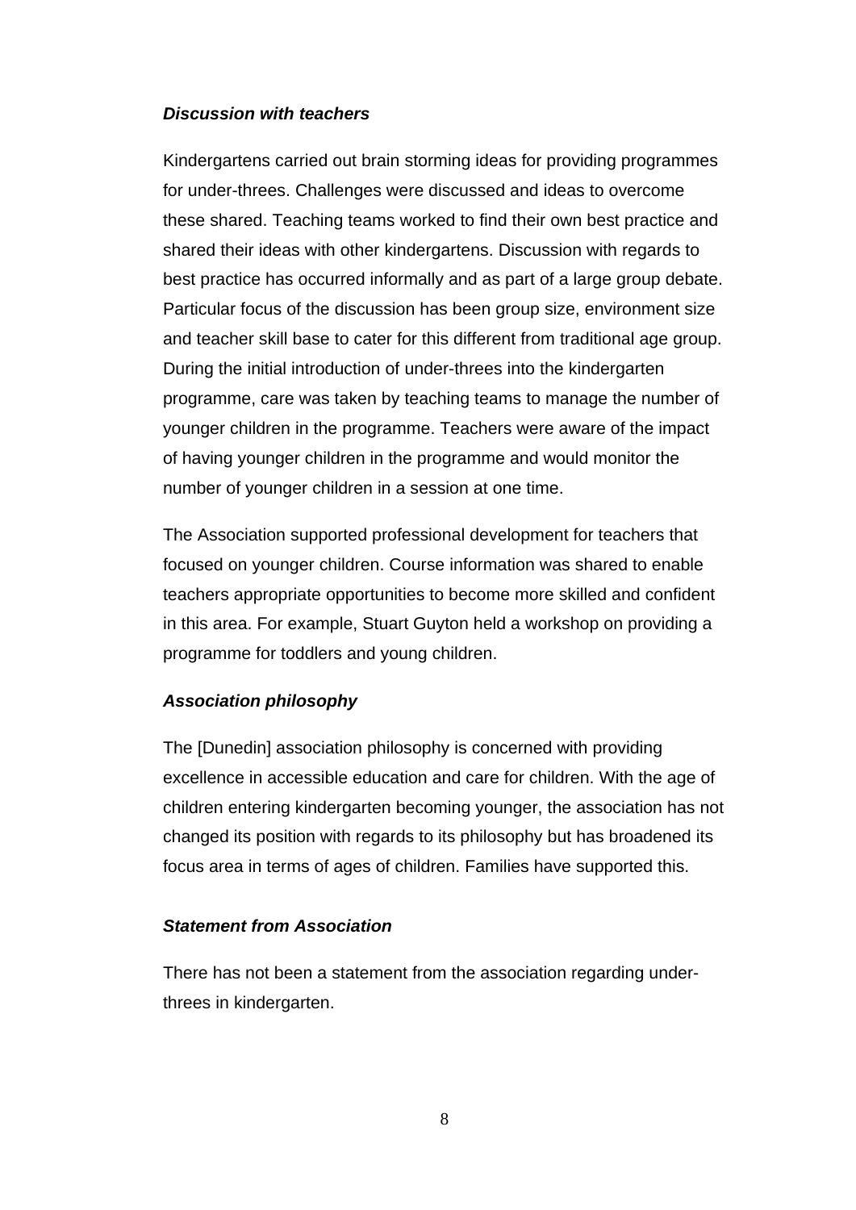***Discussion with teachers***

Kindergartens carried out brain storming ideas for providing programmes for under-threes. Challenges were discussed and ideas to overcome these shared. Teaching teams worked to find their own best practice and shared their ideas with other kindergartens. Discussion with regards to best practice has occurred informally and as part of a large group debate. Particular focus of the discussion has been group size, environment size and teacher skill base to cater for this different from traditional age group. During the initial introduction of under-threes into the kindergarten programme, care was taken by teaching teams to manage the number of younger children in the programme. Teachers were aware of the impact of having younger children in the programme and would monitor the number of younger children in a session at one time.

The Association supported professional development for teachers that focused on younger children. Course information was shared to enable teachers appropriate opportunities to become more skilled and confident in this area. For example, Stuart Guyton held a workshop on providing a programme for toddlers and young children.

***Association philosophy***

The [Dunedin] association philosophy is concerned with providing excellence in accessible education and care for children. With the age of children entering kindergarten becoming younger, the association has not changed its position with regards to its philosophy but has broadened its focus area in terms of ages of children. Families have supported this.

***Statement from Association***

There has not been a statement from the association regarding under-threes in kindergarten.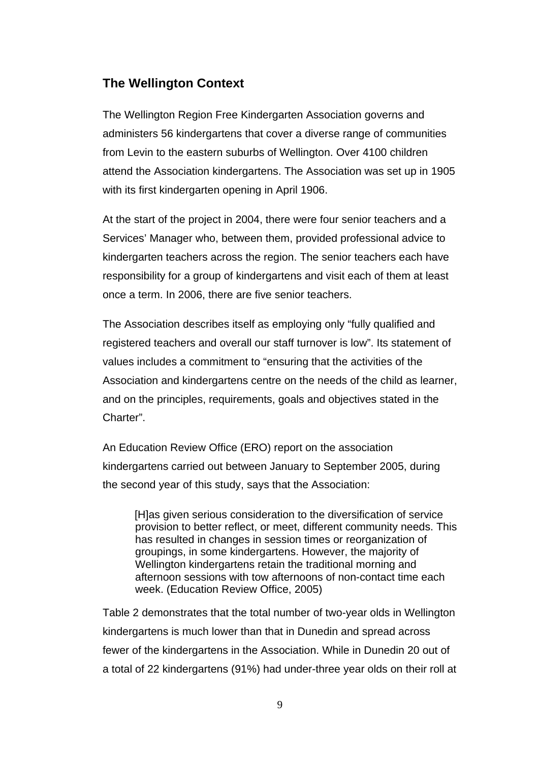## The Wellington Context

The Wellington Region Free Kindergarten Association governs and administers 56 kindergartens that cover a diverse range of communities from Levin to the eastern suburbs of Wellington. Over 4100 children attend the Association kindergartens. The Association was set up in 1905 with its first kindergarten opening in April 1906.

At the start of the project in 2004, there were four senior teachers and a Services' Manager who, between them, provided professional advice to kindergarten teachers across the region. The senior teachers each have responsibility for a group of kindergartens and visit each of them at least once a term. In 2006, there are five senior teachers.

The Association describes itself as employing only "fully qualified and registered teachers and overall our staff turnover is low". Its statement of values includes a commitment to "ensuring that the activities of the Association and kindergartens centre on the needs of the child as learner, and on the principles, requirements, goals and objectives stated in the Charter".

An Education Review Office (ERO) report on the association kindergartens carried out between January to September 2005, during the second year of this study, says that the Association:

> [H]as given serious consideration to the diversification of service provision to better reflect, or meet, different community needs. This has resulted in changes in session times or reorganization of groupings, in some kindergartens. However, the majority of Wellington kindergartens retain the traditional morning and afternoon sessions with tow afternoons of non-contact time each week. (Education Review Office, 2005)

Table 2 demonstrates that the total number of two-year olds in Wellington kindergartens is much lower than that in Dunedin and spread across fewer of the kindergartens in the Association. While in Dunedin 20 out of a total of 22 kindergartens (91%) had under-three year olds on their roll at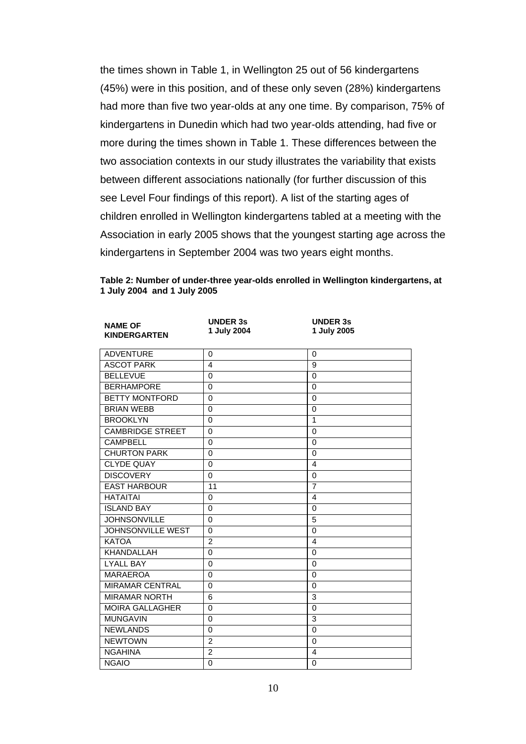the times shown in Table 1, in Wellington 25 out of 56 kindergartens (45%) were in this position, and of these only seven (28%) kindergartens had more than five two year-olds at any one time. By comparison, 75% of kindergartens in Dunedin which had two year-olds attending, had five or more during the times shown in Table 1. These differences between the two association contexts in our study illustrates the variability that exists between different associations nationally (for further discussion of this see Level Four findings of this report). A list of the starting ages of children enrolled in Wellington kindergartens tabled at a meeting with the Association in early 2005 shows that the youngest starting age across the kindergartens in September 2004 was two years eight months.

**Table 2: Number of under-three year-olds enrolled in Wellington kindergartens, at 1 July 2004 and 1 July 2005**

| NAME OF KINDERGARTEN | UNDER 3s 1 July 2004 | UNDER 3s 1 July 2005 |
|---|---|---|
| ADVENTURE | 0 | 0 |
| ASCOT PARK | 4 | 9 |
| BELLEVUE | 0 | 0 |
| BERHAMPORE | 0 | 0 |
| BETTY MONTFORD | 0 | 0 |
| BRIAN WEBB | 0 | 0 |
| BROOKLYN | 0 | 1 |
| CAMBRIDGE STREET | 0 | 0 |
| CAMPBELL | 0 | 0 |
| CHURTON PARK | 0 | 0 |
| CLYDE QUAY | 0 | 4 |
| DISCOVERY | 0 | 0 |
| EAST HARBOUR | 11 | 7 |
| HATAITAI | 0 | 4 |
| ISLAND BAY | 0 | 0 |
| JOHNSONVILLE | 0 | 5 |
| JOHNSONVILLE WEST | 0 | 0 |
| KATOA | 2 | 4 |
| KHANDALLAH | 0 | 0 |
| LYALL BAY | 0 | 0 |
| MARAEROA | 0 | 0 |
| MIRAMAR CENTRAL | 0 | 0 |
| MIRAMAR NORTH | 6 | 3 |
| MOIRA GALLAGHER | 0 | 0 |
| MUNGAVIN | 0 | 3 |
| NEWLANDS | 0 | 0 |
| NEWTOWN | 2 | 0 |
| NGAHINA | 2 | 4 |
| NGAIO | 0 | 0 |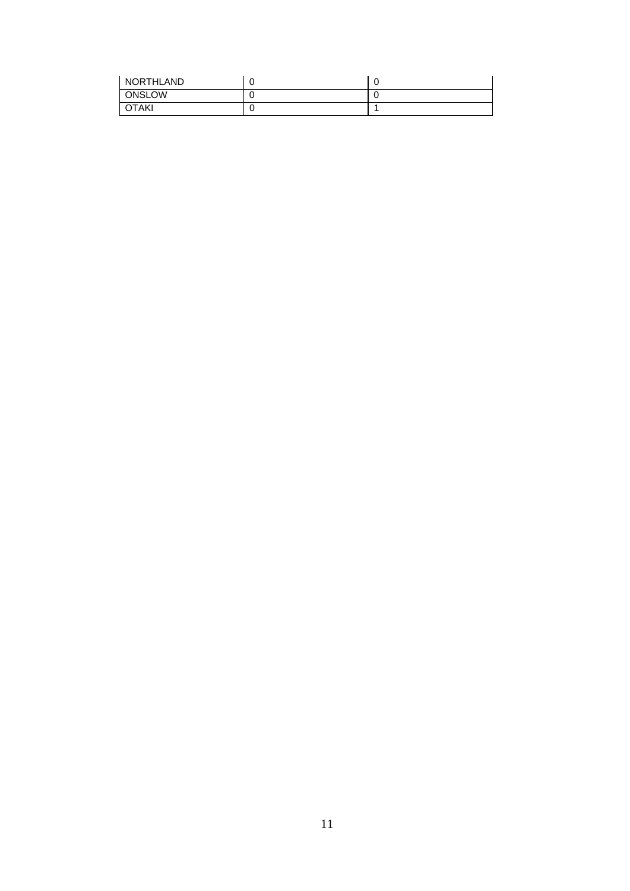| NORTHLAND | 0 | 0 |
| --- | --- | --- |
| ONSLOW | 0 | 0 |
| OTAKI | 0 | 1 |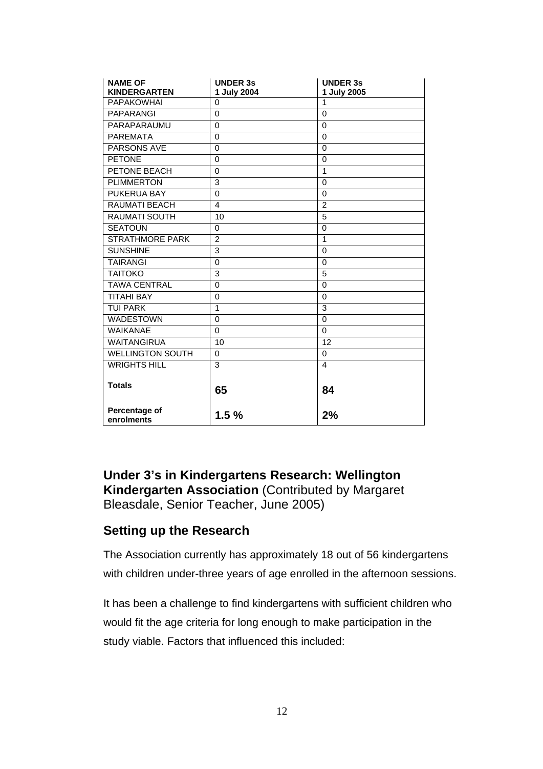| NAME OF KINDERGARTEN | UNDER 3s 1 July 2004 | UNDER 3s 1 July 2005 |
|---|---|---|
| PAPAKOWHAI | 0 | 1 |
| PAPARANGI | 0 | 0 |
| PARAPARAUMU | 0 | 0 |
| PAREMATA | 0 | 0 |
| PARSONS AVE | 0 | 0 |
| PETONE | 0 | 0 |
| PETONE BEACH | 0 | 1 |
| PLIMMERTON | 3 | 0 |
| PUKERUA BAY | 0 | 0 |
| RAUMATI BEACH | 4 | 2 |
| RAUMATI SOUTH | 10 | 5 |
| SEATOUN | 0 | 0 |
| STRATHMORE PARK | 2 | 1 |
| SUNSHINE | 3 | 0 |
| TAIRANGI | 0 | 0 |
| TAITOKO | 3 | 5 |
| TAWA CENTRAL | 0 | 0 |
| TITAHI BAY | 0 | 0 |
| TUI PARK | 1 | 3 |
| WADESTOWN | 0 | 0 |
| WAIKANAE | 0 | 0 |
| WAITANGIRUA | 10 | 12 |
| WELLINGTON SOUTH | 0 | 0 |
| WRIGHTS HILL | 3 | 4 |
| **Totals** | **65** | **84** |
| **Percentage of enrolments** | **1.5 %** | **2%** |

## Under 3's in Kindergartens Research: Wellington Kindergarten Association (Contributed by Margaret Bleasdale, Senior Teacher, June 2005)

### Setting up the Research

The Association currently has approximately 18 out of 56 kindergartens with children under-three years of age enrolled in the afternoon sessions.

It has been a challenge to find kindergartens with sufficient children who would fit the age criteria for long enough to make participation in the study viable. Factors that influenced this included: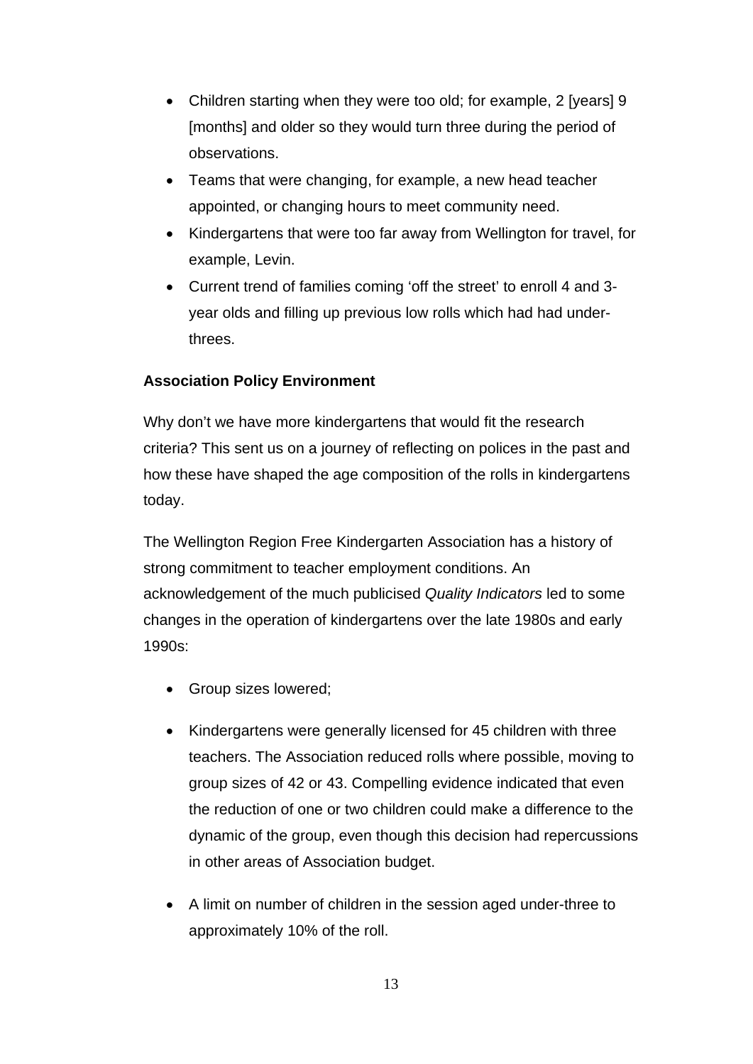- Children starting when they were too old; for example, 2 [years] 9 [months] and older so they would turn three during the period of observations.
- Teams that were changing, for example, a new head teacher appointed, or changing hours to meet community need.
- Kindergartens that were too far away from Wellington for travel, for example, Levin.
- Current trend of families coming 'off the street' to enroll 4 and 3-year olds and filling up previous low rolls which had had under-threes.

**Association Policy Environment**

Why don't we have more kindergartens that would fit the research criteria? This sent us on a journey of reflecting on polices in the past and how these have shaped the age composition of the rolls in kindergartens today.

The Wellington Region Free Kindergarten Association has a history of strong commitment to teacher employment conditions. An acknowledgement of the much publicised *Quality Indicators* led to some changes in the operation of kindergartens over the late 1980s and early 1990s:

- Group sizes lowered;
- Kindergartens were generally licensed for 45 children with three teachers. The Association reduced rolls where possible, moving to group sizes of 42 or 43. Compelling evidence indicated that even the reduction of one or two children could make a difference to the dynamic of the group, even though this decision had repercussions in other areas of Association budget.
- A limit on number of children in the session aged under-three to approximately 10% of the roll.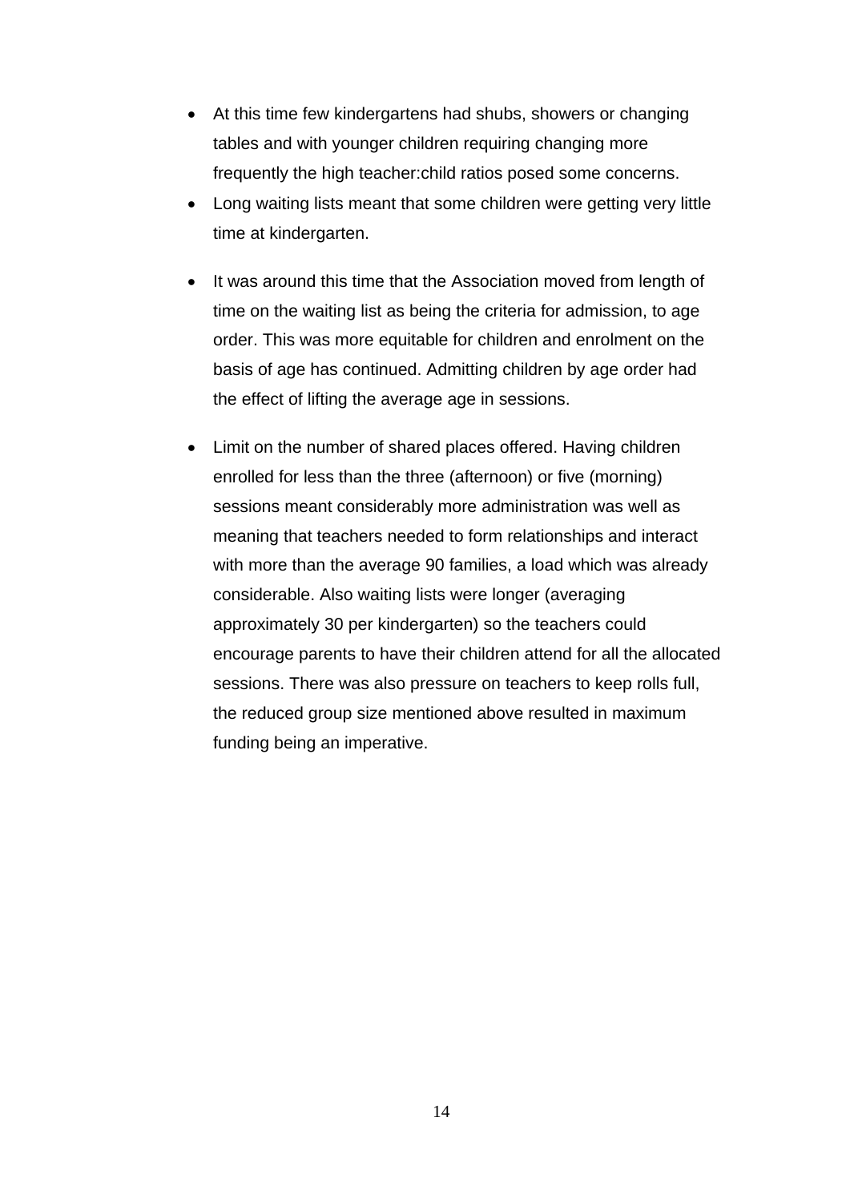- At this time few kindergartens had shubs, showers or changing tables and with younger children requiring changing more frequently the high teacher:child ratios posed some concerns.
- Long waiting lists meant that some children were getting very little time at kindergarten.
- It was around this time that the Association moved from length of time on the waiting list as being the criteria for admission, to age order. This was more equitable for children and enrolment on the basis of age has continued. Admitting children by age order had the effect of lifting the average age in sessions.
- Limit on the number of shared places offered. Having children enrolled for less than the three (afternoon) or five (morning) sessions meant considerably more administration was well as meaning that teachers needed to form relationships and interact with more than the average 90 families, a load which was already considerable. Also waiting lists were longer (averaging approximately 30 per kindergarten) so the teachers could encourage parents to have their children attend for all the allocated sessions. There was also pressure on teachers to keep rolls full, the reduced group size mentioned above resulted in maximum funding being an imperative.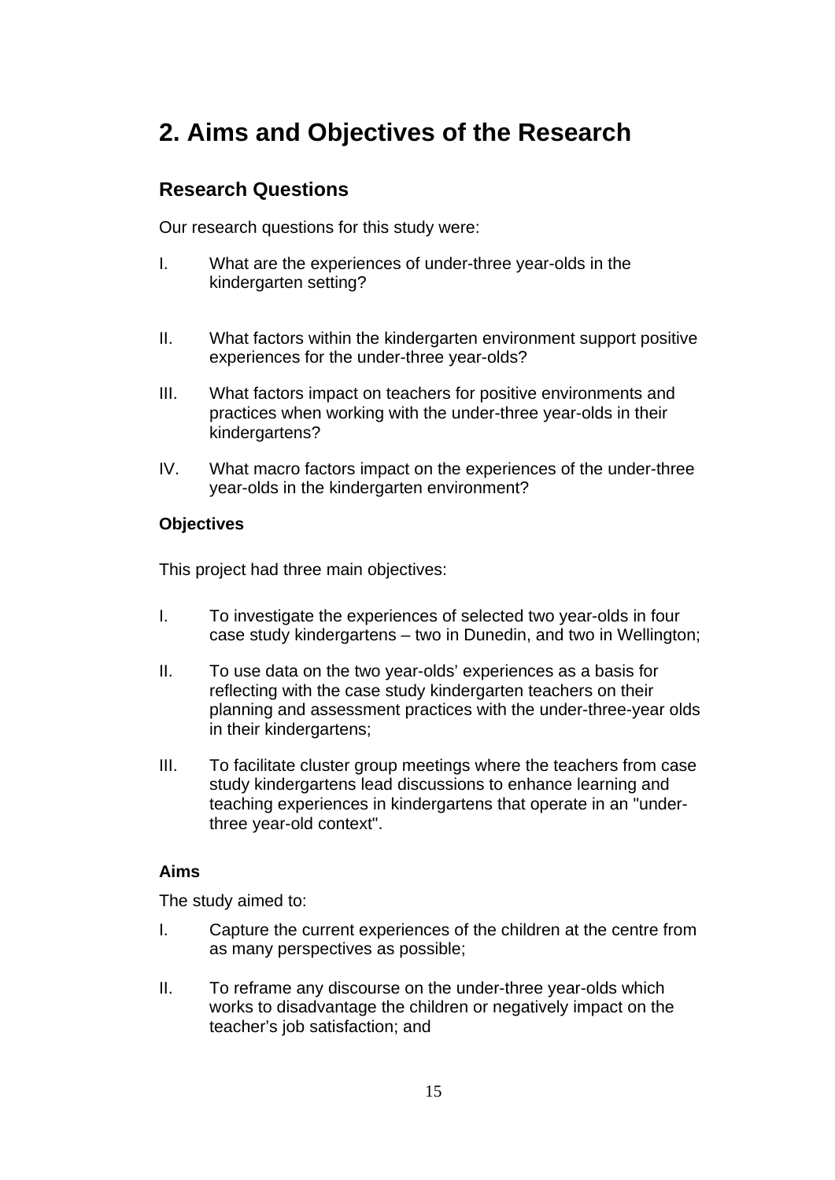# 2. Aims and Objectives of the Research

## Research Questions

Our research questions for this study were:

I. What are the experiences of under-three year-olds in the kindergarten setting?

II. What factors within the kindergarten environment support positive experiences for the under-three year-olds?

III. What factors impact on teachers for positive environments and practices when working with the under-three year-olds in their kindergartens?

IV. What macro factors impact on the experiences of the under-three year-olds in the kindergarten environment?

### Objectives

This project had three main objectives:

I. To investigate the experiences of selected two year-olds in four case study kindergartens – two in Dunedin, and two in Wellington;

II. To use data on the two year-olds' experiences as a basis for reflecting with the case study kindergarten teachers on their planning and assessment practices with the under-three-year olds in their kindergartens;

III. To facilitate cluster group meetings where the teachers from case study kindergartens lead discussions to enhance learning and teaching experiences in kindergartens that operate in an "under-three year-old context".

### Aims

The study aimed to:

I. Capture the current experiences of the children at the centre from as many perspectives as possible;

II. To reframe any discourse on the under-three year-olds which works to disadvantage the children or negatively impact on the teacher's job satisfaction; and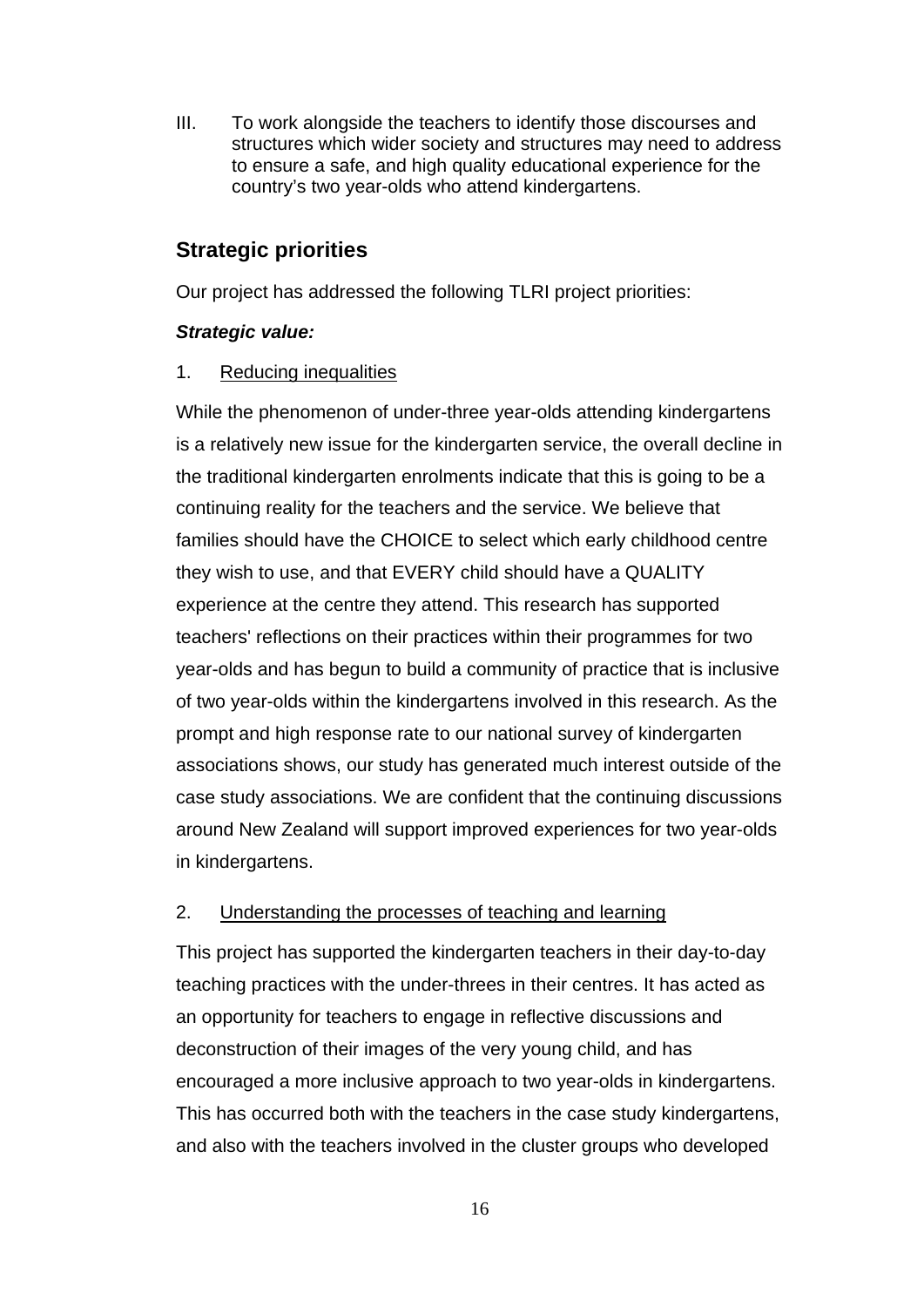III. To work alongside the teachers to identify those discourses and structures which wider society and structures may need to address to ensure a safe, and high quality educational experience for the country's two year-olds who attend kindergartens.

## Strategic priorities

Our project has addressed the following TLRI project priorities:

***Strategic value:***

1. <u>Reducing inequalities</u>

While the phenomenon of under-three year-olds attending kindergartens is a relatively new issue for the kindergarten service, the overall decline in the traditional kindergarten enrolments indicate that this is going to be a continuing reality for the teachers and the service. We believe that families should have the CHOICE to select which early childhood centre they wish to use, and that EVERY child should have a QUALITY experience at the centre they attend. This research has supported teachers' reflections on their practices within their programmes for two year-olds and has begun to build a community of practice that is inclusive of two year-olds within the kindergartens involved in this research. As the prompt and high response rate to our national survey of kindergarten associations shows, our study has generated much interest outside of the case study associations. We are confident that the continuing discussions around New Zealand will support improved experiences for two year-olds in kindergartens.

2. <u>Understanding the processes of teaching and learning</u>

This project has supported the kindergarten teachers in their day-to-day teaching practices with the under-threes in their centres. It has acted as an opportunity for teachers to engage in reflective discussions and deconstruction of their images of the very young child, and has encouraged a more inclusive approach to two year-olds in kindergartens. This has occurred both with the teachers in the case study kindergartens, and also with the teachers involved in the cluster groups who developed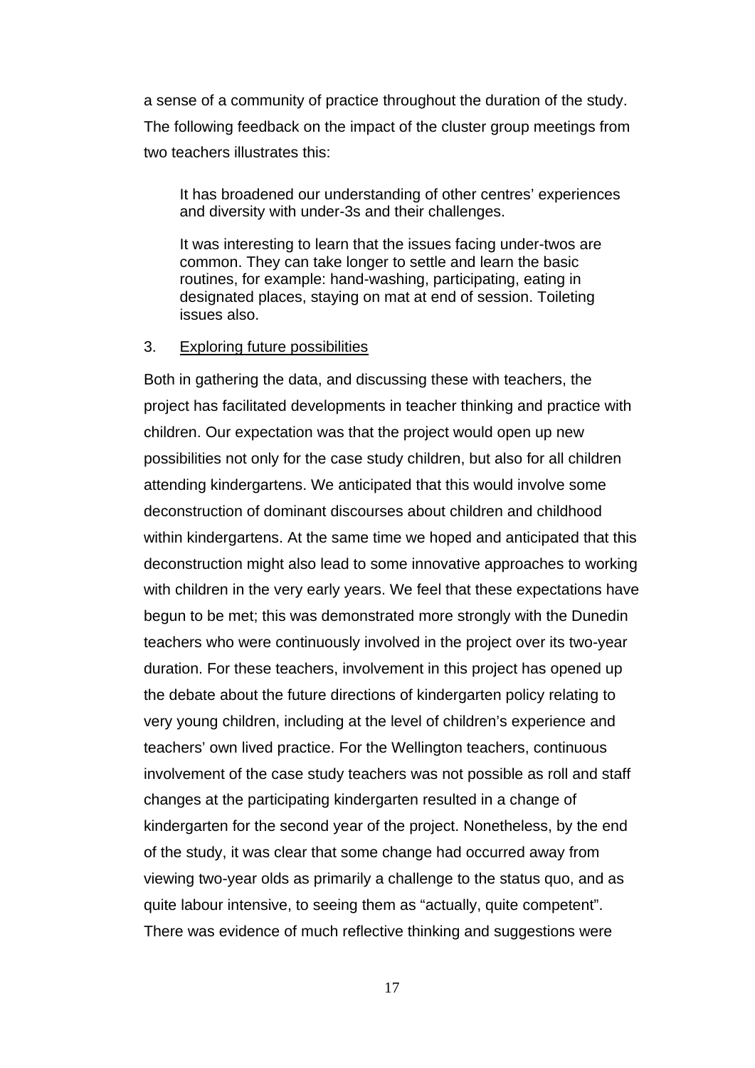a sense of a community of practice throughout the duration of the study. The following feedback on the impact of the cluster group meetings from two teachers illustrates this:

> It has broadened our understanding of other centres' experiences and diversity with under-3s and their challenges.
>
> It was interesting to learn that the issues facing under-twos are common. They can take longer to settle and learn the basic routines, for example: hand-washing, participating, eating in designated places, staying on mat at end of session. Toileting issues also.

3. <u>Exploring future possibilities</u>

Both in gathering the data, and discussing these with teachers, the project has facilitated developments in teacher thinking and practice with children. Our expectation was that the project would open up new possibilities not only for the case study children, but also for all children attending kindergartens. We anticipated that this would involve some deconstruction of dominant discourses about children and childhood within kindergartens. At the same time we hoped and anticipated that this deconstruction might also lead to some innovative approaches to working with children in the very early years. We feel that these expectations have begun to be met; this was demonstrated more strongly with the Dunedin teachers who were continuously involved in the project over its two-year duration. For these teachers, involvement in this project has opened up the debate about the future directions of kindergarten policy relating to very young children, including at the level of children's experience and teachers' own lived practice. For the Wellington teachers, continuous involvement of the case study teachers was not possible as roll and staff changes at the participating kindergarten resulted in a change of kindergarten for the second year of the project. Nonetheless, by the end of the study, it was clear that some change had occurred away from viewing two-year olds as primarily a challenge to the status quo, and as quite labour intensive, to seeing them as "actually, quite competent". There was evidence of much reflective thinking and suggestions were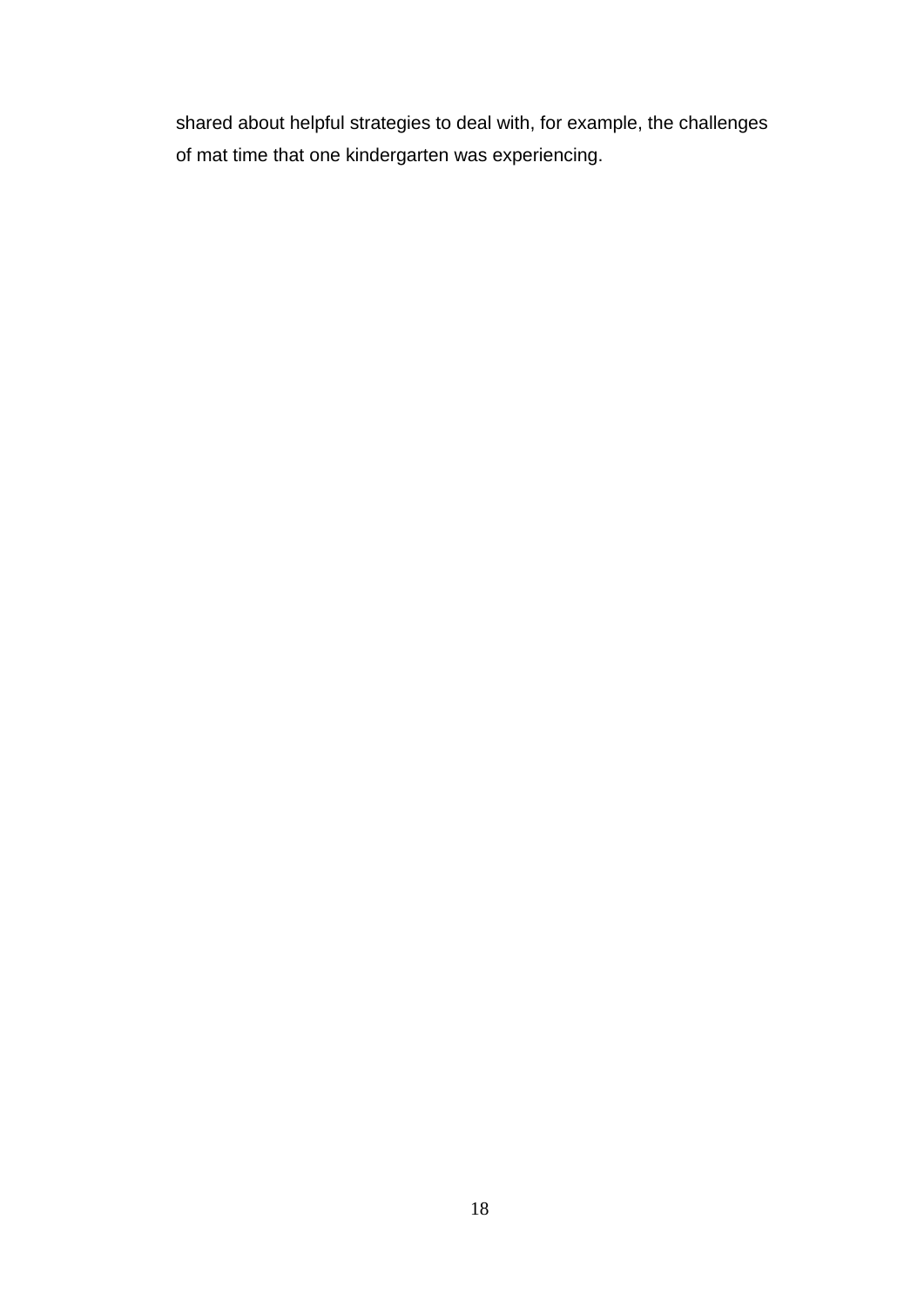shared about helpful strategies to deal with, for example, the challenges of mat time that one kindergarten was experiencing.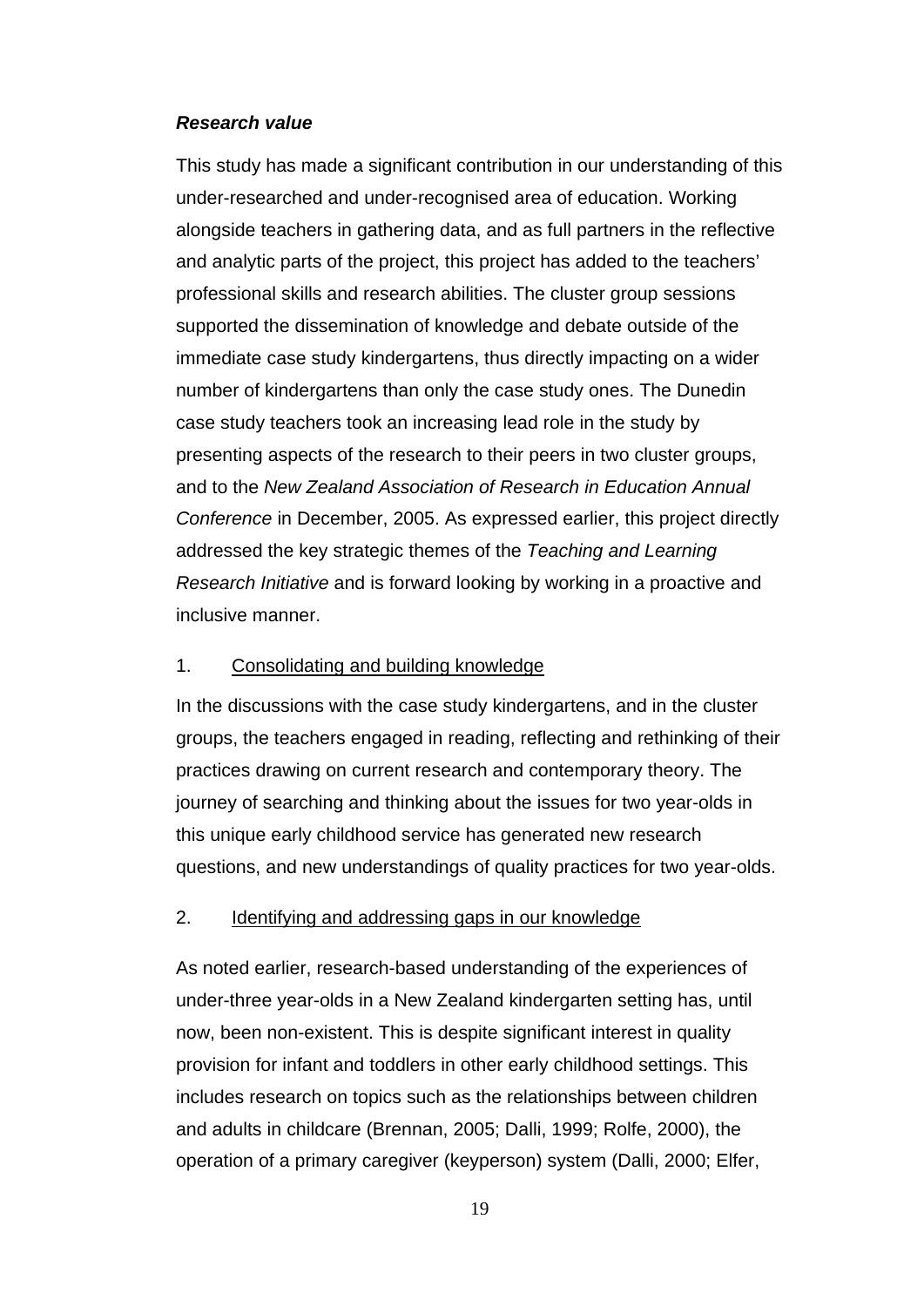***Research value***

This study has made a significant contribution in our understanding of this under-researched and under-recognised area of education. Working alongside teachers in gathering data, and as full partners in the reflective and analytic parts of the project, this project has added to the teachers' professional skills and research abilities. The cluster group sessions supported the dissemination of knowledge and debate outside of the immediate case study kindergartens, thus directly impacting on a wider number of kindergartens than only the case study ones. The Dunedin case study teachers took an increasing lead role in the study by presenting aspects of the research to their peers in two cluster groups, and to the *New Zealand Association of Research in Education Annual Conference* in December, 2005. As expressed earlier, this project directly addressed the key strategic themes of the *Teaching and Learning Research Initiative* and is forward looking by working in a proactive and inclusive manner.

1. <u>Consolidating and building knowledge</u>

In the discussions with the case study kindergartens, and in the cluster groups, the teachers engaged in reading, reflecting and rethinking of their practices drawing on current research and contemporary theory. The journey of searching and thinking about the issues for two year-olds in this unique early childhood service has generated new research questions, and new understandings of quality practices for two year-olds.

2. <u>Identifying and addressing gaps in our knowledge</u>

As noted earlier, research-based understanding of the experiences of under-three year-olds in a New Zealand kindergarten setting has, until now, been non-existent. This is despite significant interest in quality provision for infant and toddlers in other early childhood settings. This includes research on topics such as the relationships between children and adults in childcare (Brennan, 2005; Dalli, 1999; Rolfe, 2000), the operation of a primary caregiver (keyperson) system (Dalli, 2000; Elfer,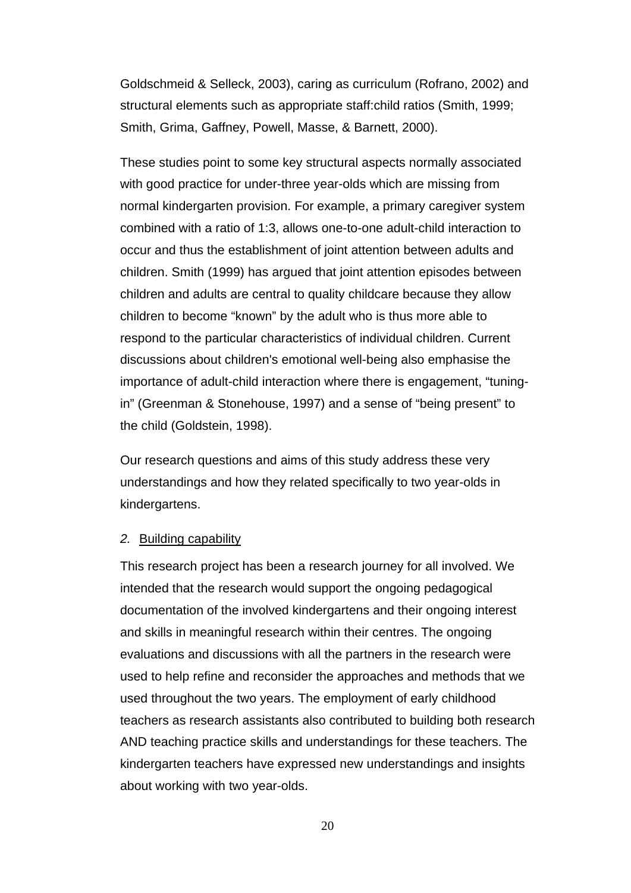Goldschmeid & Selleck, 2003), caring as curriculum (Rofrano, 2002) and structural elements such as appropriate staff:child ratios (Smith, 1999; Smith, Grima, Gaffney, Powell, Masse, & Barnett, 2000).

These studies point to some key structural aspects normally associated with good practice for under-three year-olds which are missing from normal kindergarten provision. For example, a primary caregiver system combined with a ratio of 1:3, allows one-to-one adult-child interaction to occur and thus the establishment of joint attention between adults and children. Smith (1999) has argued that joint attention episodes between children and adults are central to quality childcare because they allow children to become "known" by the adult who is thus more able to respond to the particular characteristics of individual children. Current discussions about children's emotional well-being also emphasise the importance of adult-child interaction where there is engagement, "tuning-in" (Greenman & Stonehouse, 1997) and a sense of "being present" to the child (Goldstein, 1998).

Our research questions and aims of this study address these very understandings and how they related specifically to two year-olds in kindergartens.

*2.* Building capability

This research project has been a research journey for all involved. We intended that the research would support the ongoing pedagogical documentation of the involved kindergartens and their ongoing interest and skills in meaningful research within their centres. The ongoing evaluations and discussions with all the partners in the research were used to help refine and reconsider the approaches and methods that we used throughout the two years. The employment of early childhood teachers as research assistants also contributed to building both research AND teaching practice skills and understandings for these teachers. The kindergarten teachers have expressed new understandings and insights about working with two year-olds.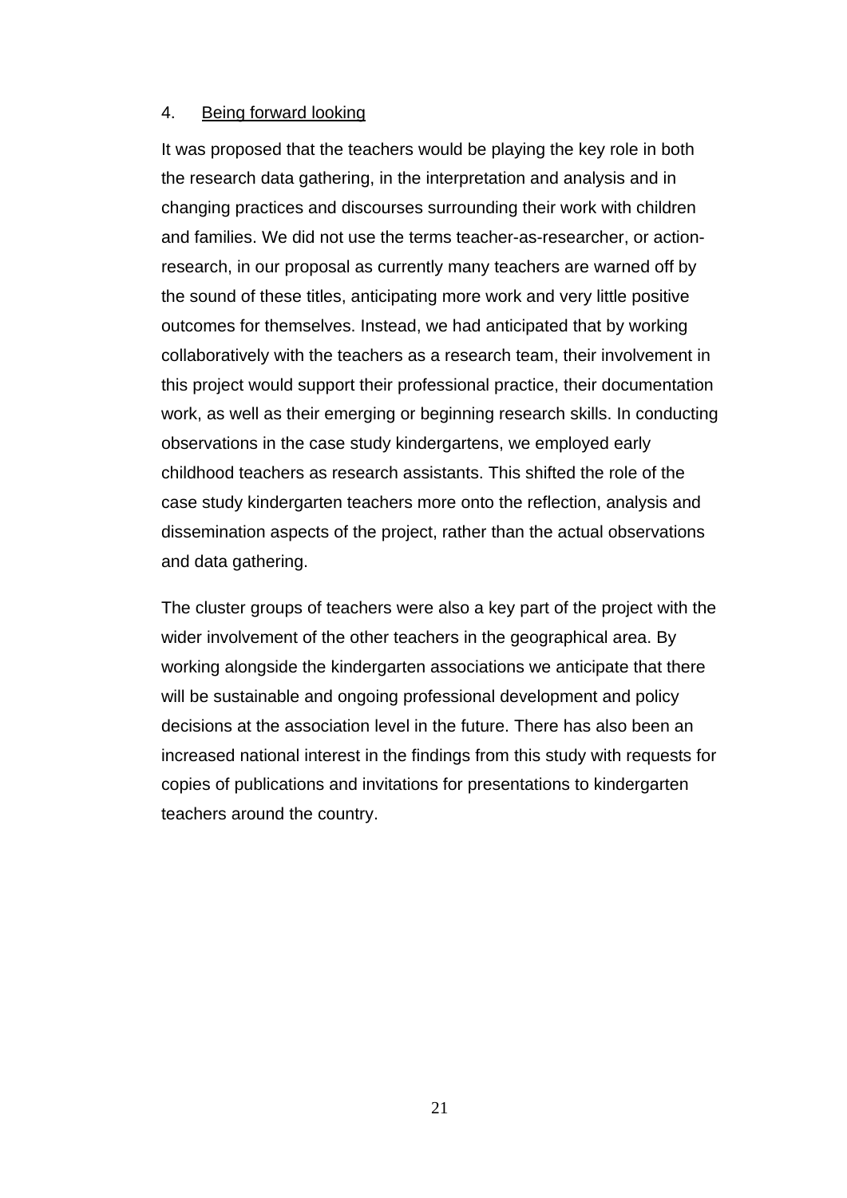4. <u>Being forward looking</u>

It was proposed that the teachers would be playing the key role in both the research data gathering, in the interpretation and analysis and in changing practices and discourses surrounding their work with children and families. We did not use the terms teacher-as-researcher, or action-research, in our proposal as currently many teachers are warned off by the sound of these titles, anticipating more work and very little positive outcomes for themselves. Instead, we had anticipated that by working collaboratively with the teachers as a research team, their involvement in this project would support their professional practice, their documentation work, as well as their emerging or beginning research skills. In conducting observations in the case study kindergartens, we employed early childhood teachers as research assistants. This shifted the role of the case study kindergarten teachers more onto the reflection, analysis and dissemination aspects of the project, rather than the actual observations and data gathering.

The cluster groups of teachers were also a key part of the project with the wider involvement of the other teachers in the geographical area. By working alongside the kindergarten associations we anticipate that there will be sustainable and ongoing professional development and policy decisions at the association level in the future. There has also been an increased national interest in the findings from this study with requests for copies of publications and invitations for presentations to kindergarten teachers around the country.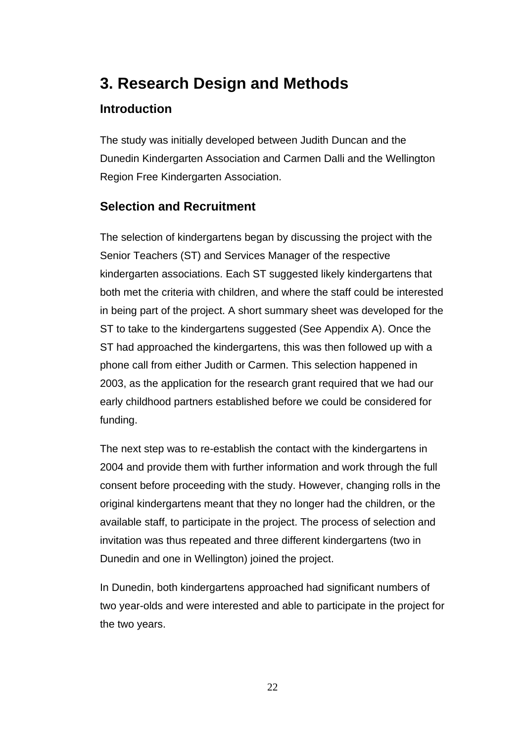# 3. Research Design and Methods

## Introduction

The study was initially developed between Judith Duncan and the Dunedin Kindergarten Association and Carmen Dalli and the Wellington Region Free Kindergarten Association.

## Selection and Recruitment

The selection of kindergartens began by discussing the project with the Senior Teachers (ST) and Services Manager of the respective kindergarten associations. Each ST suggested likely kindergartens that both met the criteria with children, and where the staff could be interested in being part of the project. A short summary sheet was developed for the ST to take to the kindergartens suggested (See Appendix A). Once the ST had approached the kindergartens, this was then followed up with a phone call from either Judith or Carmen. This selection happened in 2003, as the application for the research grant required that we had our early childhood partners established before we could be considered for funding.

The next step was to re-establish the contact with the kindergartens in 2004 and provide them with further information and work through the full consent before proceeding with the study. However, changing rolls in the original kindergartens meant that they no longer had the children, or the available staff, to participate in the project. The process of selection and invitation was thus repeated and three different kindergartens (two in Dunedin and one in Wellington) joined the project.

In Dunedin, both kindergartens approached had significant numbers of two year-olds and were interested and able to participate in the project for the two years.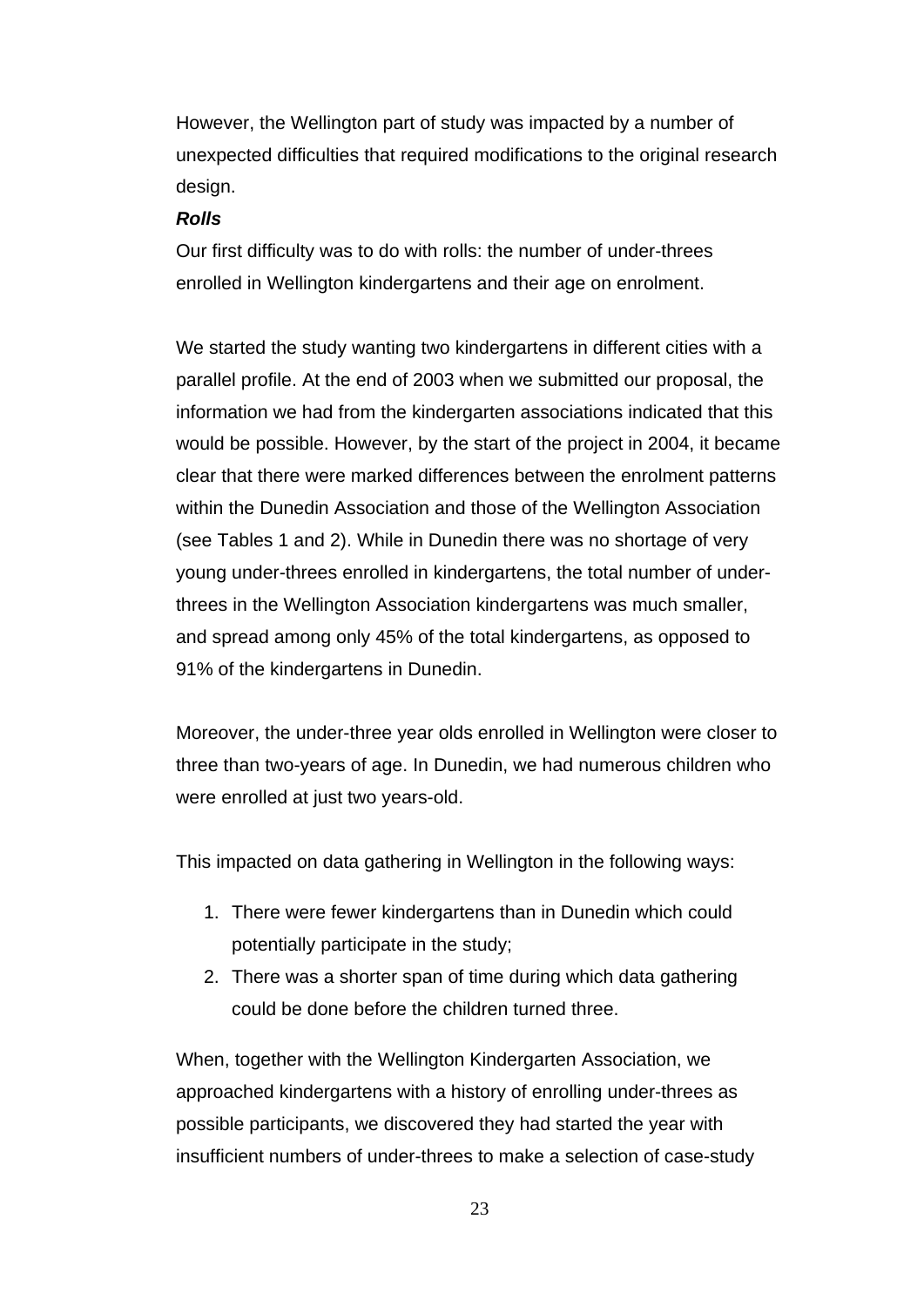However, the Wellington part of study was impacted by a number of unexpected difficulties that required modifications to the original research design.

***Rolls***

Our first difficulty was to do with rolls: the number of under-threes enrolled in Wellington kindergartens and their age on enrolment.

We started the study wanting two kindergartens in different cities with a parallel profile. At the end of 2003 when we submitted our proposal, the information we had from the kindergarten associations indicated that this would be possible. However, by the start of the project in 2004, it became clear that there were marked differences between the enrolment patterns within the Dunedin Association and those of the Wellington Association (see Tables 1 and 2). While in Dunedin there was no shortage of very young under-threes enrolled in kindergartens, the total number of under-threes in the Wellington Association kindergartens was much smaller, and spread among only 45% of the total kindergartens, as opposed to 91% of the kindergartens in Dunedin.

Moreover, the under-three year olds enrolled in Wellington were closer to three than two-years of age. In Dunedin, we had numerous children who were enrolled at just two years-old.

This impacted on data gathering in Wellington in the following ways:

1. There were fewer kindergartens than in Dunedin which could potentially participate in the study;
2. There was a shorter span of time during which data gathering could be done before the children turned three.

When, together with the Wellington Kindergarten Association, we approached kindergartens with a history of enrolling under-threes as possible participants, we discovered they had started the year with insufficient numbers of under-threes to make a selection of case-study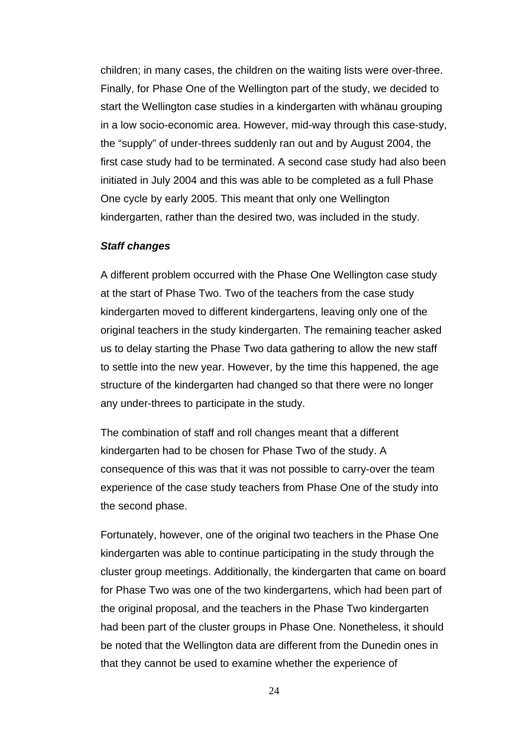children; in many cases, the children on the waiting lists were over-three. Finally, for Phase One of the Wellington part of the study, we decided to start the Wellington case studies in a kindergarten with whänau grouping in a low socio-economic area. However, mid-way through this case-study, the “supply” of under-threes suddenly ran out and by August 2004, the first case study had to be terminated. A second case study had also been initiated in July 2004 and this was able to be completed as a full Phase One cycle by early 2005. This meant that only one Wellington kindergarten, rather than the desired two, was included in the study.

***Staff changes***

A different problem occurred with the Phase One Wellington case study at the start of Phase Two. Two of the teachers from the case study kindergarten moved to different kindergartens, leaving only one of the original teachers in the study kindergarten. The remaining teacher asked us to delay starting the Phase Two data gathering to allow the new staff to settle into the new year. However, by the time this happened, the age structure of the kindergarten had changed so that there were no longer any under-threes to participate in the study.

The combination of staff and roll changes meant that a different kindergarten had to be chosen for Phase Two of the study. A consequence of this was that it was not possible to carry-over the team experience of the case study teachers from Phase One of the study into the second phase.

Fortunately, however, one of the original two teachers in the Phase One kindergarten was able to continue participating in the study through the cluster group meetings. Additionally, the kindergarten that came on board for Phase Two was one of the two kindergartens, which had been part of the original proposal, and the teachers in the Phase Two kindergarten had been part of the cluster groups in Phase One. Nonetheless, it should be noted that the Wellington data are different from the Dunedin ones in that they cannot be used to examine whether the experience of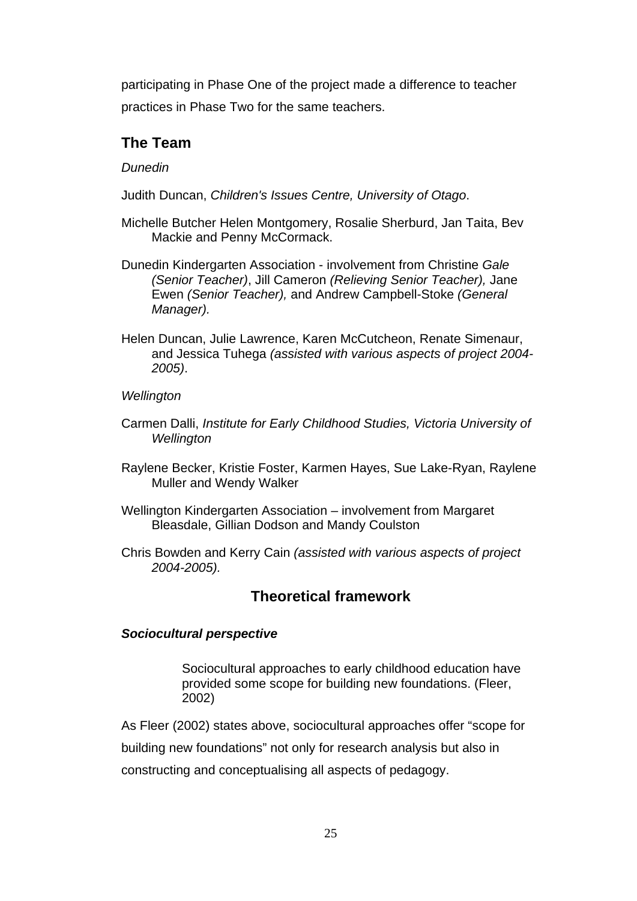participating in Phase One of the project made a difference to teacher practices in Phase Two for the same teachers.

## The Team

*Dunedin*

Judith Duncan, *Children's Issues Centre, University of Otago*.

Michelle Butcher Helen Montgomery, Rosalie Sherburd, Jan Taita, Bev Mackie and Penny McCormack.

Dunedin Kindergarten Association - involvement from Christine *Gale (Senior Teacher)*, Jill Cameron *(Relieving Senior Teacher),* Jane Ewen *(Senior Teacher),* and Andrew Campbell-Stoke *(General Manager).*

Helen Duncan, Julie Lawrence, Karen McCutcheon, Renate Simenaur, and Jessica Tuhega *(assisted with various aspects of project 2004-2005)*.

*Wellington*

Carmen Dalli, *Institute for Early Childhood Studies, Victoria University of Wellington*

Raylene Becker, Kristie Foster, Karmen Hayes, Sue Lake-Ryan, Raylene Muller and Wendy Walker

Wellington Kindergarten Association – involvement from Margaret Bleasdale, Gillian Dodson and Mandy Coulston

Chris Bowden and Kerry Cain *(assisted with various aspects of project 2004-2005).*

## Theoretical framework

### *Sociocultural perspective*

> Sociocultural approaches to early childhood education have provided some scope for building new foundations. (Fleer, 2002)

As Fleer (2002) states above, sociocultural approaches offer "scope for building new foundations" not only for research analysis but also in constructing and conceptualising all aspects of pedagogy.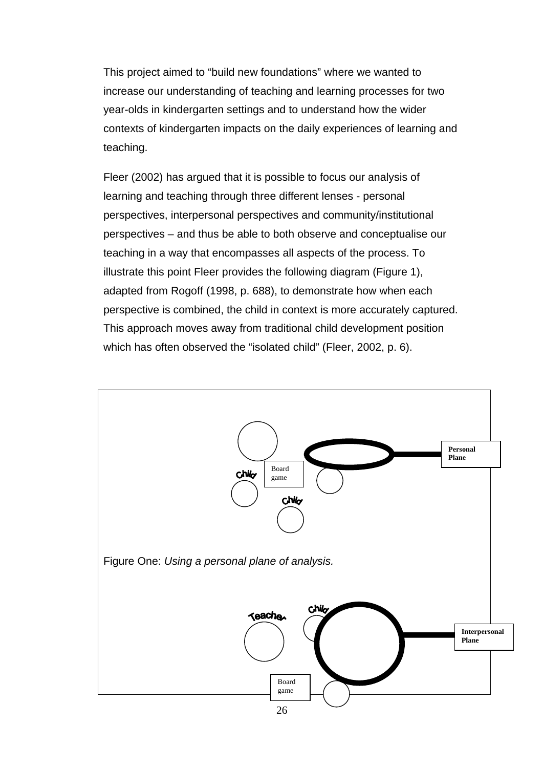This project aimed to “build new foundations” where we wanted to increase our understanding of teaching and learning processes for two year-olds in kindergarten settings and to understand how the wider contexts of kindergarten impacts on the daily experiences of learning and teaching.

Fleer (2002) has argued that it is possible to focus our analysis of learning and teaching through three different lenses - personal perspectives, interpersonal perspectives and community/institutional perspectives – and thus be able to both observe and conceptualise our teaching in a way that encompasses all aspects of the process. To illustrate this point Fleer provides the following diagram (Figure 1), adapted from Rogoff (1998, p. 688), to demonstrate how when each perspective is combined, the child in context is more accurately captured. This approach moves away from traditional child development position which has often observed the “isolated child” (Fleer, 2002, p. 6).

Child

Board game

Child

**Personal Plane**

Figure One: *Using a personal plane of analysis.*

Teacher

Child

**Interpersonal Plane**

Board game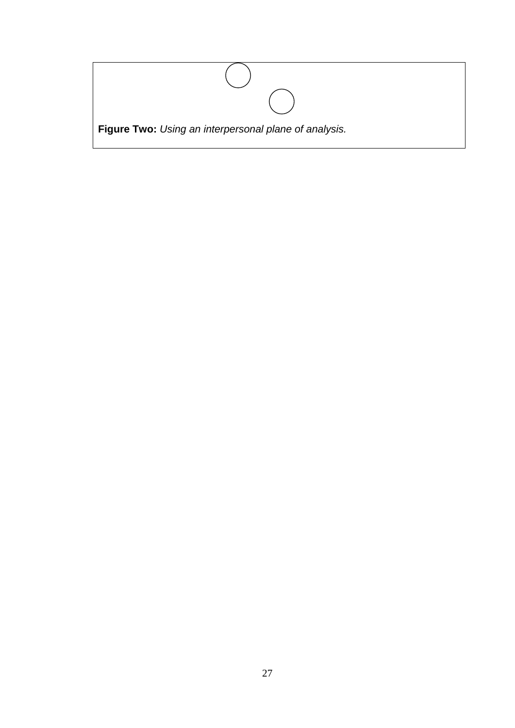**Figure Two:** *Using an interpersonal plane of analysis.*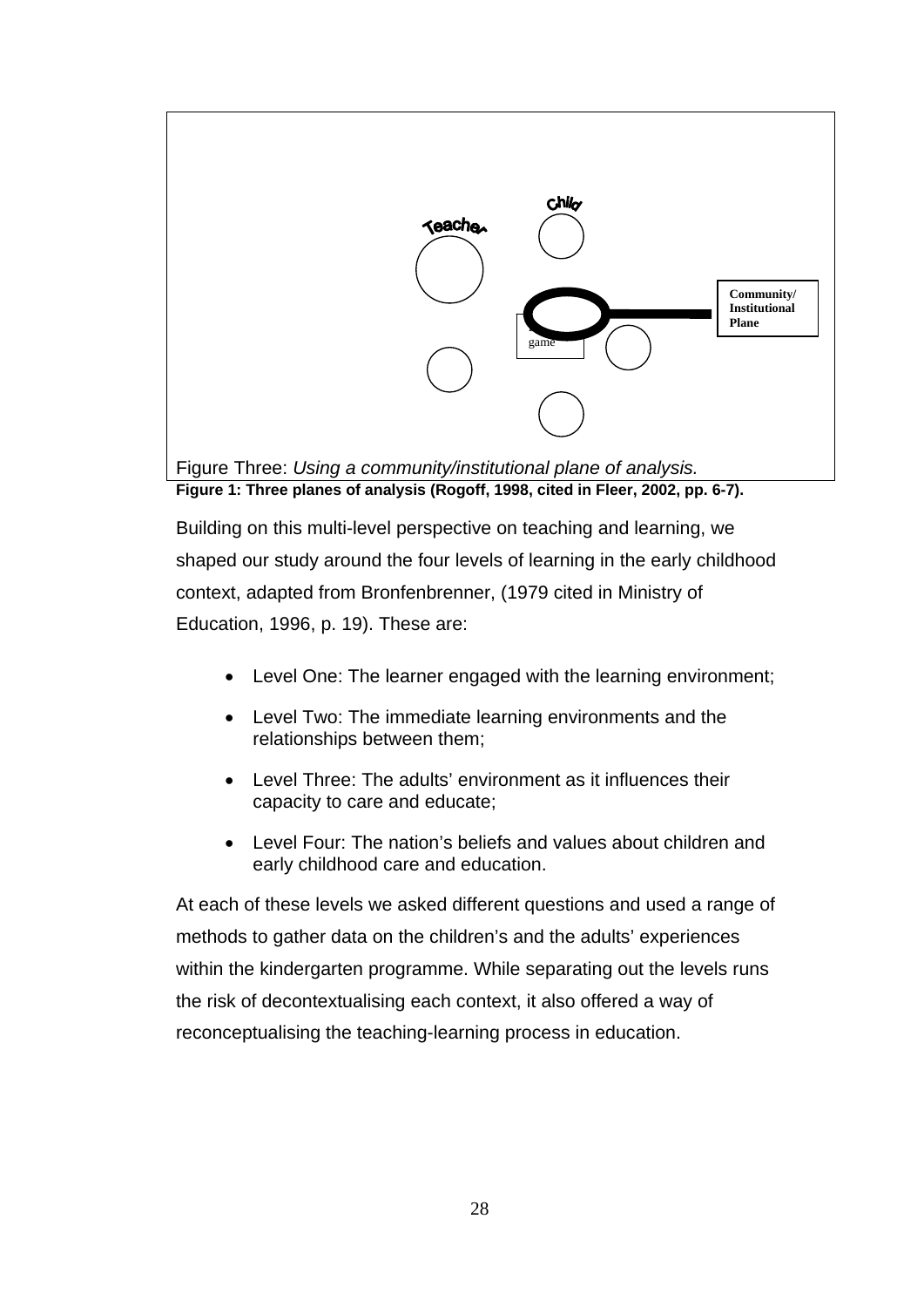Teacher

Child

game

Community/
Institutional
Plane

Figure Three: *Using a community/institutional plane of analysis.*

**Figure 1: Three planes of analysis (Rogoff, 1998, cited in Fleer, 2002, pp. 6-7).**

Building on this multi-level perspective on teaching and learning, we shaped our study around the four levels of learning in the early childhood context, adapted from Bronfenbrenner, (1979 cited in Ministry of Education, 1996, p. 19). These are:

- Level One: The learner engaged with the learning environment;
- Level Two: The immediate learning environments and the relationships between them;
- Level Three: The adults' environment as it influences their capacity to care and educate;
- Level Four: The nation's beliefs and values about children and early childhood care and education.

At each of these levels we asked different questions and used a range of methods to gather data on the children's and the adults' experiences within the kindergarten programme. While separating out the levels runs the risk of decontextualising each context, it also offered a way of reconceptualising the teaching-learning process in education.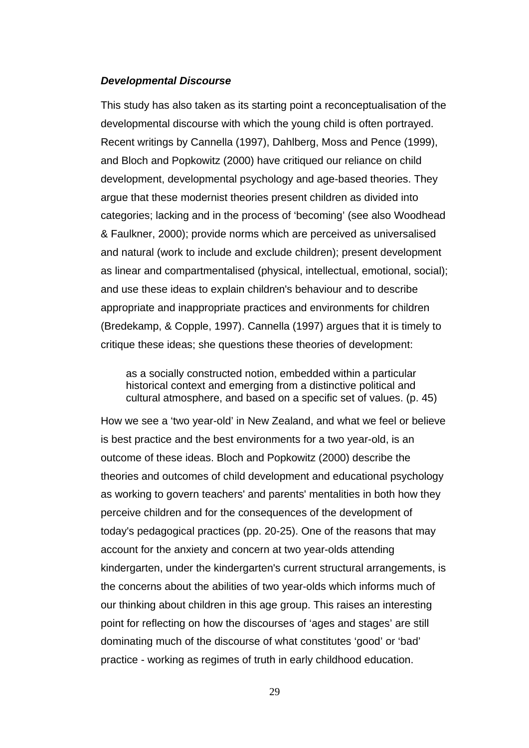***Developmental Discourse***

This study has also taken as its starting point a reconceptualisation of the developmental discourse with which the young child is often portrayed. Recent writings by Cannella (1997), Dahlberg, Moss and Pence (1999), and Bloch and Popkowitz (2000) have critiqued our reliance on child development, developmental psychology and age-based theories. They argue that these modernist theories present children as divided into categories; lacking and in the process of 'becoming' (see also Woodhead & Faulkner, 2000); provide norms which are perceived as universalised and natural (work to include and exclude children); present development as linear and compartmentalised (physical, intellectual, emotional, social); and use these ideas to explain children's behaviour and to describe appropriate and inappropriate practices and environments for children (Bredekamp, & Copple, 1997). Cannella (1997) argues that it is timely to critique these ideas; she questions these theories of development:

> as a socially constructed notion, embedded within a particular historical context and emerging from a distinctive political and cultural atmosphere, and based on a specific set of values. (p. 45)

How we see a 'two year-old' in New Zealand, and what we feel or believe is best practice and the best environments for a two year-old, is an outcome of these ideas. Bloch and Popkowitz (2000) describe the theories and outcomes of child development and educational psychology as working to govern teachers' and parents' mentalities in both how they perceive children and for the consequences of the development of today's pedagogical practices (pp. 20-25). One of the reasons that may account for the anxiety and concern at two year-olds attending kindergarten, under the kindergarten's current structural arrangements, is the concerns about the abilities of two year-olds which informs much of our thinking about children in this age group. This raises an interesting point for reflecting on how the discourses of 'ages and stages' are still dominating much of the discourse of what constitutes 'good' or 'bad' practice - working as regimes of truth in early childhood education.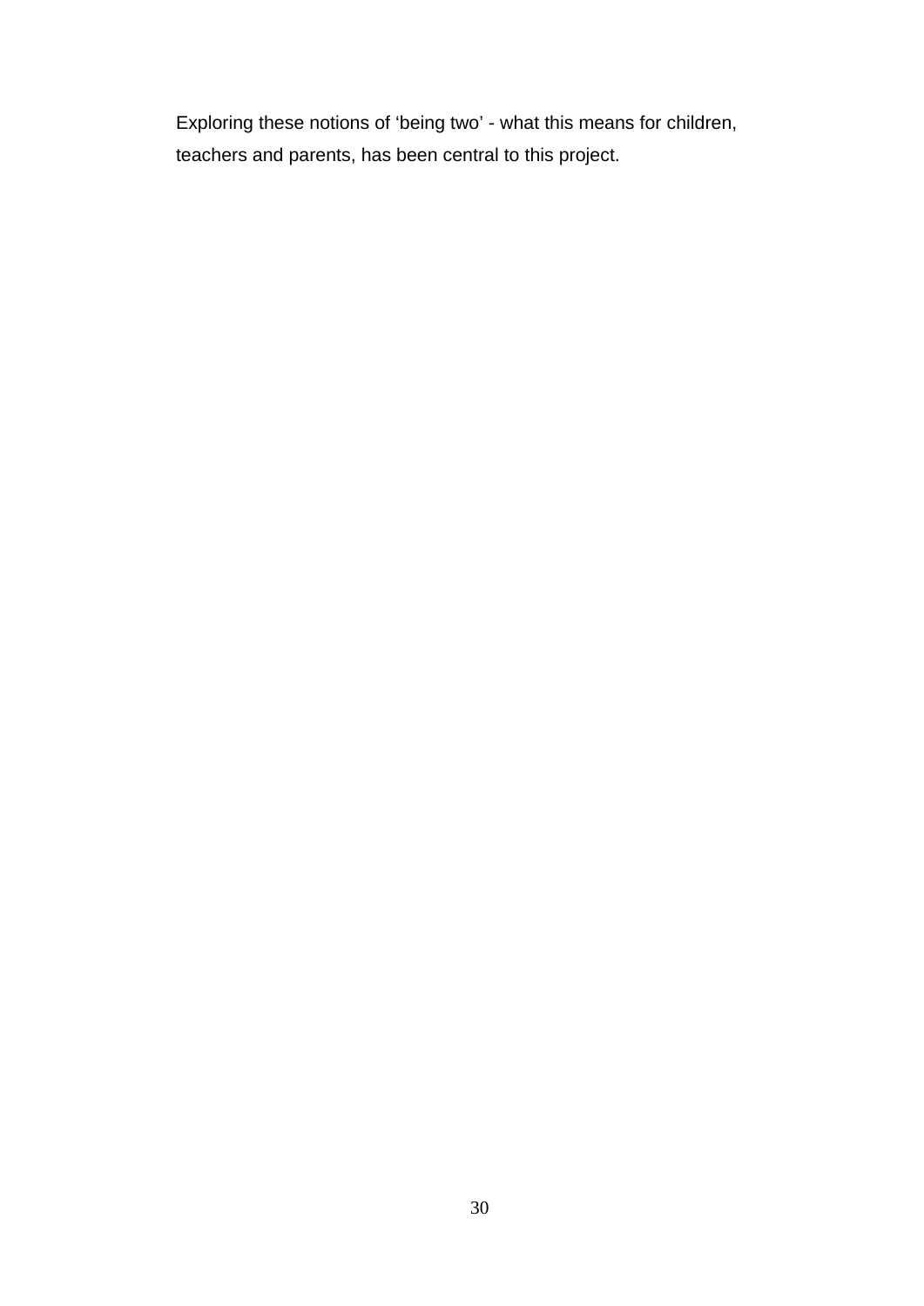Exploring these notions of ‘being two’ - what this means for children, teachers and parents, has been central to this project.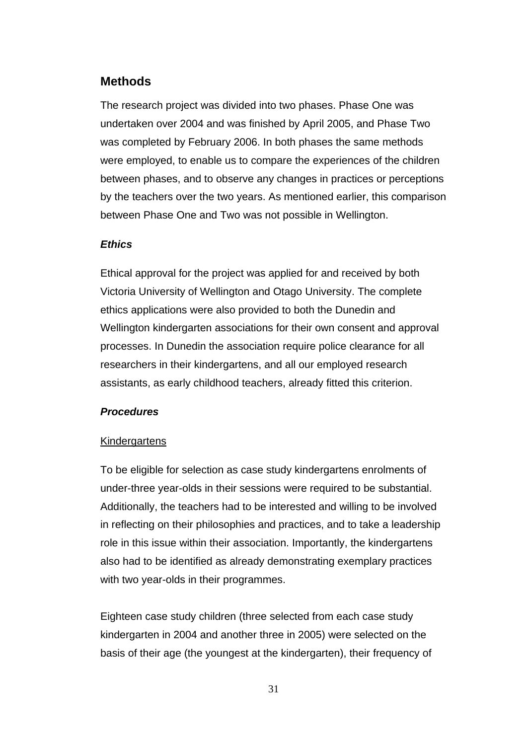## Methods

The research project was divided into two phases. Phase One was undertaken over 2004 and was finished by April 2005, and Phase Two was completed by February 2006. In both phases the same methods were employed, to enable us to compare the experiences of the children between phases, and to observe any changes in practices or perceptions by the teachers over the two years. As mentioned earlier, this comparison between Phase One and Two was not possible in Wellington.

### *Ethics*

Ethical approval for the project was applied for and received by both Victoria University of Wellington and Otago University. The complete ethics applications were also provided to both the Dunedin and Wellington kindergarten associations for their own consent and approval processes. In Dunedin the association require police clearance for all researchers in their kindergartens, and all our employed research assistants, as early childhood teachers, already fitted this criterion.

### *Procedures*

Kindergartens

To be eligible for selection as case study kindergartens enrolments of under-three year-olds in their sessions were required to be substantial. Additionally, the teachers had to be interested and willing to be involved in reflecting on their philosophies and practices, and to take a leadership role in this issue within their association. Importantly, the kindergartens also had to be identified as already demonstrating exemplary practices with two year-olds in their programmes.

Eighteen case study children (three selected from each case study kindergarten in 2004 and another three in 2005) were selected on the basis of their age (the youngest at the kindergarten), their frequency of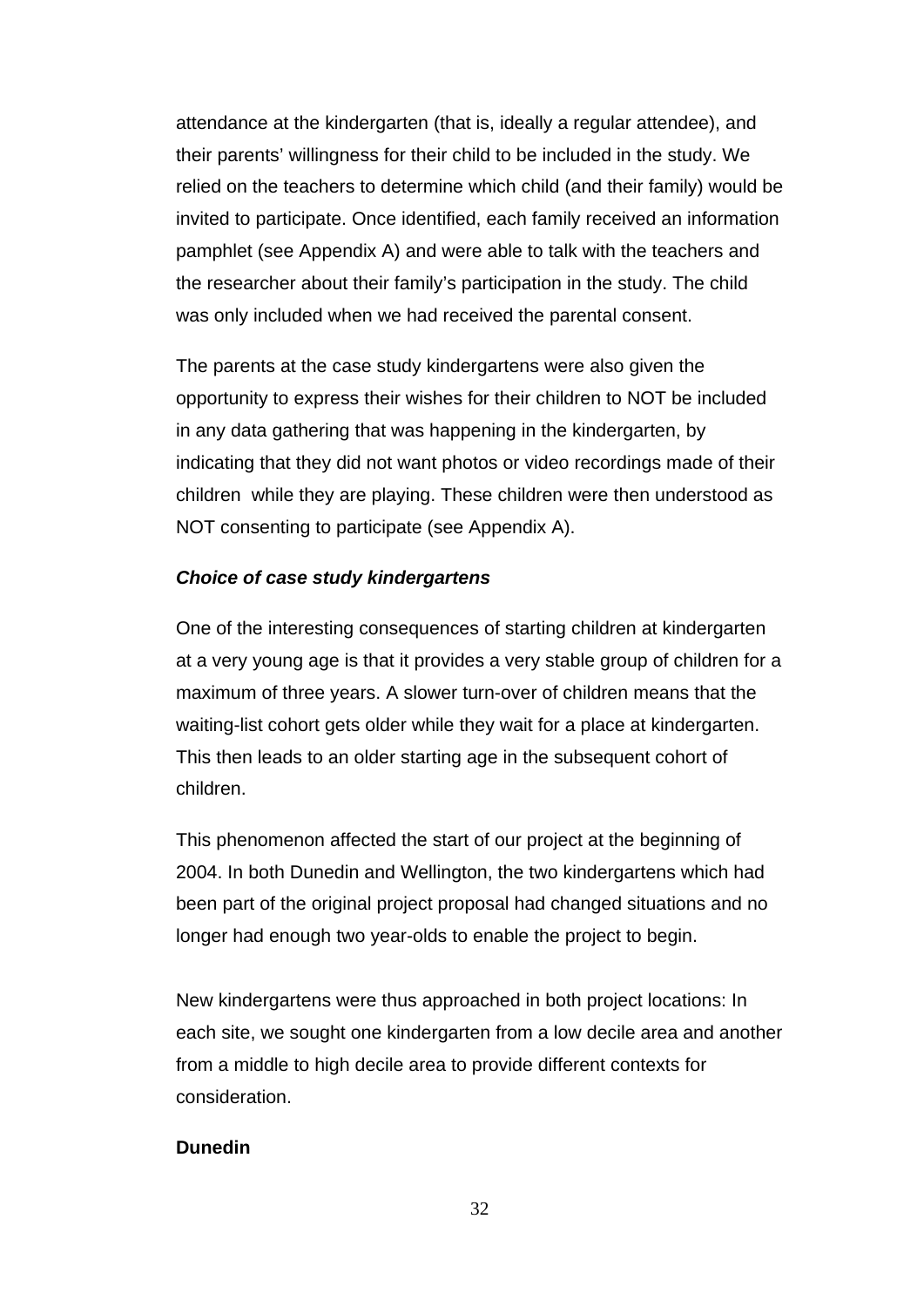attendance at the kindergarten (that is, ideally a regular attendee), and their parents' willingness for their child to be included in the study. We relied on the teachers to determine which child (and their family) would be invited to participate. Once identified, each family received an information pamphlet (see Appendix A) and were able to talk with the teachers and the researcher about their family's participation in the study. The child was only included when we had received the parental consent.

The parents at the case study kindergartens were also given the opportunity to express their wishes for their children to NOT be included in any data gathering that was happening in the kindergarten, by indicating that they did not want photos or video recordings made of their children while they are playing. These children were then understood as NOT consenting to participate (see Appendix A).

***Choice of case study kindergartens***

One of the interesting consequences of starting children at kindergarten at a very young age is that it provides a very stable group of children for a maximum of three years. A slower turn-over of children means that the waiting-list cohort gets older while they wait for a place at kindergarten. This then leads to an older starting age in the subsequent cohort of children.

This phenomenon affected the start of our project at the beginning of 2004. In both Dunedin and Wellington, the two kindergartens which had been part of the original project proposal had changed situations and no longer had enough two year-olds to enable the project to begin.

New kindergartens were thus approached in both project locations: In each site, we sought one kindergarten from a low decile area and another from a middle to high decile area to provide different contexts for consideration.

**Dunedin**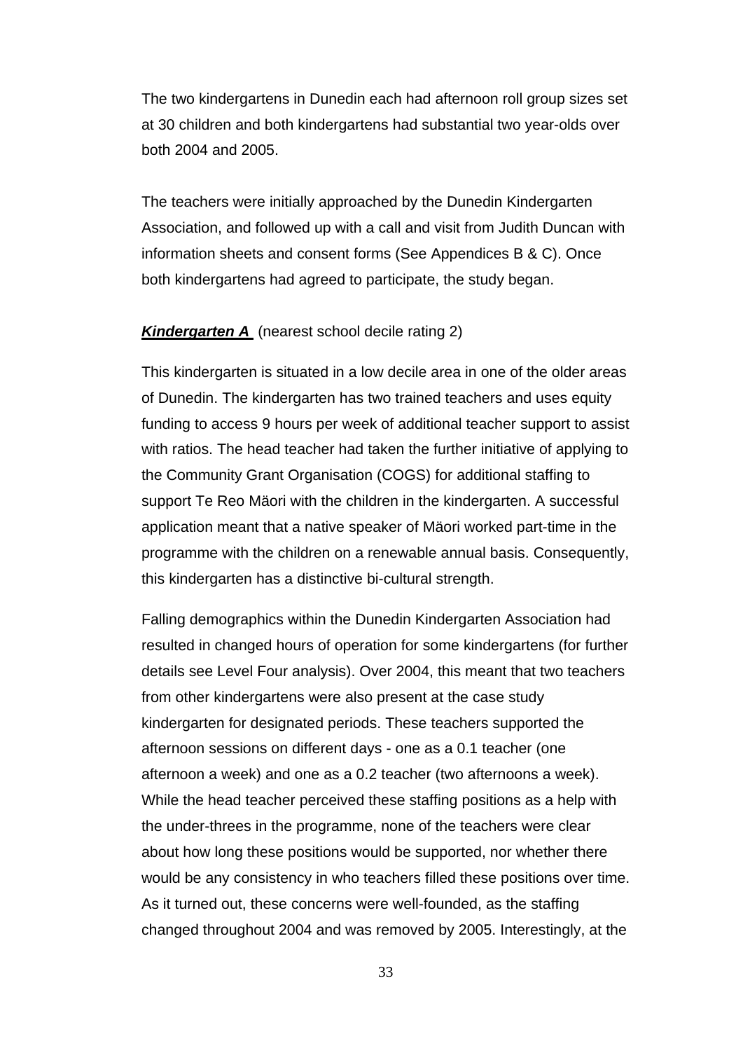The two kindergartens in Dunedin each had afternoon roll group sizes set at 30 children and both kindergartens had substantial two year-olds over both 2004 and 2005.

The teachers were initially approached by the Dunedin Kindergarten Association, and followed up with a call and visit from Judith Duncan with information sheets and consent forms (See Appendices B & C). Once both kindergartens had agreed to participate, the study began.

***Kindergarten A*** (nearest school decile rating 2)

This kindergarten is situated in a low decile area in one of the older areas of Dunedin. The kindergarten has two trained teachers and uses equity funding to access 9 hours per week of additional teacher support to assist with ratios. The head teacher had taken the further initiative of applying to the Community Grant Organisation (COGS) for additional staffing to support Te Reo Mäori with the children in the kindergarten. A successful application meant that a native speaker of Mäori worked part-time in the programme with the children on a renewable annual basis. Consequently, this kindergarten has a distinctive bi-cultural strength.

Falling demographics within the Dunedin Kindergarten Association had resulted in changed hours of operation for some kindergartens (for further details see Level Four analysis). Over 2004, this meant that two teachers from other kindergartens were also present at the case study kindergarten for designated periods. These teachers supported the afternoon sessions on different days - one as a 0.1 teacher (one afternoon a week) and one as a 0.2 teacher (two afternoons a week). While the head teacher perceived these staffing positions as a help with the under-threes in the programme, none of the teachers were clear about how long these positions would be supported, nor whether there would be any consistency in who teachers filled these positions over time. As it turned out, these concerns were well-founded, as the staffing changed throughout 2004 and was removed by 2005. Interestingly, at the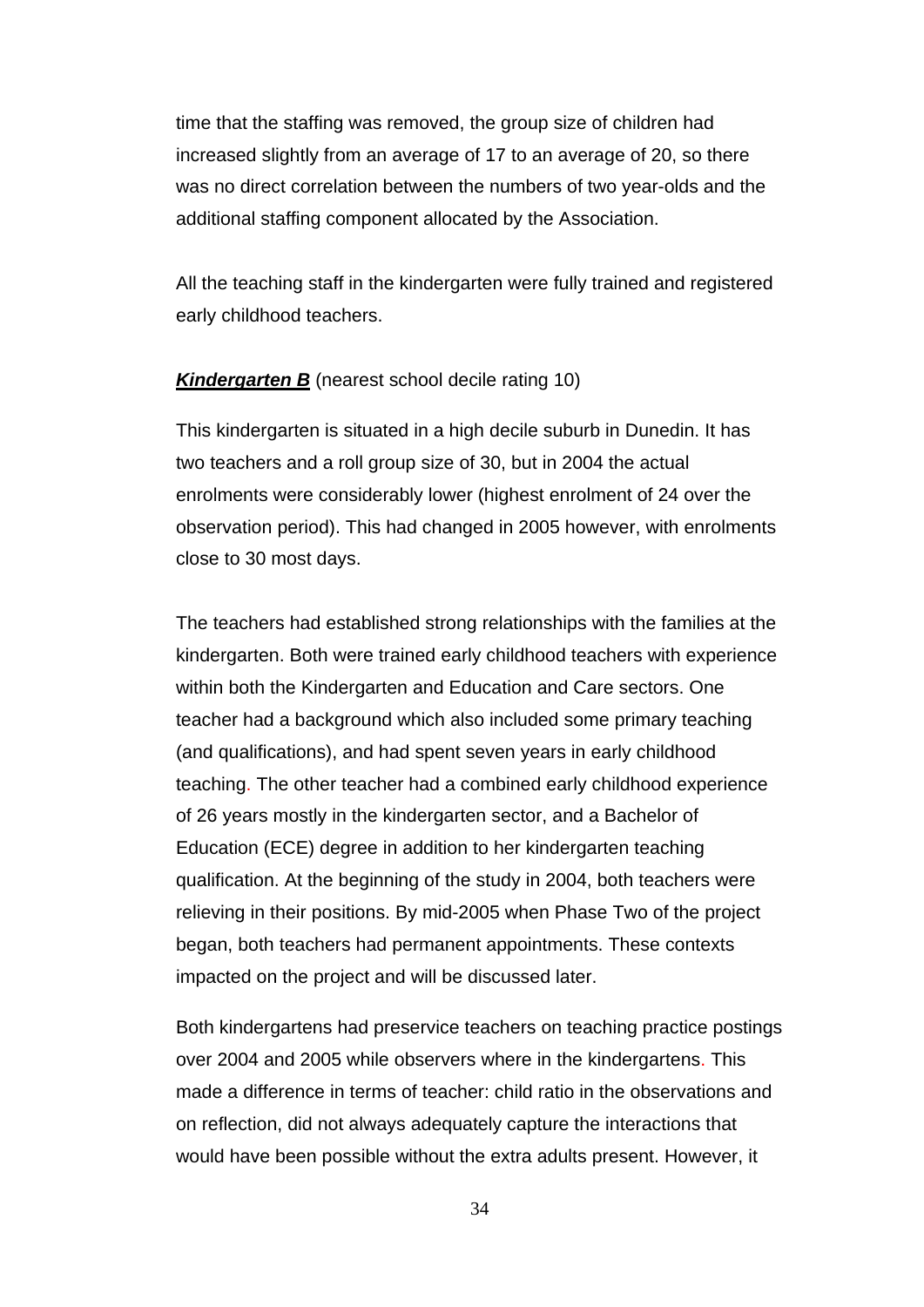time that the staffing was removed, the group size of children had increased slightly from an average of 17 to an average of 20, so there was no direct correlation between the numbers of two year-olds and the additional staffing component allocated by the Association.

All the teaching staff in the kindergarten were fully trained and registered early childhood teachers.

***Kindergarten B*** (nearest school decile rating 10)

This kindergarten is situated in a high decile suburb in Dunedin. It has two teachers and a roll group size of 30, but in 2004 the actual enrolments were considerably lower (highest enrolment of 24 over the observation period). This had changed in 2005 however, with enrolments close to 30 most days.

The teachers had established strong relationships with the families at the kindergarten. Both were trained early childhood teachers with experience within both the Kindergarten and Education and Care sectors. One teacher had a background which also included some primary teaching (and qualifications), and had spent seven years in early childhood teaching. The other teacher had a combined early childhood experience of 26 years mostly in the kindergarten sector, and a Bachelor of Education (ECE) degree in addition to her kindergarten teaching qualification. At the beginning of the study in 2004, both teachers were relieving in their positions. By mid-2005 when Phase Two of the project began, both teachers had permanent appointments. These contexts impacted on the project and will be discussed later.

Both kindergartens had preservice teachers on teaching practice postings over 2004 and 2005 while observers where in the kindergartens. This made a difference in terms of teacher: child ratio in the observations and on reflection, did not always adequately capture the interactions that would have been possible without the extra adults present. However, it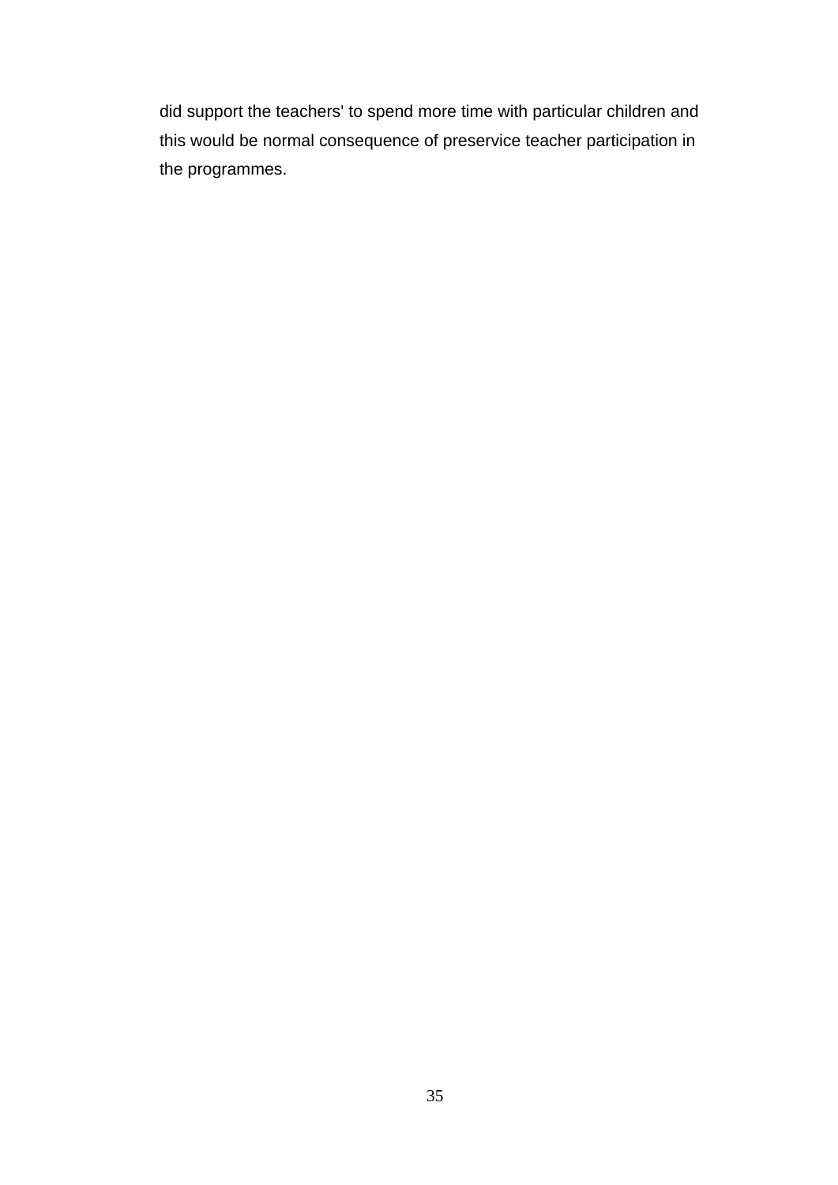did support the teachers' to spend more time with particular children and this would be normal consequence of preservice teacher participation in the programmes.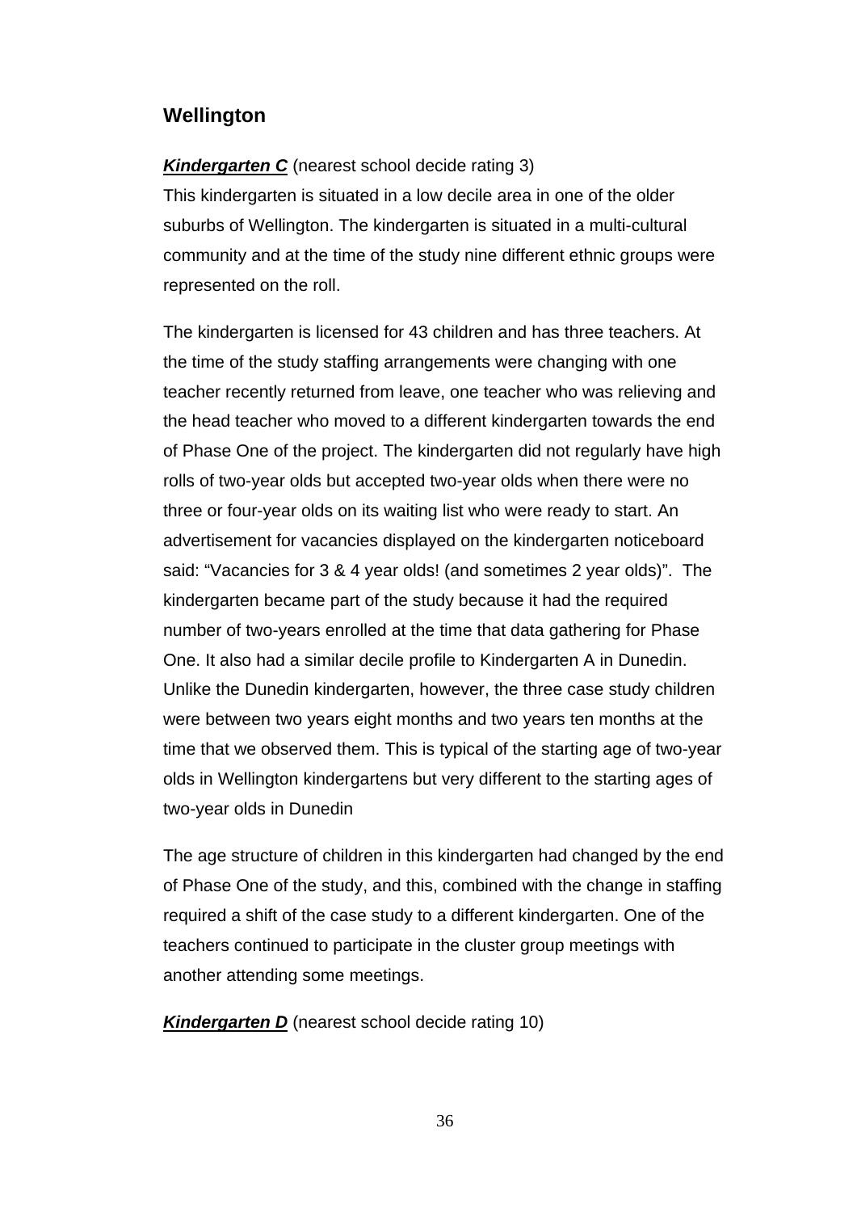## Wellington

***Kindergarten C*** (nearest school decide rating 3)

This kindergarten is situated in a low decile area in one of the older suburbs of Wellington. The kindergarten is situated in a multi-cultural community and at the time of the study nine different ethnic groups were represented on the roll.

The kindergarten is licensed for 43 children and has three teachers. At the time of the study staffing arrangements were changing with one teacher recently returned from leave, one teacher who was relieving and the head teacher who moved to a different kindergarten towards the end of Phase One of the project. The kindergarten did not regularly have high rolls of two-year olds but accepted two-year olds when there were no three or four-year olds on its waiting list who were ready to start. An advertisement for vacancies displayed on the kindergarten noticeboard said: "Vacancies for 3 & 4 year olds! (and sometimes 2 year olds)". The kindergarten became part of the study because it had the required number of two-years enrolled at the time that data gathering for Phase One. It also had a similar decile profile to Kindergarten A in Dunedin. Unlike the Dunedin kindergarten, however, the three case study children were between two years eight months and two years ten months at the time that we observed them. This is typical of the starting age of two-year olds in Wellington kindergartens but very different to the starting ages of two-year olds in Dunedin

The age structure of children in this kindergarten had changed by the end of Phase One of the study, and this, combined with the change in staffing required a shift of the case study to a different kindergarten. One of the teachers continued to participate in the cluster group meetings with another attending some meetings.

***Kindergarten D*** (nearest school decide rating 10)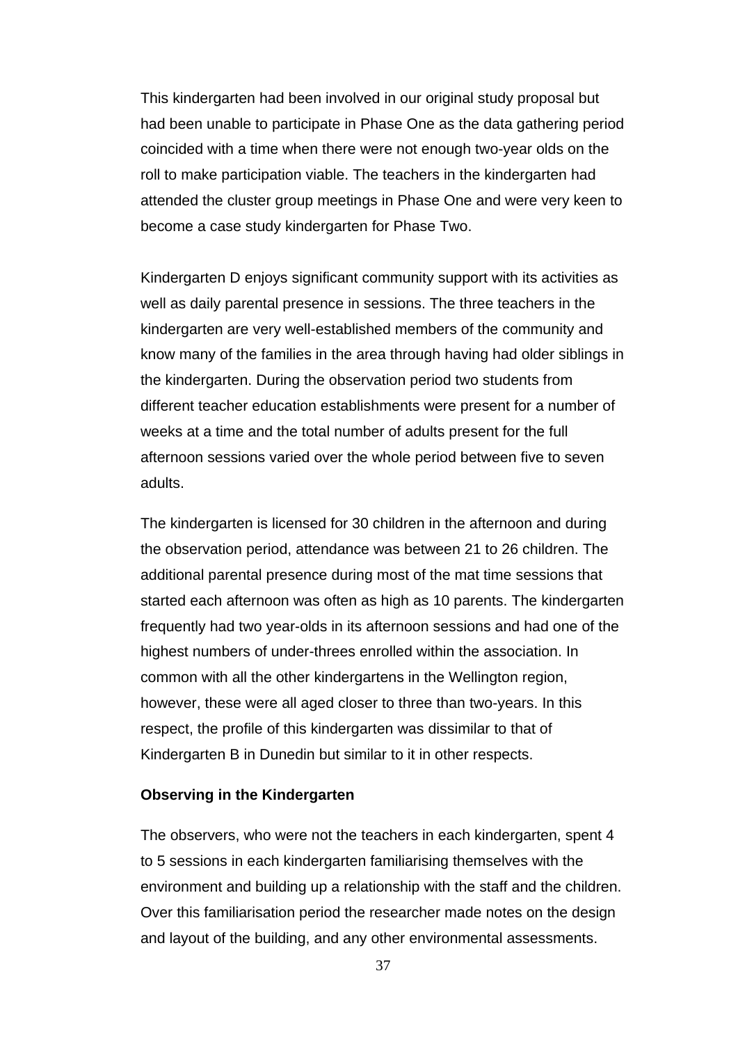This kindergarten had been involved in our original study proposal but had been unable to participate in Phase One as the data gathering period coincided with a time when there were not enough two-year olds on the roll to make participation viable. The teachers in the kindergarten had attended the cluster group meetings in Phase One and were very keen to become a case study kindergarten for Phase Two.

Kindergarten D enjoys significant community support with its activities as well as daily parental presence in sessions. The three teachers in the kindergarten are very well-established members of the community and know many of the families in the area through having had older siblings in the kindergarten. During the observation period two students from different teacher education establishments were present for a number of weeks at a time and the total number of adults present for the full afternoon sessions varied over the whole period between five to seven adults.

The kindergarten is licensed for 30 children in the afternoon and during the observation period, attendance was between 21 to 26 children. The additional parental presence during most of the mat time sessions that started each afternoon was often as high as 10 parents. The kindergarten frequently had two year-olds in its afternoon sessions and had one of the highest numbers of under-threes enrolled within the association. In common with all the other kindergartens in the Wellington region, however, these were all aged closer to three than two-years. In this respect, the profile of this kindergarten was dissimilar to that of Kindergarten B in Dunedin but similar to it in other respects.

**Observing in the Kindergarten**

The observers, who were not the teachers in each kindergarten, spent 4 to 5 sessions in each kindergarten familiarising themselves with the environment and building up a relationship with the staff and the children. Over this familiarisation period the researcher made notes on the design and layout of the building, and any other environmental assessments.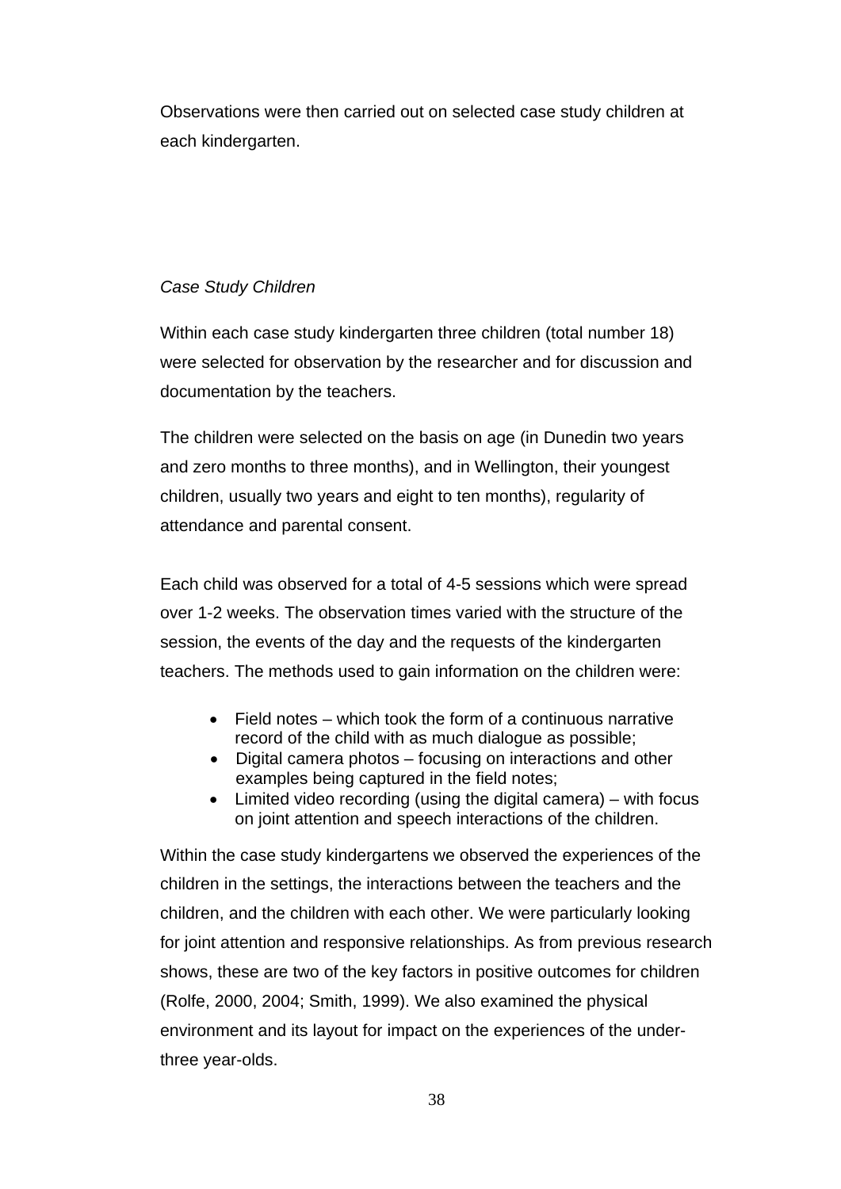Observations were then carried out on selected case study children at each kindergarten.

*Case Study Children*

Within each case study kindergarten three children (total number 18) were selected for observation by the researcher and for discussion and documentation by the teachers.

The children were selected on the basis on age (in Dunedin two years and zero months to three months), and in Wellington, their youngest children, usually two years and eight to ten months), regularity of attendance and parental consent.

Each child was observed for a total of 4-5 sessions which were spread over 1-2 weeks. The observation times varied with the structure of the session, the events of the day and the requests of the kindergarten teachers. The methods used to gain information on the children were:

- Field notes – which took the form of a continuous narrative record of the child with as much dialogue as possible;
- Digital camera photos – focusing on interactions and other examples being captured in the field notes;
- Limited video recording (using the digital camera) – with focus on joint attention and speech interactions of the children.

Within the case study kindergartens we observed the experiences of the children in the settings, the interactions between the teachers and the children, and the children with each other. We were particularly looking for joint attention and responsive relationships. As from previous research shows, these are two of the key factors in positive outcomes for children (Rolfe, 2000, 2004; Smith, 1999). We also examined the physical environment and its layout for impact on the experiences of the under-three year-olds.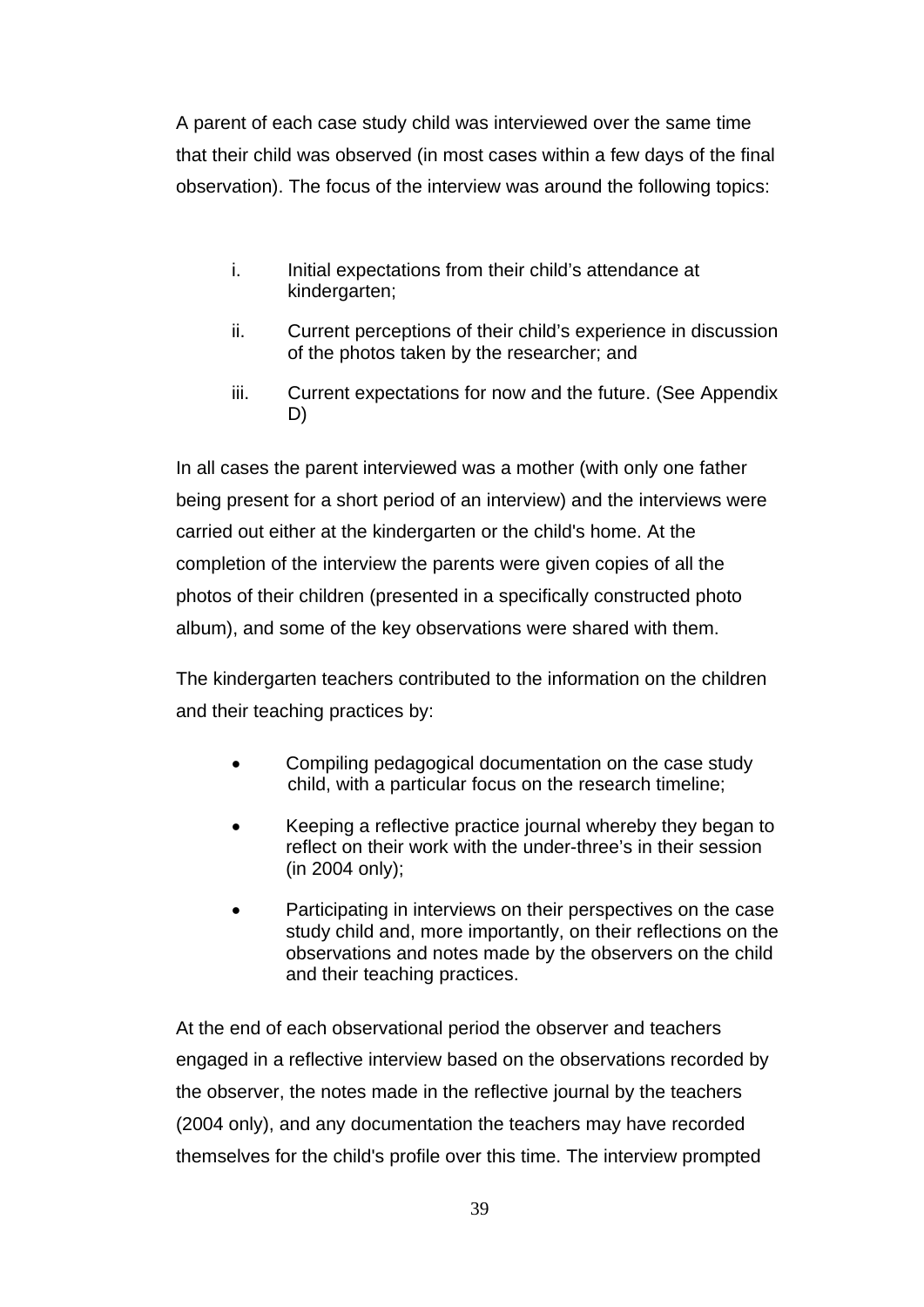A parent of each case study child was interviewed over the same time that their child was observed (in most cases within a few days of the final observation). The focus of the interview was around the following topics:

i. Initial expectations from their child's attendance at kindergarten;

ii. Current perceptions of their child's experience in discussion of the photos taken by the researcher; and

iii. Current expectations for now and the future. (See Appendix D)

In all cases the parent interviewed was a mother (with only one father being present for a short period of an interview) and the interviews were carried out either at the kindergarten or the child's home. At the completion of the interview the parents were given copies of all the photos of their children (presented in a specifically constructed photo album), and some of the key observations were shared with them.

The kindergarten teachers contributed to the information on the children and their teaching practices by:

- Compiling pedagogical documentation on the case study child, with a particular focus on the research timeline;
- Keeping a reflective practice journal whereby they began to reflect on their work with the under-three's in their session (in 2004 only);
- Participating in interviews on their perspectives on the case study child and, more importantly, on their reflections on the observations and notes made by the observers on the child and their teaching practices.

At the end of each observational period the observer and teachers engaged in a reflective interview based on the observations recorded by the observer, the notes made in the reflective journal by the teachers (2004 only), and any documentation the teachers may have recorded themselves for the child's profile over this time. The interview prompted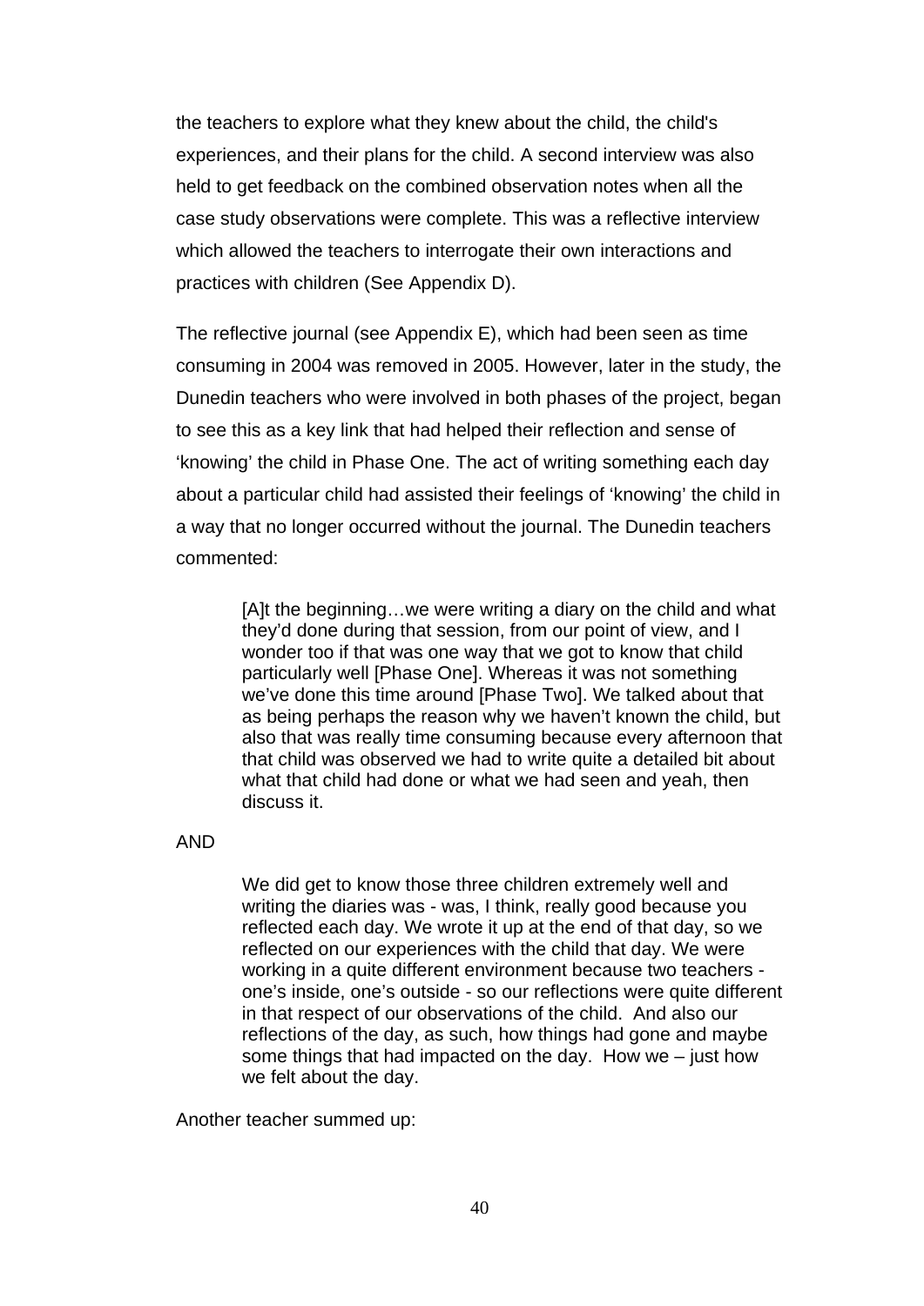the teachers to explore what they knew about the child, the child's experiences, and their plans for the child. A second interview was also held to get feedback on the combined observation notes when all the case study observations were complete. This was a reflective interview which allowed the teachers to interrogate their own interactions and practices with children (See Appendix D).

The reflective journal (see Appendix E), which had been seen as time consuming in 2004 was removed in 2005. However, later in the study, the Dunedin teachers who were involved in both phases of the project, began to see this as a key link that had helped their reflection and sense of 'knowing' the child in Phase One. The act of writing something each day about a particular child had assisted their feelings of 'knowing' the child in a way that no longer occurred without the journal. The Dunedin teachers commented:

> [A]t the beginning…we were writing a diary on the child and what they'd done during that session, from our point of view, and I wonder too if that was one way that we got to know that child particularly well [Phase One]. Whereas it was not something we've done this time around [Phase Two]. We talked about that as being perhaps the reason why we haven't known the child, but also that was really time consuming because every afternoon that that child was observed we had to write quite a detailed bit about what that child had done or what we had seen and yeah, then discuss it.

AND

> We did get to know those three children extremely well and writing the diaries was - was, I think, really good because you reflected each day. We wrote it up at the end of that day, so we reflected on our experiences with the child that day. We were working in a quite different environment because two teachers - one's inside, one's outside - so our reflections were quite different in that respect of our observations of the child. And also our reflections of the day, as such, how things had gone and maybe some things that had impacted on the day. How we – just how we felt about the day.

Another teacher summed up: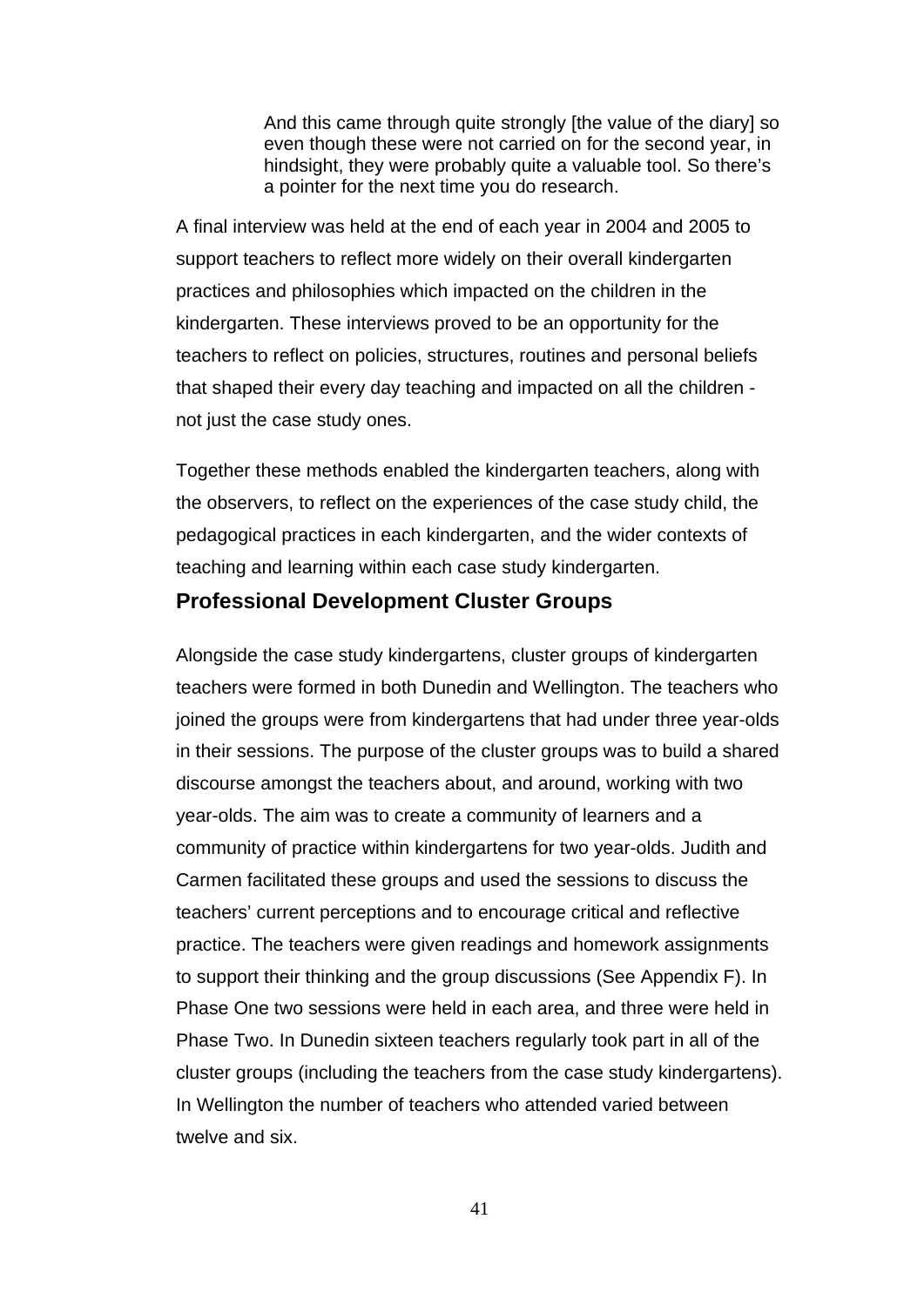> And this came through quite strongly [the value of the diary] so even though these were not carried on for the second year, in hindsight, they were probably quite a valuable tool. So there's a pointer for the next time you do research.

A final interview was held at the end of each year in 2004 and 2005 to support teachers to reflect more widely on their overall kindergarten practices and philosophies which impacted on the children in the kindergarten. These interviews proved to be an opportunity for the teachers to reflect on policies, structures, routines and personal beliefs that shaped their every day teaching and impacted on all the children - not just the case study ones.

Together these methods enabled the kindergarten teachers, along with the observers, to reflect on the experiences of the case study child, the pedagogical practices in each kindergarten, and the wider contexts of teaching and learning within each case study kindergarten.

## Professional Development Cluster Groups

Alongside the case study kindergartens, cluster groups of kindergarten teachers were formed in both Dunedin and Wellington. The teachers who joined the groups were from kindergartens that had under three year-olds in their sessions. The purpose of the cluster groups was to build a shared discourse amongst the teachers about, and around, working with two year-olds. The aim was to create a community of learners and a community of practice within kindergartens for two year-olds. Judith and Carmen facilitated these groups and used the sessions to discuss the teachers' current perceptions and to encourage critical and reflective practice. The teachers were given readings and homework assignments to support their thinking and the group discussions (See Appendix F). In Phase One two sessions were held in each area, and three were held in Phase Two. In Dunedin sixteen teachers regularly took part in all of the cluster groups (including the teachers from the case study kindergartens). In Wellington the number of teachers who attended varied between twelve and six.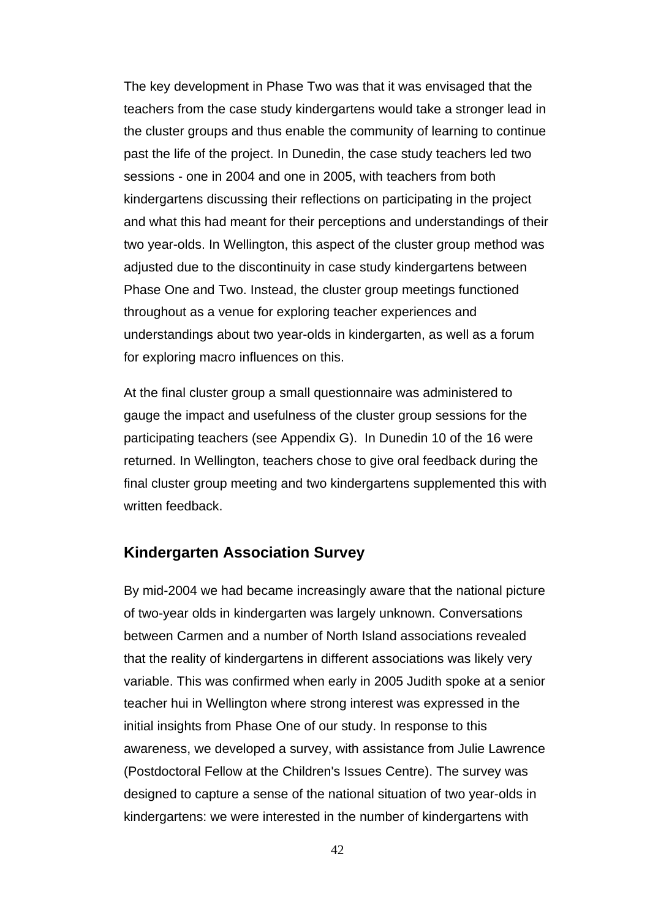The key development in Phase Two was that it was envisaged that the teachers from the case study kindergartens would take a stronger lead in the cluster groups and thus enable the community of learning to continue past the life of the project. In Dunedin, the case study teachers led two sessions - one in 2004 and one in 2005, with teachers from both kindergartens discussing their reflections on participating in the project and what this had meant for their perceptions and understandings of their two year-olds. In Wellington, this aspect of the cluster group method was adjusted due to the discontinuity in case study kindergartens between Phase One and Two. Instead, the cluster group meetings functioned throughout as a venue for exploring teacher experiences and understandings about two year-olds in kindergarten, as well as a forum for exploring macro influences on this.

At the final cluster group a small questionnaire was administered to gauge the impact and usefulness of the cluster group sessions for the participating teachers (see Appendix G). In Dunedin 10 of the 16 were returned. In Wellington, teachers chose to give oral feedback during the final cluster group meeting and two kindergartens supplemented this with written feedback.

## Kindergarten Association Survey

By mid-2004 we had became increasingly aware that the national picture of two-year olds in kindergarten was largely unknown. Conversations between Carmen and a number of North Island associations revealed that the reality of kindergartens in different associations was likely very variable. This was confirmed when early in 2005 Judith spoke at a senior teacher hui in Wellington where strong interest was expressed in the initial insights from Phase One of our study. In response to this awareness, we developed a survey, with assistance from Julie Lawrence (Postdoctoral Fellow at the Children's Issues Centre). The survey was designed to capture a sense of the national situation of two year-olds in kindergartens: we were interested in the number of kindergartens with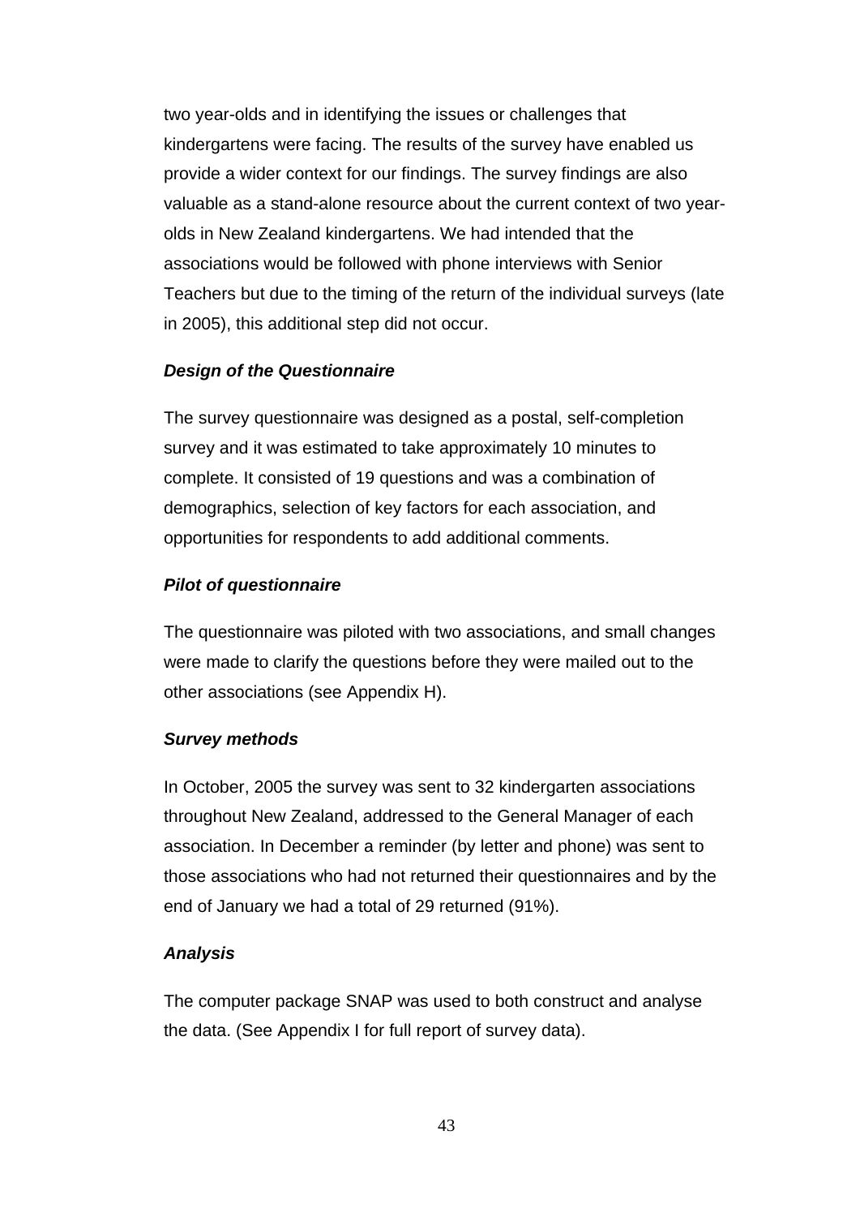two year-olds and in identifying the issues or challenges that kindergartens were facing. The results of the survey have enabled us provide a wider context for our findings. The survey findings are also valuable as a stand-alone resource about the current context of two year-olds in New Zealand kindergartens. We had intended that the associations would be followed with phone interviews with Senior Teachers but due to the timing of the return of the individual surveys (late in 2005), this additional step did not occur.

### *Design of the Questionnaire*

The survey questionnaire was designed as a postal, self-completion survey and it was estimated to take approximately 10 minutes to complete. It consisted of 19 questions and was a combination of demographics, selection of key factors for each association, and opportunities for respondents to add additional comments.

### *Pilot of questionnaire*

The questionnaire was piloted with two associations, and small changes were made to clarify the questions before they were mailed out to the other associations (see Appendix H).

### *Survey methods*

In October, 2005 the survey was sent to 32 kindergarten associations throughout New Zealand, addressed to the General Manager of each association. In December a reminder (by letter and phone) was sent to those associations who had not returned their questionnaires and by the end of January we had a total of 29 returned (91%).

### *Analysis*

The computer package SNAP was used to both construct and analyse the data. (See Appendix I for full report of survey data).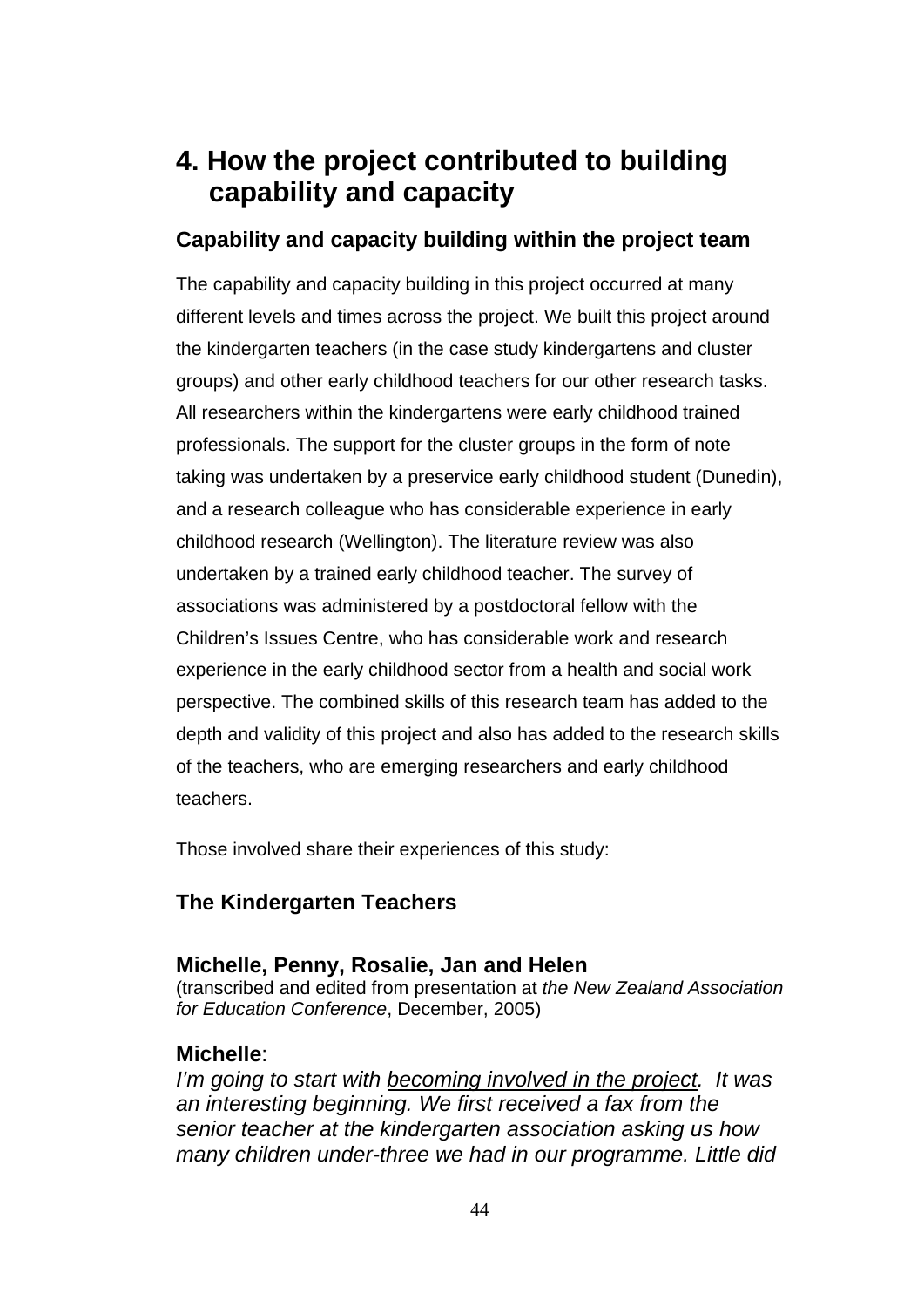# 4. How the project contributed to building capability and capacity

## Capability and capacity building within the project team

The capability and capacity building in this project occurred at many different levels and times across the project. We built this project around the kindergarten teachers (in the case study kindergartens and cluster groups) and other early childhood teachers for our other research tasks. All researchers within the kindergartens were early childhood trained professionals. The support for the cluster groups in the form of note taking was undertaken by a preservice early childhood student (Dunedin), and a research colleague who has considerable experience in early childhood research (Wellington). The literature review was also undertaken by a trained early childhood teacher. The survey of associations was administered by a postdoctoral fellow with the Children's Issues Centre, who has considerable work and research experience in the early childhood sector from a health and social work perspective. The combined skills of this research team has added to the depth and validity of this project and also has added to the research skills of the teachers, who are emerging researchers and early childhood teachers.

Those involved share their experiences of this study:

## The Kindergarten Teachers

### Michelle, Penny, Rosalie, Jan and Helen

(transcribed and edited from presentation at *the New Zealand Association for Education Conference*, December, 2005)

**Michelle**:

*I'm going to start with <u>becoming involved in the project</u>. It was an interesting beginning. We first received a fax from the senior teacher at the kindergarten association asking us how many children under-three we had in our programme. Little did*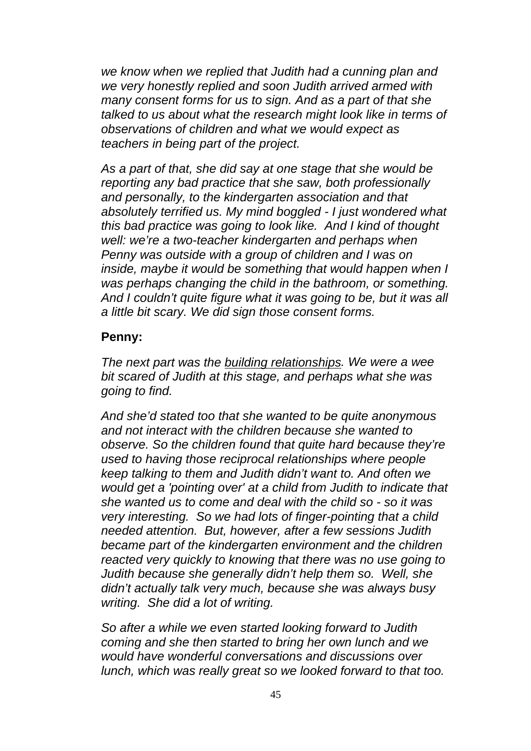*we know when we replied that Judith had a cunning plan and we very honestly replied and soon Judith arrived armed with many consent forms for us to sign. And as a part of that she talked to us about what the research might look like in terms of observations of children and what we would expect as teachers in being part of the project.*

*As a part of that, she did say at one stage that she would be reporting any bad practice that she saw, both professionally and personally, to the kindergarten association and that absolutely terrified us. My mind boggled - I just wondered what this bad practice was going to look like. And I kind of thought well: we're a two-teacher kindergarten and perhaps when Penny was outside with a group of children and I was on inside, maybe it would be something that would happen when I was perhaps changing the child in the bathroom, or something. And I couldn't quite figure what it was going to be, but it was all a little bit scary. We did sign those consent forms.*

**Penny:**

*The next part was the <u>building relationships</u>. We were a wee bit scared of Judith at this stage, and perhaps what she was going to find.*

*And she'd stated too that she wanted to be quite anonymous and not interact with the children because she wanted to observe. So the children found that quite hard because they're used to having those reciprocal relationships where people keep talking to them and Judith didn't want to. And often we would get a 'pointing over' at a child from Judith to indicate that she wanted us to come and deal with the child so - so it was very interesting. So we had lots of finger-pointing that a child needed attention. But, however, after a few sessions Judith became part of the kindergarten environment and the children reacted very quickly to knowing that there was no use going to Judith because she generally didn't help them so. Well, she didn't actually talk very much, because she was always busy writing. She did a lot of writing.*

*So after a while we even started looking forward to Judith coming and she then started to bring her own lunch and we would have wonderful conversations and discussions over lunch, which was really great so we looked forward to that too.*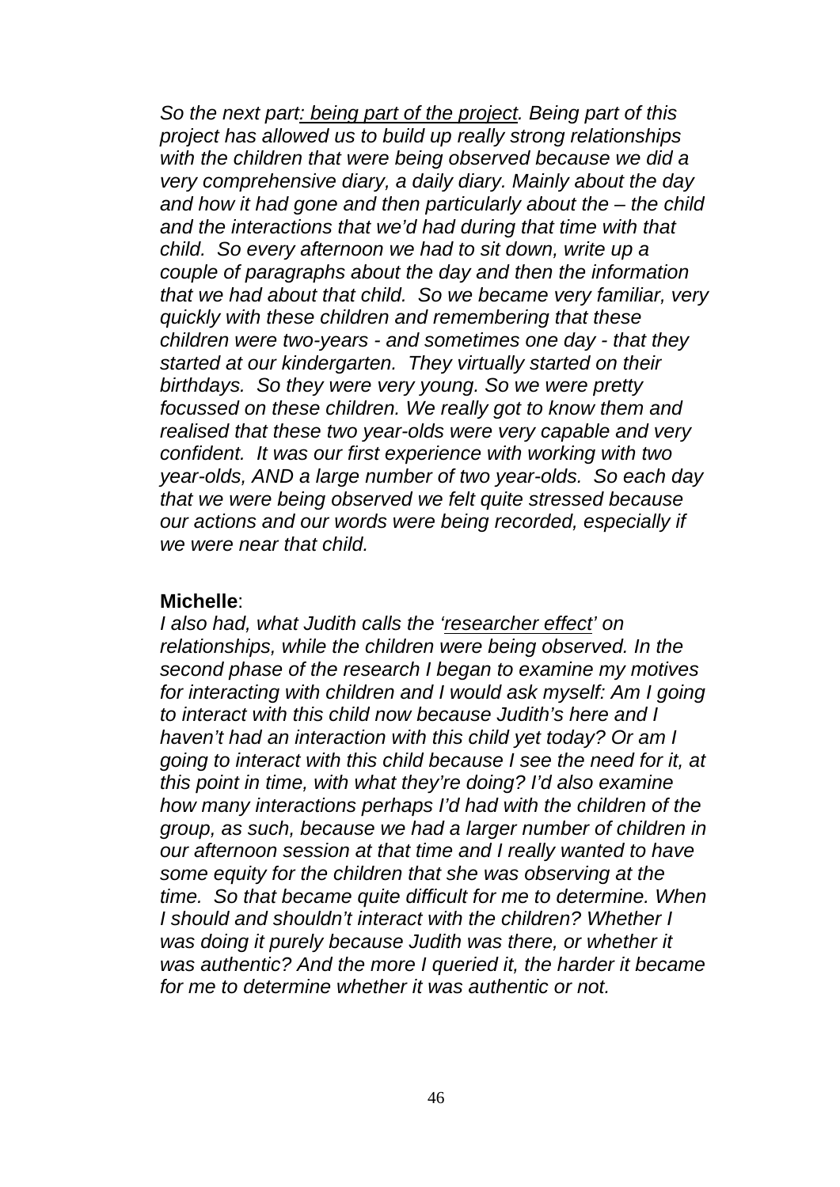*So the next part: being part of the project. Being part of this project has allowed us to build up really strong relationships with the children that were being observed because we did a very comprehensive diary, a daily diary. Mainly about the day and how it had gone and then particularly about the – the child and the interactions that we'd had during that time with that child. So every afternoon we had to sit down, write up a couple of paragraphs about the day and then the information that we had about that child. So we became very familiar, very quickly with these children and remembering that these children were two-years - and sometimes one day - that they started at our kindergarten. They virtually started on their birthdays. So they were very young. So we were pretty focussed on these children. We really got to know them and realised that these two year-olds were very capable and very confident. It was our first experience with working with two year-olds, AND a large number of two year-olds. So each day that we were being observed we felt quite stressed because our actions and our words were being recorded, especially if we were near that child.*

**Michelle**:
*I also had, what Judith calls the 'researcher effect' on relationships, while the children were being observed. In the second phase of the research I began to examine my motives for interacting with children and I would ask myself: Am I going to interact with this child now because Judith's here and I haven't had an interaction with this child yet today? Or am I going to interact with this child because I see the need for it, at this point in time, with what they're doing? I'd also examine how many interactions perhaps I'd had with the children of the group, as such, because we had a larger number of children in our afternoon session at that time and I really wanted to have some equity for the children that she was observing at the time. So that became quite difficult for me to determine. When I should and shouldn't interact with the children? Whether I was doing it purely because Judith was there, or whether it was authentic? And the more I queried it, the harder it became for me to determine whether it was authentic or not.*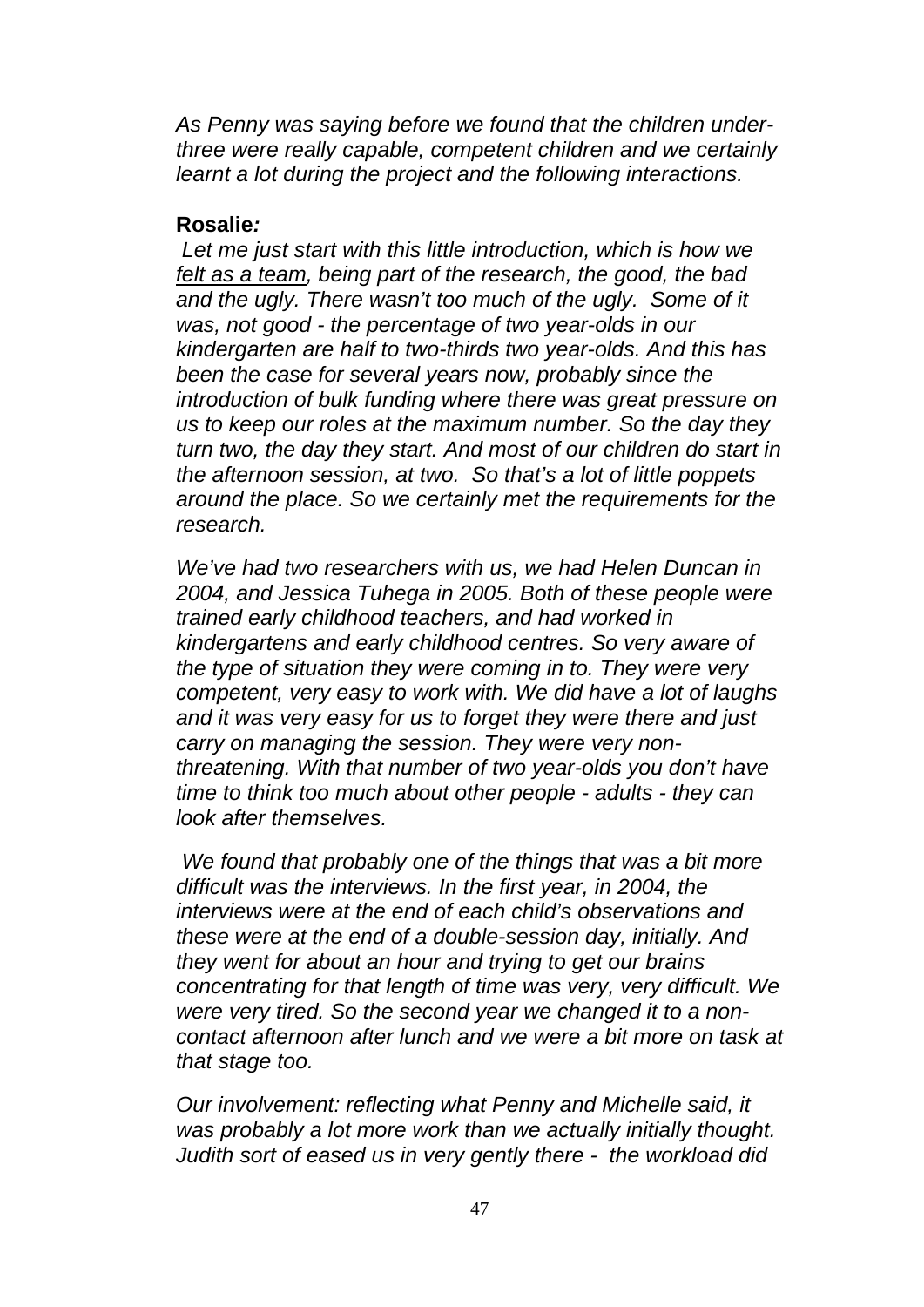*As Penny was saying before we found that the children under-three were really capable, competent children and we certainly learnt a lot during the project and the following interactions.*

**Rosalie*:***

*Let me just start with this little introduction, which is how we <u>felt as a team</u>, being part of the research, the good, the bad and the ugly. There wasn't too much of the ugly. Some of it was, not good - the percentage of two year-olds in our kindergarten are half to two-thirds two year-olds. And this has been the case for several years now, probably since the introduction of bulk funding where there was great pressure on us to keep our roles at the maximum number. So the day they turn two, the day they start. And most of our children do start in the afternoon session, at two. So that's a lot of little poppets around the place. So we certainly met the requirements for the research.*

*We've had two researchers with us, we had Helen Duncan in 2004, and Jessica Tuhega in 2005. Both of these people were trained early childhood teachers, and had worked in kindergartens and early childhood centres. So very aware of the type of situation they were coming in to. They were very competent, very easy to work with. We did have a lot of laughs and it was very easy for us to forget they were there and just carry on managing the session. They were very non-threatening. With that number of two year-olds you don't have time to think too much about other people - adults - they can look after themselves.*

*We found that probably one of the things that was a bit more difficult was the interviews. In the first year, in 2004, the interviews were at the end of each child's observations and these were at the end of a double-session day, initially. And they went for about an hour and trying to get our brains concentrating for that length of time was very, very difficult. We were very tired. So the second year we changed it to a non-contact afternoon after lunch and we were a bit more on task at that stage too.*

*Our involvement: reflecting what Penny and Michelle said, it was probably a lot more work than we actually initially thought. Judith sort of eased us in very gently there - the workload did*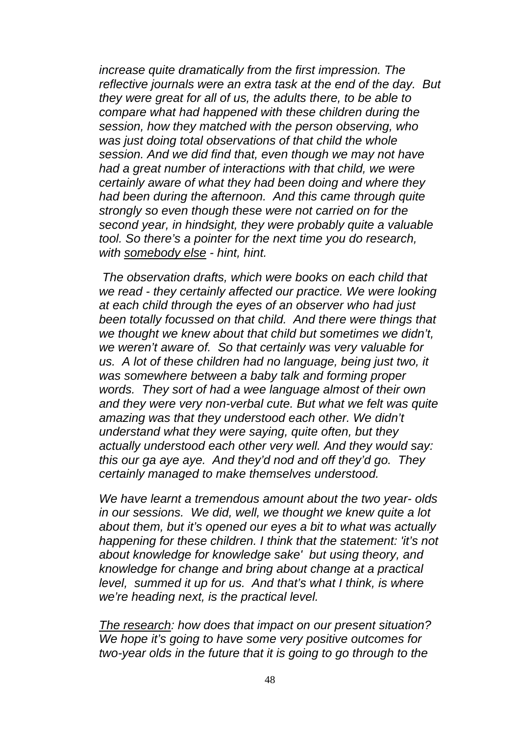*increase quite dramatically from the first impression. The reflective journals were an extra task at the end of the day. But they were great for all of us, the adults there, to be able to compare what had happened with these children during the session, how they matched with the person observing, who was just doing total observations of that child the whole session. And we did find that, even though we may not have had a great number of interactions with that child, we were certainly aware of what they had been doing and where they had been during the afternoon. And this came through quite strongly so even though these were not carried on for the second year, in hindsight, they were probably quite a valuable tool. So there's a pointer for the next time you do research, with <u>somebody else</u> - hint, hint.*

*The observation drafts, which were books on each child that we read - they certainly affected our practice. We were looking at each child through the eyes of an observer who had just been totally focussed on that child. And there were things that we thought we knew about that child but sometimes we didn't, we weren't aware of. So that certainly was very valuable for us. A lot of these children had no language, being just two, it was somewhere between a baby talk and forming proper words. They sort of had a wee language almost of their own and they were very non-verbal cute. But what we felt was quite amazing was that they understood each other. We didn't understand what they were saying, quite often, but they actually understood each other very well. And they would say: this our ga aye aye. And they'd nod and off they'd go. They certainly managed to make themselves understood.*

*We have learnt a tremendous amount about the two year- olds in our sessions. We did, well, we thought we knew quite a lot about them, but it's opened our eyes a bit to what was actually happening for these children. I think that the statement: 'it's not about knowledge for knowledge sake' but using theory, and knowledge for change and bring about change at a practical level, summed it up for us. And that's what I think, is where we're heading next, is the practical level.*

*<u>The research</u>: how does that impact on our present situation? We hope it's going to have some very positive outcomes for two-year olds in the future that it is going to go through to the*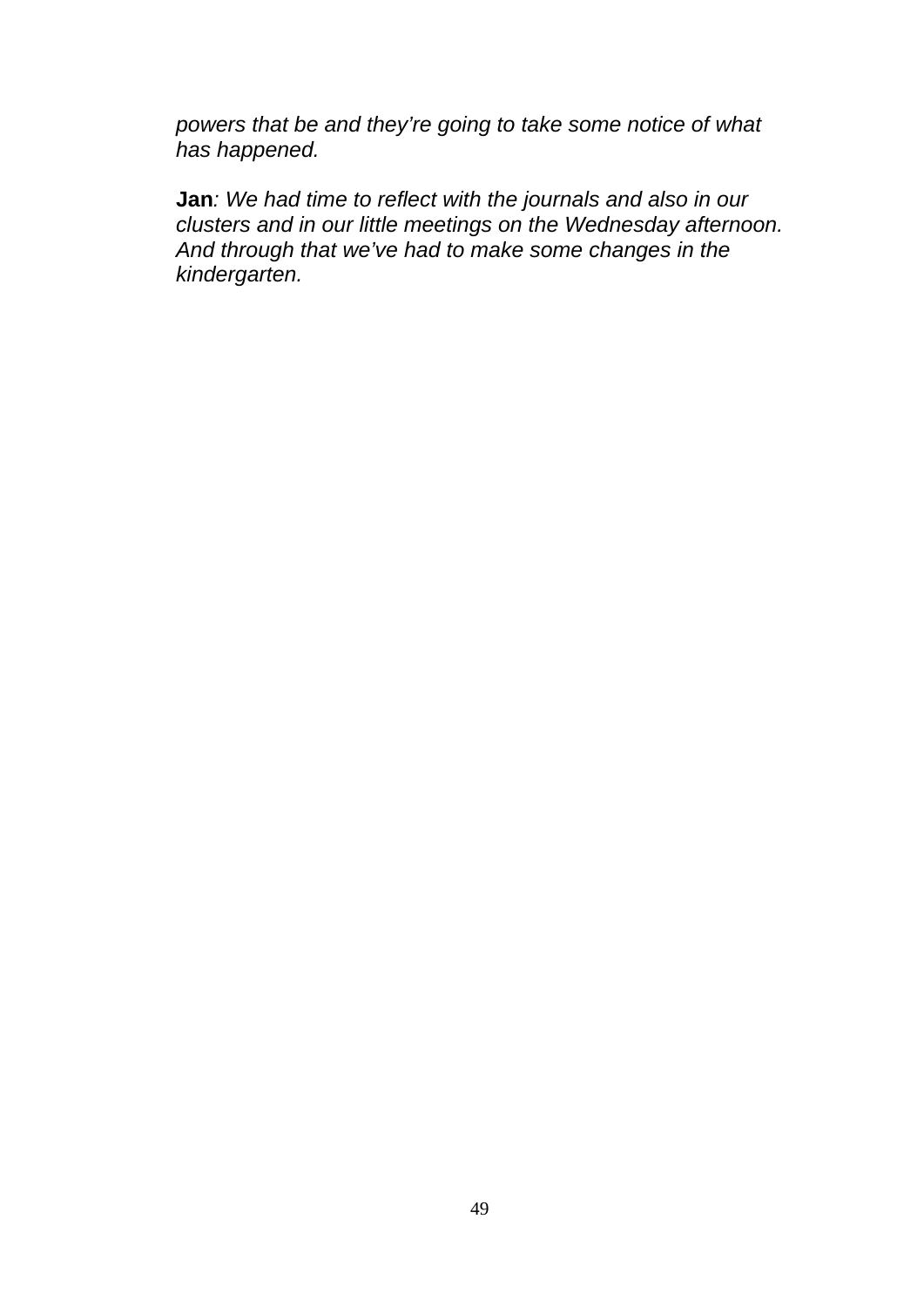*powers that be and they're going to take some notice of what has happened.*

**Jan***: We had time to reflect with the journals and also in our clusters and in our little meetings on the Wednesday afternoon. And through that we've had to make some changes in the kindergarten.*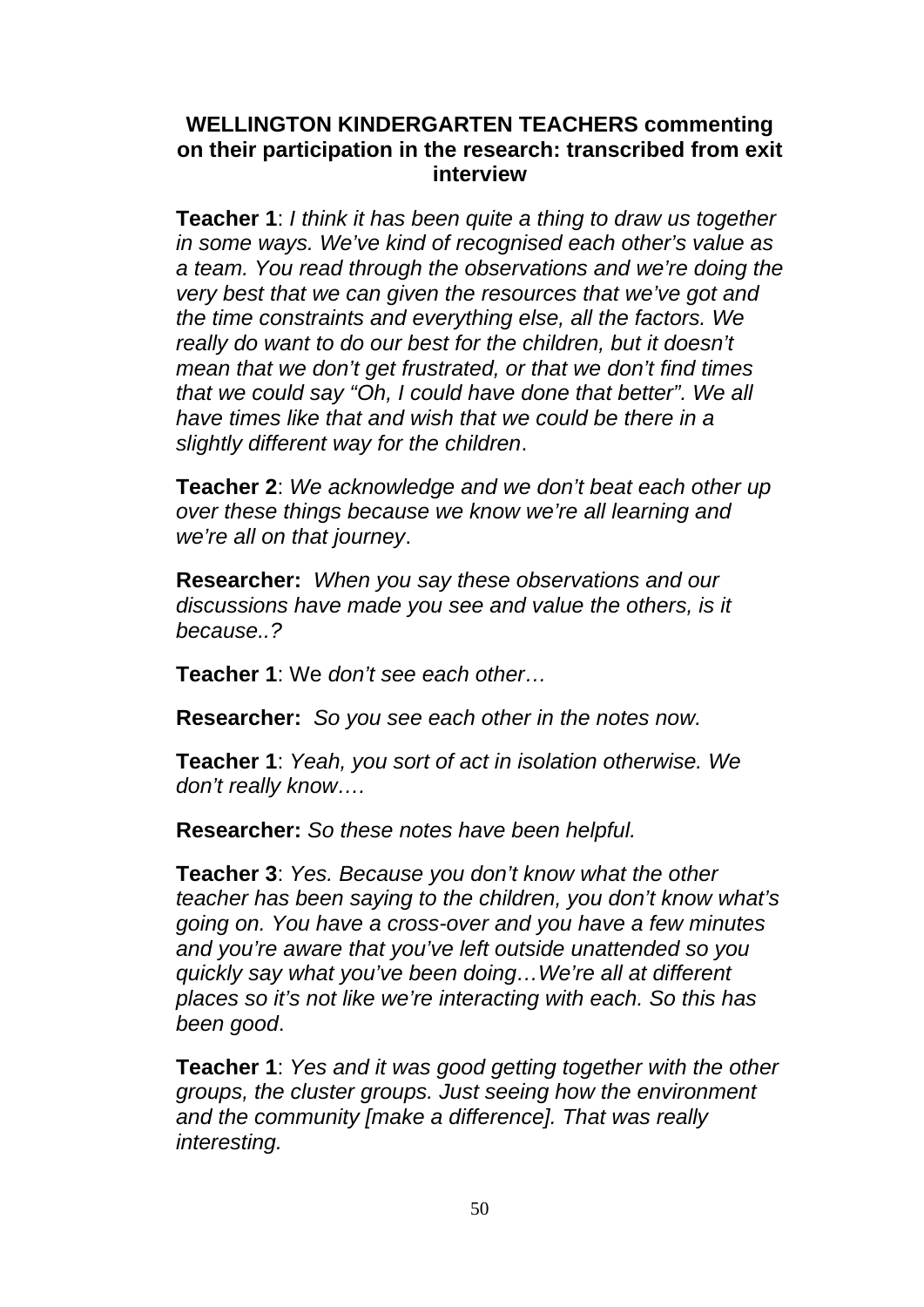**WELLINGTON KINDERGARTEN TEACHERS commenting on their participation in the research: transcribed from exit interview**

**Teacher 1**: *I think it has been quite a thing to draw us together in some ways. We've kind of recognised each other's value as a team. You read through the observations and we're doing the very best that we can given the resources that we've got and the time constraints and everything else, all the factors. We really do want to do our best for the children, but it doesn't mean that we don't get frustrated, or that we don't find times that we could say "Oh, I could have done that better". We all have times like that and wish that we could be there in a slightly different way for the children*.

**Teacher 2**: *We acknowledge and we don't beat each other up over these things because we know we're all learning and we're all on that journey*.

**Researcher:** *When you say these observations and our discussions have made you see and value the others, is it because..?*

**Teacher 1**: We *don't see each other…*

**Researcher:** *So you see each other in the notes now.*

**Teacher 1**: *Yeah, you sort of act in isolation otherwise. We don't really know….*

**Researcher:** *So these notes have been helpful.*

**Teacher 3**: *Yes. Because you don't know what the other teacher has been saying to the children, you don't know what's going on. You have a cross-over and you have a few minutes and you're aware that you've left outside unattended so you quickly say what you've been doing…We're all at different places so it's not like we're interacting with each. So this has been good*.

**Teacher 1**: *Yes and it was good getting together with the other groups, the cluster groups. Just seeing how the environment and the community [make a difference]. That was really interesting.*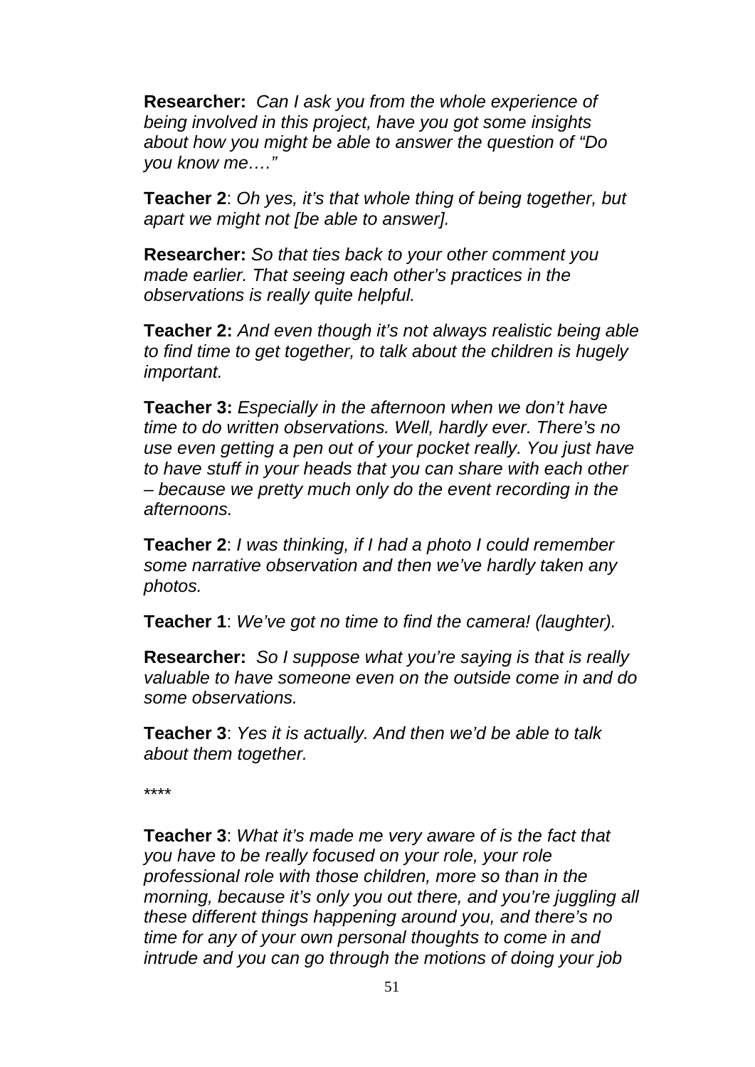**Researcher:** *Can I ask you from the whole experience of being involved in this project, have you got some insights about how you might be able to answer the question of "Do you know me…."*

**Teacher 2**: *Oh yes, it's that whole thing of being together, but apart we might not [be able to answer].*

**Researcher:** *So that ties back to your other comment you made earlier. That seeing each other's practices in the observations is really quite helpful.*

**Teacher 2:** *And even though it's not always realistic being able to find time to get together, to talk about the children is hugely important.*

**Teacher 3:** *Especially in the afternoon when we don't have time to do written observations. Well, hardly ever. There's no use even getting a pen out of your pocket really. You just have to have stuff in your heads that you can share with each other – because we pretty much only do the event recording in the afternoons.*

**Teacher 2**: *I was thinking, if I had a photo I could remember some narrative observation and then we've hardly taken any photos.*

**Teacher 1**: *We've got no time to find the camera! (laughter).*

**Researcher:** *So I suppose what you're saying is that is really valuable to have someone even on the outside come in and do some observations.*

**Teacher 3**: *Yes it is actually. And then we'd be able to talk about them together.*

\*\*\*\*

**Teacher 3**: *What it's made me very aware of is the fact that you have to be really focused on your role, your role professional role with those children, more so than in the morning, because it's only you out there, and you're juggling all these different things happening around you, and there's no time for any of your own personal thoughts to come in and intrude and you can go through the motions of doing your job*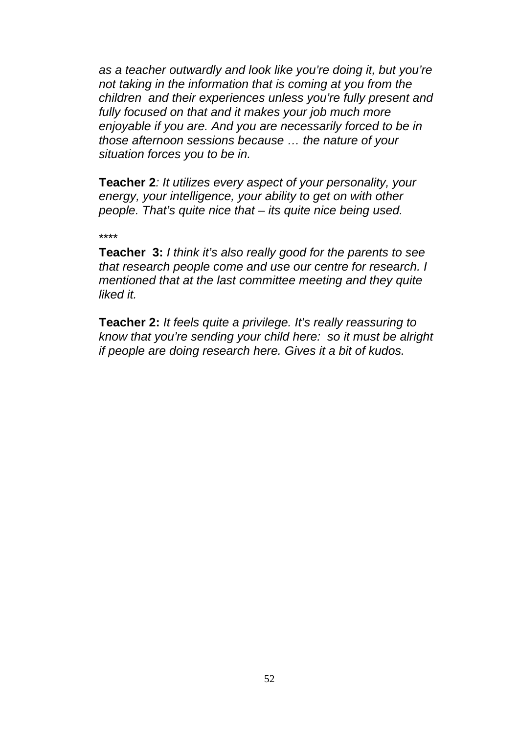*as a teacher outwardly and look like you're doing it, but you're not taking in the information that is coming at you from the children and their experiences unless you're fully present and fully focused on that and it makes your job much more enjoyable if you are. And you are necessarily forced to be in those afternoon sessions because … the nature of your situation forces you to be in.*

**Teacher 2***: It utilizes every aspect of your personality, your energy, your intelligence, your ability to get on with other people. That's quite nice that – its quite nice being used.*

****

**Teacher 3:** *I think it's also really good for the parents to see that research people come and use our centre for research. I mentioned that at the last committee meeting and they quite liked it.*

**Teacher 2:** *It feels quite a privilege. It's really reassuring to know that you're sending your child here: so it must be alright if people are doing research here. Gives it a bit of kudos.*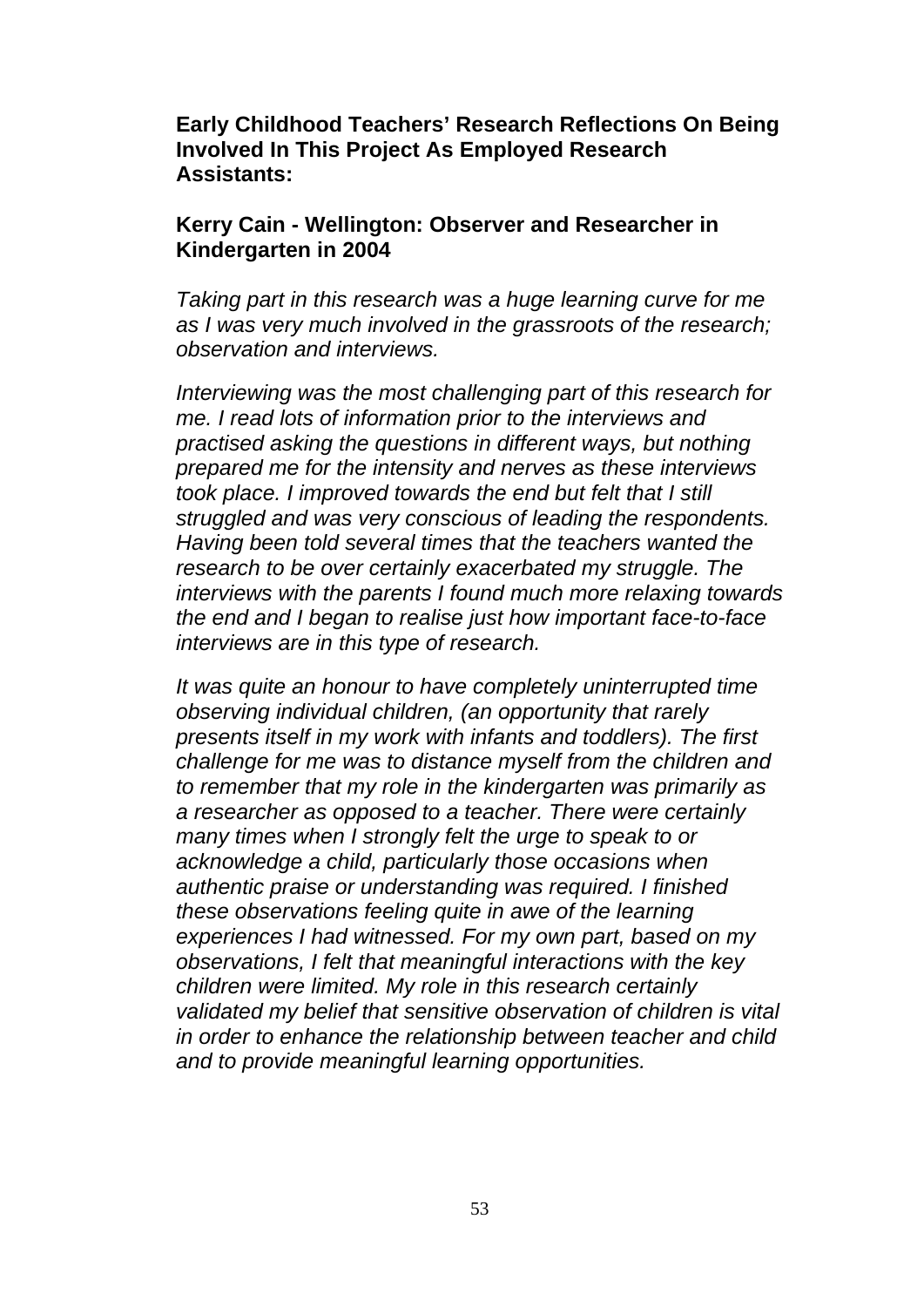**Early Childhood Teachers' Research Reflections On Being Involved In This Project As Employed Research Assistants:**

**Kerry Cain - Wellington: Observer and Researcher in Kindergarten in 2004**

*Taking part in this research was a huge learning curve for me as I was very much involved in the grassroots of the research; observation and interviews.*

*Interviewing was the most challenging part of this research for me. I read lots of information prior to the interviews and practised asking the questions in different ways, but nothing prepared me for the intensity and nerves as these interviews took place. I improved towards the end but felt that I still struggled and was very conscious of leading the respondents. Having been told several times that the teachers wanted the research to be over certainly exacerbated my struggle. The interviews with the parents I found much more relaxing towards the end and I began to realise just how important face-to-face interviews are in this type of research.*

*It was quite an honour to have completely uninterrupted time observing individual children, (an opportunity that rarely presents itself in my work with infants and toddlers). The first challenge for me was to distance myself from the children and to remember that my role in the kindergarten was primarily as a researcher as opposed to a teacher. There were certainly many times when I strongly felt the urge to speak to or acknowledge a child, particularly those occasions when authentic praise or understanding was required. I finished these observations feeling quite in awe of the learning experiences I had witnessed. For my own part, based on my observations, I felt that meaningful interactions with the key children were limited. My role in this research certainly validated my belief that sensitive observation of children is vital in order to enhance the relationship between teacher and child and to provide meaningful learning opportunities.*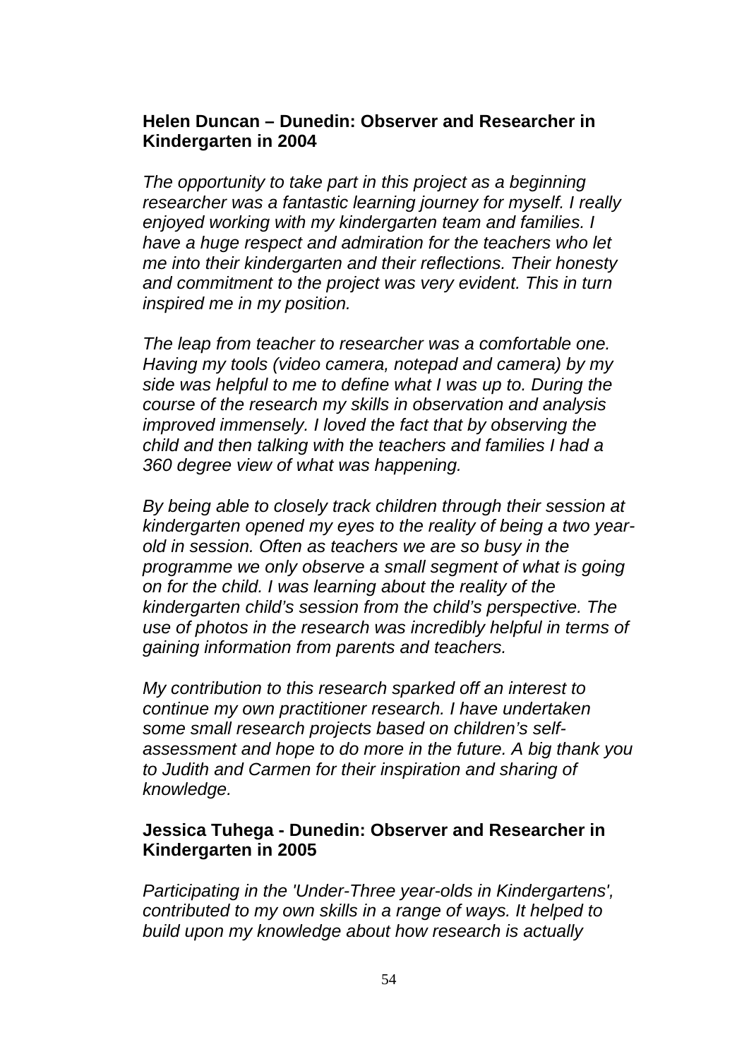**Helen Duncan – Dunedin: Observer and Researcher in Kindergarten in 2004**

*The opportunity to take part in this project as a beginning researcher was a fantastic learning journey for myself. I really enjoyed working with my kindergarten team and families. I have a huge respect and admiration for the teachers who let me into their kindergarten and their reflections. Their honesty and commitment to the project was very evident. This in turn inspired me in my position.*

*The leap from teacher to researcher was a comfortable one. Having my tools (video camera, notepad and camera) by my side was helpful to me to define what I was up to. During the course of the research my skills in observation and analysis improved immensely. I loved the fact that by observing the child and then talking with the teachers and families I had a 360 degree view of what was happening.*

*By being able to closely track children through their session at kindergarten opened my eyes to the reality of being a two year-old in session. Often as teachers we are so busy in the programme we only observe a small segment of what is going on for the child. I was learning about the reality of the kindergarten child's session from the child's perspective. The use of photos in the research was incredibly helpful in terms of gaining information from parents and teachers.*

*My contribution to this research sparked off an interest to continue my own practitioner research. I have undertaken some small research projects based on children's self-assessment and hope to do more in the future. A big thank you to Judith and Carmen for their inspiration and sharing of knowledge.*

**Jessica Tuhega - Dunedin: Observer and Researcher in Kindergarten in 2005**

*Participating in the 'Under-Three year-olds in Kindergartens', contributed to my own skills in a range of ways. It helped to build upon my knowledge about how research is actually*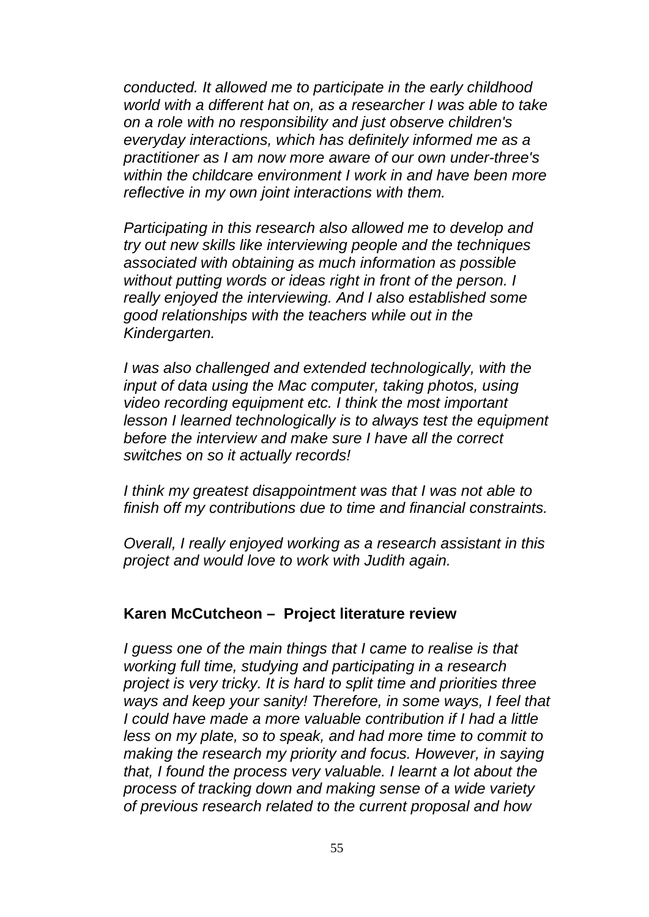*conducted. It allowed me to participate in the early childhood world with a different hat on, as a researcher I was able to take on a role with no responsibility and just observe children's everyday interactions, which has definitely informed me as a practitioner as I am now more aware of our own under-three's within the childcare environment I work in and have been more reflective in my own joint interactions with them.*

*Participating in this research also allowed me to develop and try out new skills like interviewing people and the techniques associated with obtaining as much information as possible without putting words or ideas right in front of the person. I really enjoyed the interviewing. And I also established some good relationships with the teachers while out in the Kindergarten.*

*I was also challenged and extended technologically, with the input of data using the Mac computer, taking photos, using video recording equipment etc. I think the most important lesson I learned technologically is to always test the equipment before the interview and make sure I have all the correct switches on so it actually records!*

*I think my greatest disappointment was that I was not able to finish off my contributions due to time and financial constraints.*

*Overall, I really enjoyed working as a research assistant in this project and would love to work with Judith again.*

**Karen McCutcheon – Project literature review**

*I guess one of the main things that I came to realise is that working full time, studying and participating in a research project is very tricky. It is hard to split time and priorities three ways and keep your sanity! Therefore, in some ways, I feel that I could have made a more valuable contribution if I had a little less on my plate, so to speak, and had more time to commit to making the research my priority and focus. However, in saying that, I found the process very valuable. I learnt a lot about the process of tracking down and making sense of a wide variety of previous research related to the current proposal and how*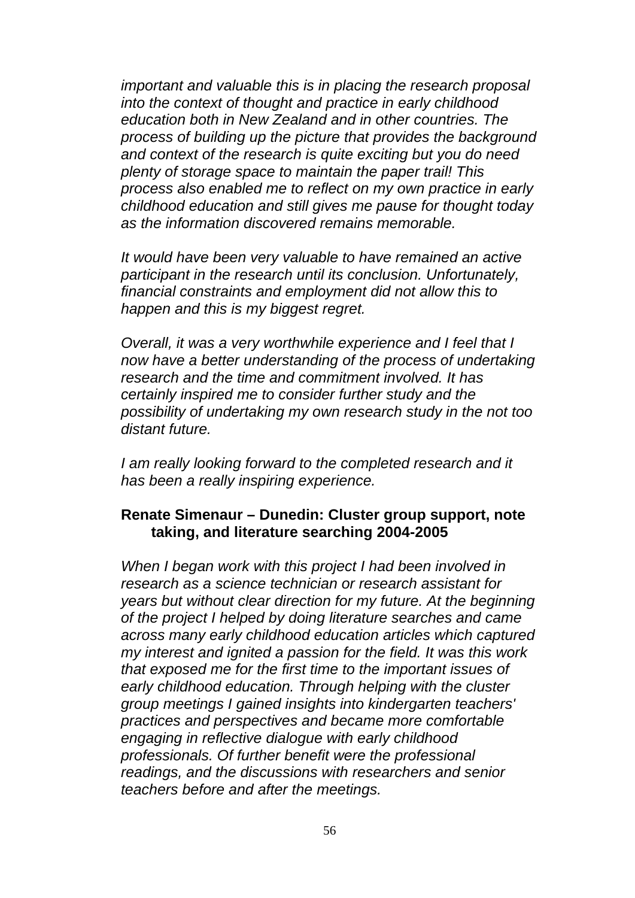*important and valuable this is in placing the research proposal into the context of thought and practice in early childhood education both in New Zealand and in other countries. The process of building up the picture that provides the background and context of the research is quite exciting but you do need plenty of storage space to maintain the paper trail! This process also enabled me to reflect on my own practice in early childhood education and still gives me pause for thought today as the information discovered remains memorable.*

*It would have been very valuable to have remained an active participant in the research until its conclusion. Unfortunately, financial constraints and employment did not allow this to happen and this is my biggest regret.*

*Overall, it was a very worthwhile experience and I feel that I now have a better understanding of the process of undertaking research and the time and commitment involved. It has certainly inspired me to consider further study and the possibility of undertaking my own research study in the not too distant future.*

*I am really looking forward to the completed research and it has been a really inspiring experience.*

**Renate Simenaur – Dunedin: Cluster group support, note taking, and literature searching 2004-2005**

*When I began work with this project I had been involved in research as a science technician or research assistant for years but without clear direction for my future. At the beginning of the project I helped by doing literature searches and came across many early childhood education articles which captured my interest and ignited a passion for the field. It was this work that exposed me for the first time to the important issues of early childhood education. Through helping with the cluster group meetings I gained insights into kindergarten teachers' practices and perspectives and became more comfortable engaging in reflective dialogue with early childhood professionals. Of further benefit were the professional readings, and the discussions with researchers and senior teachers before and after the meetings.*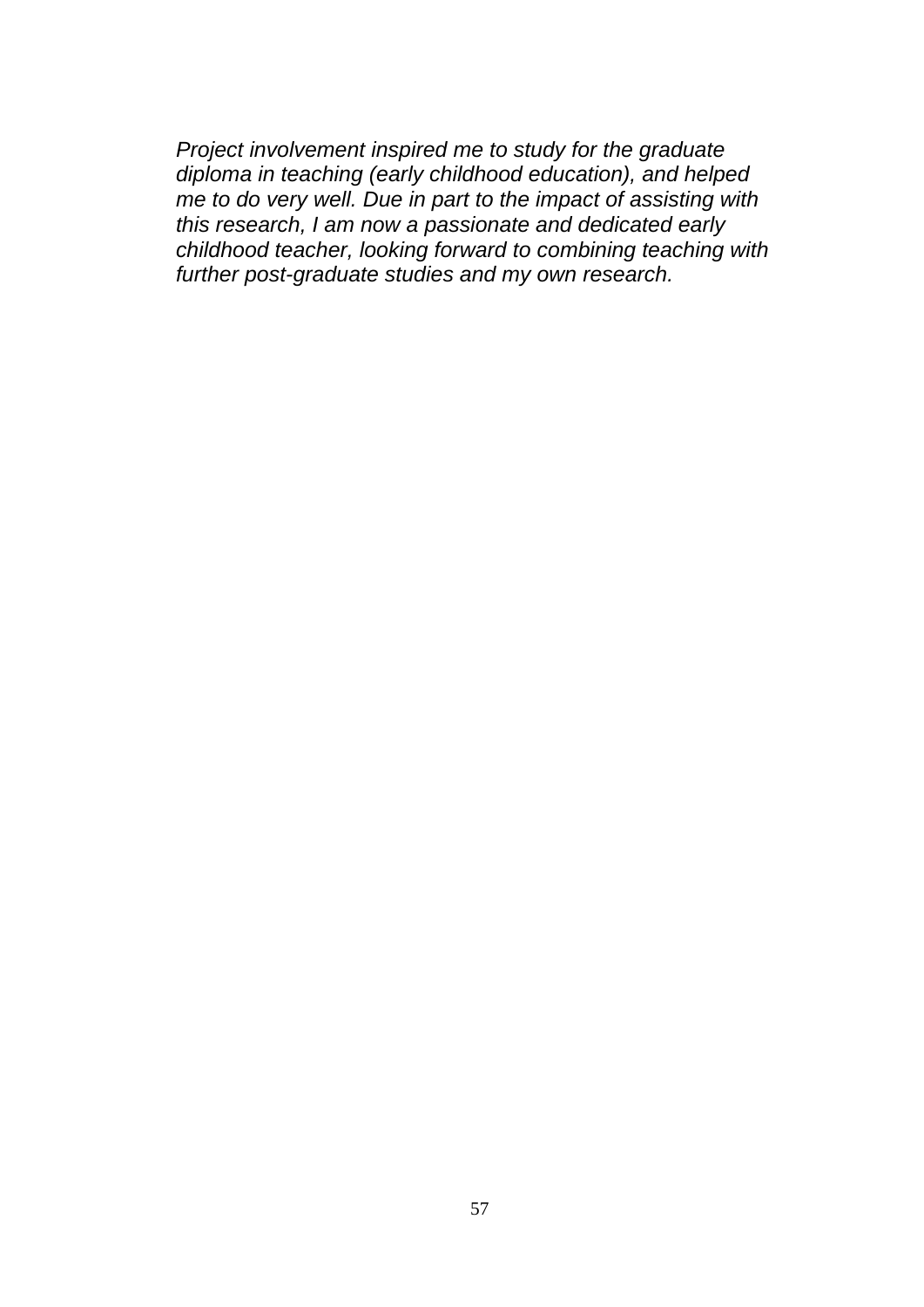*Project involvement inspired me to study for the graduate diploma in teaching (early childhood education), and helped me to do very well. Due in part to the impact of assisting with this research, I am now a passionate and dedicated early childhood teacher, looking forward to combining teaching with further post-graduate studies and my own research.*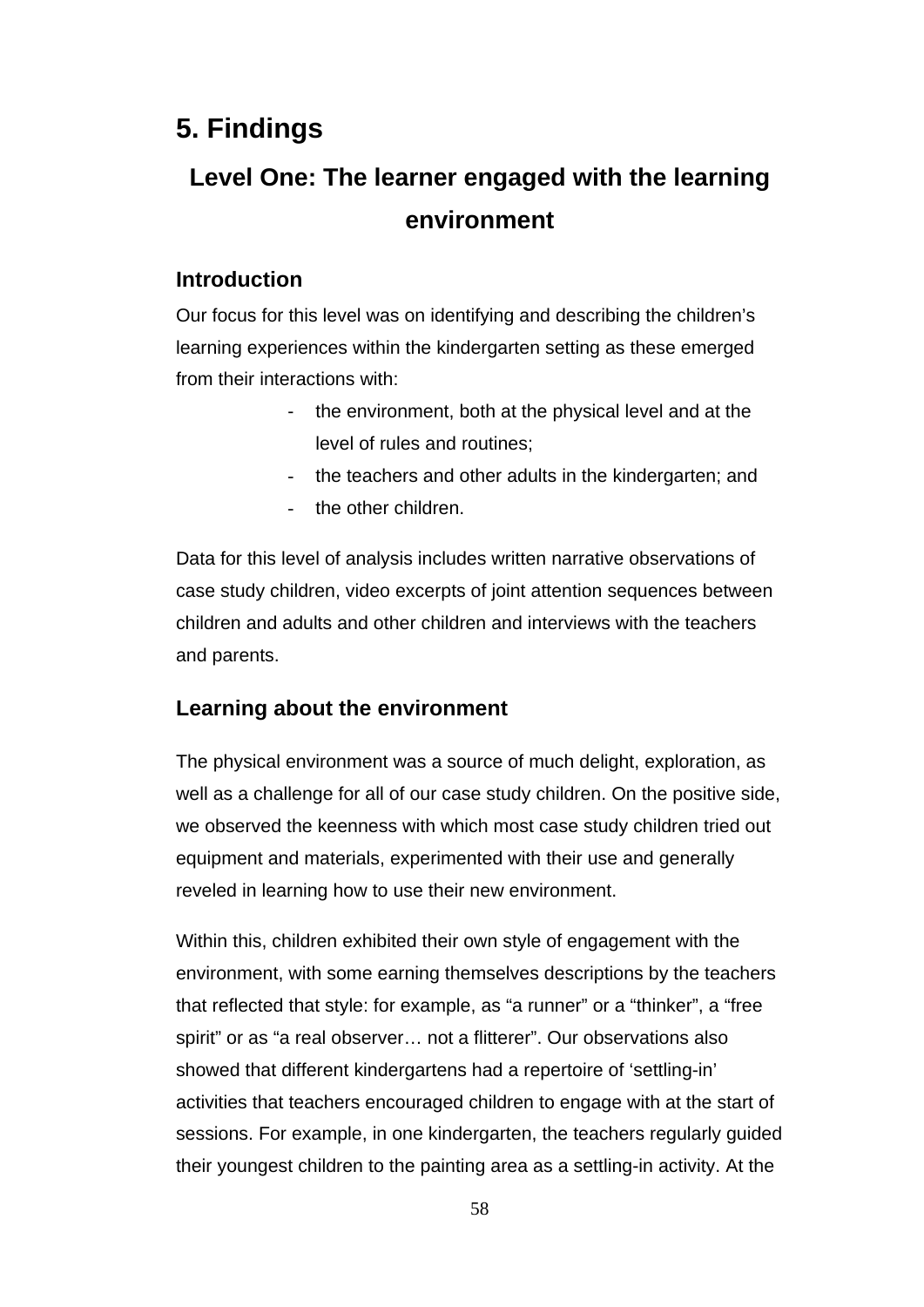# 5. Findings

## Level One: The learner engaged with the learning environment

### Introduction

Our focus for this level was on identifying and describing the children's learning experiences within the kindergarten setting as these emerged from their interactions with:

- the environment, both at the physical level and at the level of rules and routines;
- the teachers and other adults in the kindergarten; and
- the other children.

Data for this level of analysis includes written narrative observations of case study children, video excerpts of joint attention sequences between children and adults and other children and interviews with the teachers and parents.

### Learning about the environment

The physical environment was a source of much delight, exploration, as well as a challenge for all of our case study children. On the positive side, we observed the keenness with which most case study children tried out equipment and materials, experimented with their use and generally reveled in learning how to use their new environment.

Within this, children exhibited their own style of engagement with the environment, with some earning themselves descriptions by the teachers that reflected that style: for example, as "a runner" or a "thinker", a "free spirit" or as "a real observer… not a flitterer". Our observations also showed that different kindergartens had a repertoire of 'settling-in' activities that teachers encouraged children to engage with at the start of sessions. For example, in one kindergarten, the teachers regularly guided their youngest children to the painting area as a settling-in activity. At the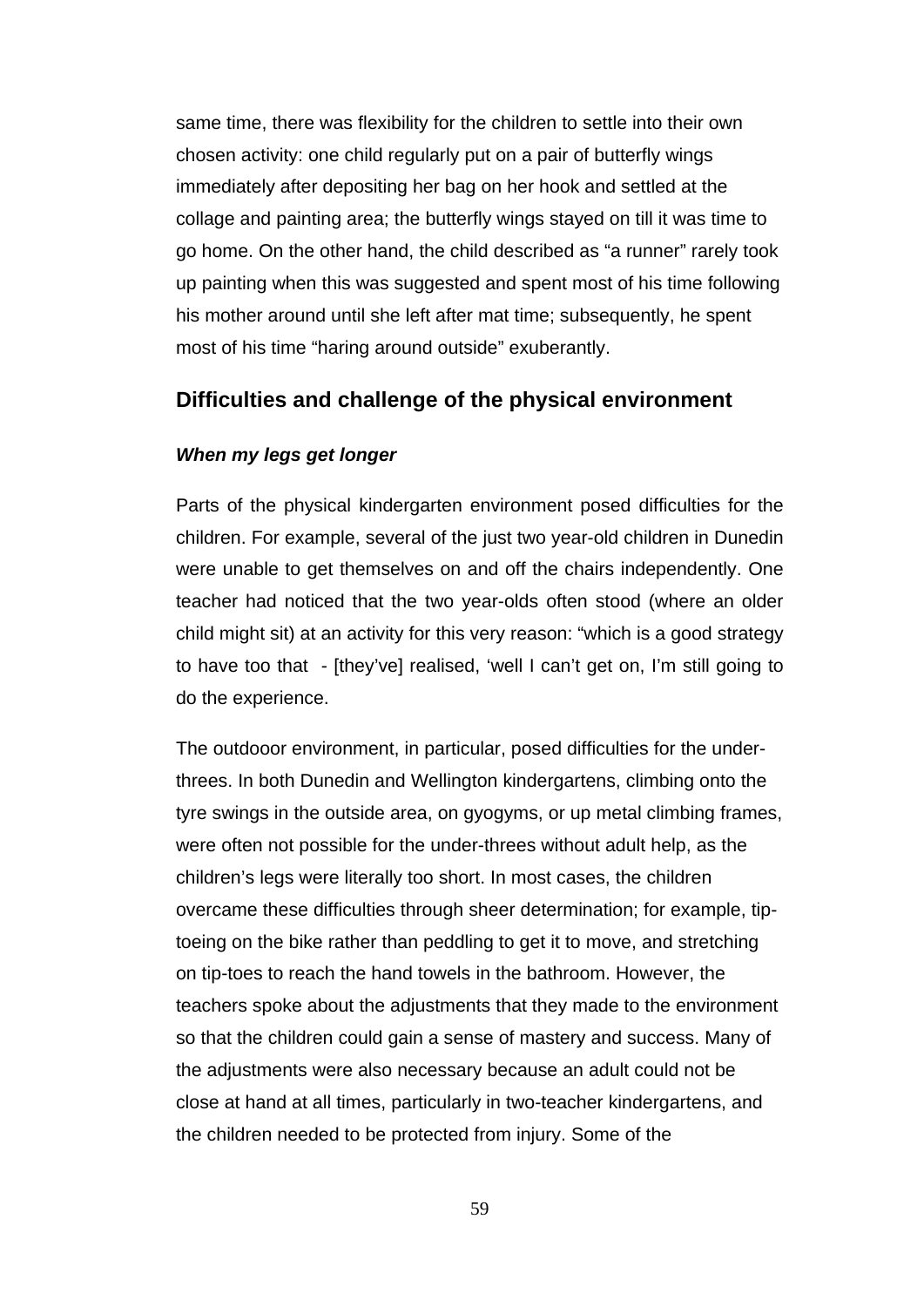same time, there was flexibility for the children to settle into their own chosen activity: one child regularly put on a pair of butterfly wings immediately after depositing her bag on her hook and settled at the collage and painting area; the butterfly wings stayed on till it was time to go home. On the other hand, the child described as “a runner” rarely took up painting when this was suggested and spent most of his time following his mother around until she left after mat time; subsequently, he spent most of his time “haring around outside” exuberantly.

## Difficulties and challenge of the physical environment

### ***When my legs get longer***

Parts of the physical kindergarten environment posed difficulties for the children. For example, several of the just two year-old children in Dunedin were unable to get themselves on and off the chairs independently. One teacher had noticed that the two year-olds often stood (where an older child might sit) at an activity for this very reason: “which is a good strategy to have too that - [they've] realised, ‘well I can't get on, I'm still going to do the experience.

The outdooor environment, in particular, posed difficulties for the under-threes. In both Dunedin and Wellington kindergartens, climbing onto the tyre swings in the outside area, on gyogyms, or up metal climbing frames, were often not possible for the under-threes without adult help, as the children's legs were literally too short. In most cases, the children overcame these difficulties through sheer determination; for example, tip-toeing on the bike rather than peddling to get it to move, and stretching on tip-toes to reach the hand towels in the bathroom. However, the teachers spoke about the adjustments that they made to the environment so that the children could gain a sense of mastery and success. Many of the adjustments were also necessary because an adult could not be close at hand at all times, particularly in two-teacher kindergartens, and the children needed to be protected from injury. Some of the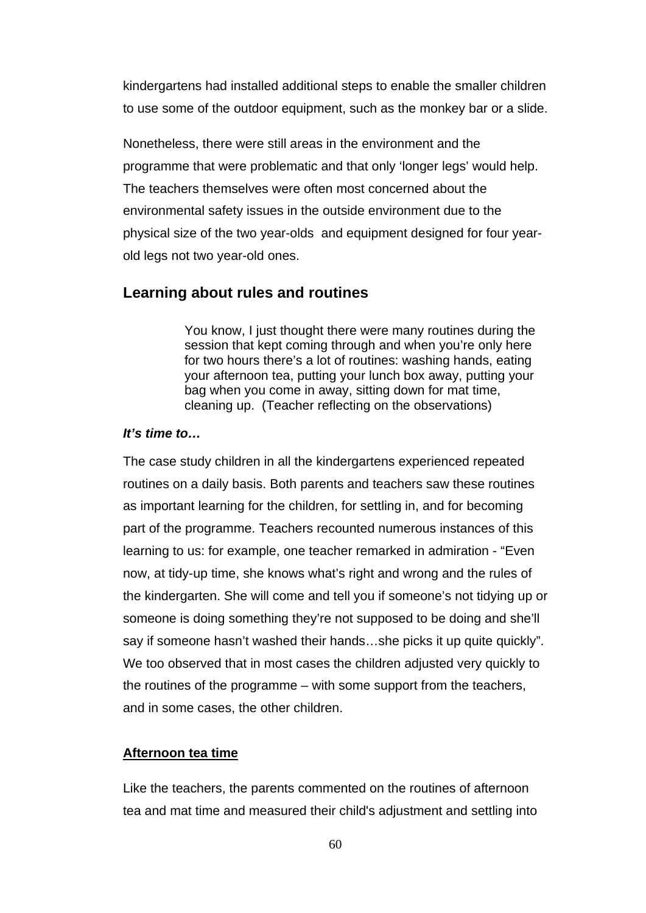kindergartens had installed additional steps to enable the smaller children to use some of the outdoor equipment, such as the monkey bar or a slide.

Nonetheless, there were still areas in the environment and the programme that were problematic and that only 'longer legs' would help. The teachers themselves were often most concerned about the environmental safety issues in the outside environment due to the physical size of the two year-olds and equipment designed for four year-old legs not two year-old ones.

## Learning about rules and routines

> You know, I just thought there were many routines during the session that kept coming through and when you're only here for two hours there's a lot of routines: washing hands, eating your afternoon tea, putting your lunch box away, putting your bag when you come in away, sitting down for mat time, cleaning up. (Teacher reflecting on the observations)

***It's time to…***

The case study children in all the kindergartens experienced repeated routines on a daily basis. Both parents and teachers saw these routines as important learning for the children, for settling in, and for becoming part of the programme. Teachers recounted numerous instances of this learning to us: for example, one teacher remarked in admiration - "Even now, at tidy-up time, she knows what's right and wrong and the rules of the kindergarten. She will come and tell you if someone's not tidying up or someone is doing something they're not supposed to be doing and she'll say if someone hasn't washed their hands…she picks it up quite quickly". We too observed that in most cases the children adjusted very quickly to the routines of the programme – with some support from the teachers, and in some cases, the other children.

**<u>Afternoon tea time</u>**

Like the teachers, the parents commented on the routines of afternoon tea and mat time and measured their child's adjustment and settling into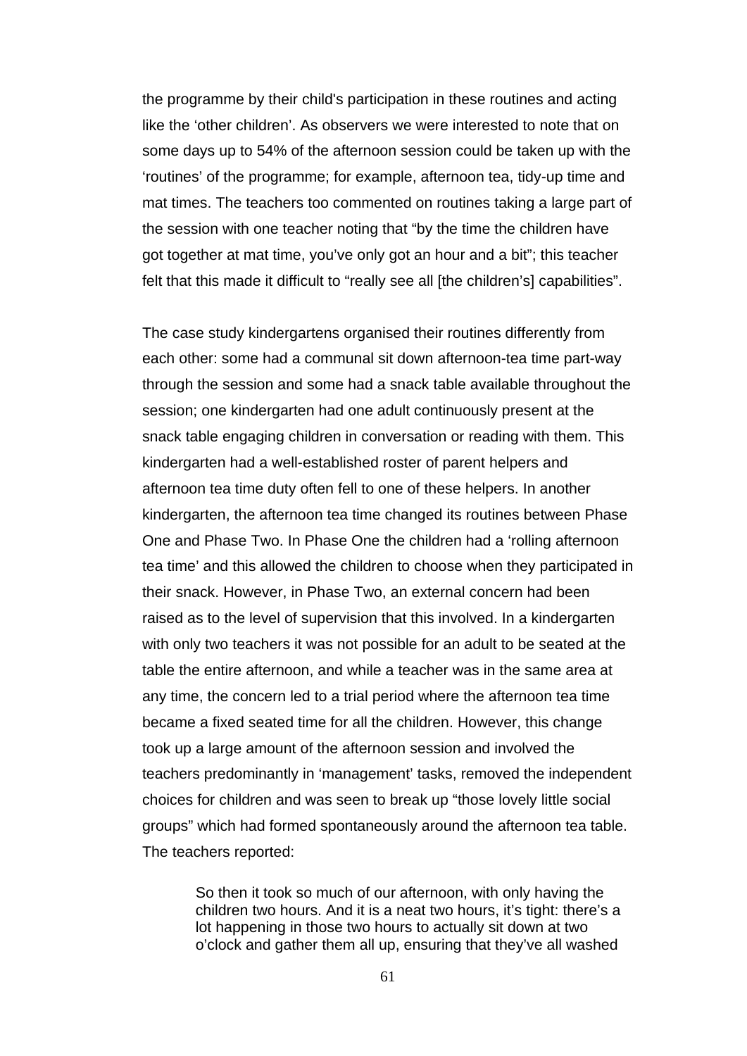the programme by their child's participation in these routines and acting like the 'other children'. As observers we were interested to note that on some days up to 54% of the afternoon session could be taken up with the 'routines' of the programme; for example, afternoon tea, tidy-up time and mat times. The teachers too commented on routines taking a large part of the session with one teacher noting that "by the time the children have got together at mat time, you've only got an hour and a bit"; this teacher felt that this made it difficult to "really see all [the children's] capabilities".

The case study kindergartens organised their routines differently from each other: some had a communal sit down afternoon-tea time part-way through the session and some had a snack table available throughout the session; one kindergarten had one adult continuously present at the snack table engaging children in conversation or reading with them. This kindergarten had a well-established roster of parent helpers and afternoon tea time duty often fell to one of these helpers. In another kindergarten, the afternoon tea time changed its routines between Phase One and Phase Two. In Phase One the children had a 'rolling afternoon tea time' and this allowed the children to choose when they participated in their snack. However, in Phase Two, an external concern had been raised as to the level of supervision that this involved. In a kindergarten with only two teachers it was not possible for an adult to be seated at the table the entire afternoon, and while a teacher was in the same area at any time, the concern led to a trial period where the afternoon tea time became a fixed seated time for all the children. However, this change took up a large amount of the afternoon session and involved the teachers predominantly in 'management' tasks, removed the independent choices for children and was seen to break up "those lovely little social groups" which had formed spontaneously around the afternoon tea table. The teachers reported:

> So then it took so much of our afternoon, with only having the children two hours. And it is a neat two hours, it's tight: there's a lot happening in those two hours to actually sit down at two o'clock and gather them all up, ensuring that they've all washed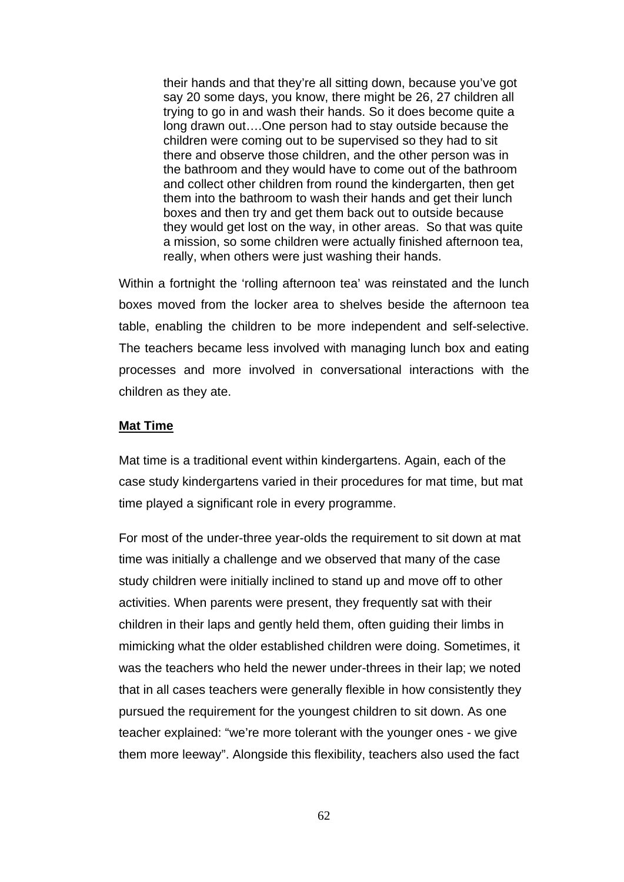> their hands and that they're all sitting down, because you've got say 20 some days, you know, there might be 26, 27 children all trying to go in and wash their hands. So it does become quite a long drawn out….One person had to stay outside because the children were coming out to be supervised so they had to sit there and observe those children, and the other person was in the bathroom and they would have to come out of the bathroom and collect other children from round the kindergarten, then get them into the bathroom to wash their hands and get their lunch boxes and then try and get them back out to outside because they would get lost on the way, in other areas. So that was quite a mission, so some children were actually finished afternoon tea, really, when others were just washing their hands.

Within a fortnight the 'rolling afternoon tea' was reinstated and the lunch boxes moved from the locker area to shelves beside the afternoon tea table, enabling the children to be more independent and self-selective. The teachers became less involved with managing lunch box and eating processes and more involved in conversational interactions with the children as they ate.

**Mat Time**

Mat time is a traditional event within kindergartens. Again, each of the case study kindergartens varied in their procedures for mat time, but mat time played a significant role in every programme.

For most of the under-three year-olds the requirement to sit down at mat time was initially a challenge and we observed that many of the case study children were initially inclined to stand up and move off to other activities. When parents were present, they frequently sat with their children in their laps and gently held them, often guiding their limbs in mimicking what the older established children were doing. Sometimes, it was the teachers who held the newer under-threes in their lap; we noted that in all cases teachers were generally flexible in how consistently they pursued the requirement for the youngest children to sit down. As one teacher explained: "we're more tolerant with the younger ones - we give them more leeway". Alongside this flexibility, teachers also used the fact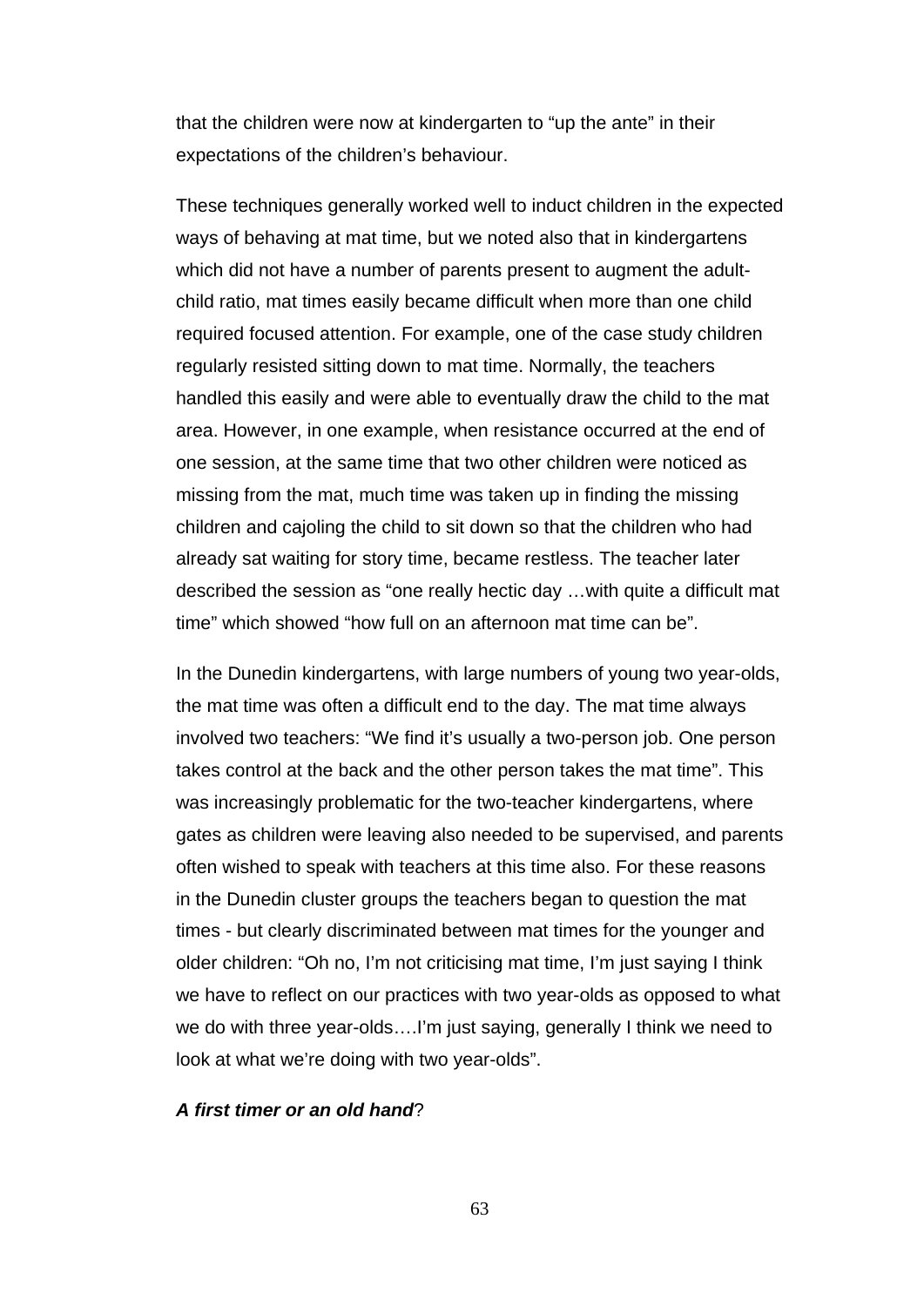that the children were now at kindergarten to “up the ante” in their expectations of the children’s behaviour.

These techniques generally worked well to induct children in the expected ways of behaving at mat time, but we noted also that in kindergartens which did not have a number of parents present to augment the adult-child ratio, mat times easily became difficult when more than one child required focused attention. For example, one of the case study children regularly resisted sitting down to mat time. Normally, the teachers handled this easily and were able to eventually draw the child to the mat area. However, in one example, when resistance occurred at the end of one session, at the same time that two other children were noticed as missing from the mat, much time was taken up in finding the missing children and cajoling the child to sit down so that the children who had already sat waiting for story time, became restless. The teacher later described the session as “one really hectic day …with quite a difficult mat time” which showed “how full on an afternoon mat time can be”.

In the Dunedin kindergartens, with large numbers of young two year-olds, the mat time was often a difficult end to the day. The mat time always involved two teachers: “We find it’s usually a two-person job. One person takes control at the back and the other person takes the mat time”. This was increasingly problematic for the two-teacher kindergartens, where gates as children were leaving also needed to be supervised, and parents often wished to speak with teachers at this time also. For these reasons in the Dunedin cluster groups the teachers began to question the mat times - but clearly discriminated between mat times for the younger and older children: “Oh no, I’m not criticising mat time, I’m just saying I think we have to reflect on our practices with two year-olds as opposed to what we do with three year-olds….I’m just saying, generally I think we need to look at what we’re doing with two year-olds”.

***A first timer or an old hand*?**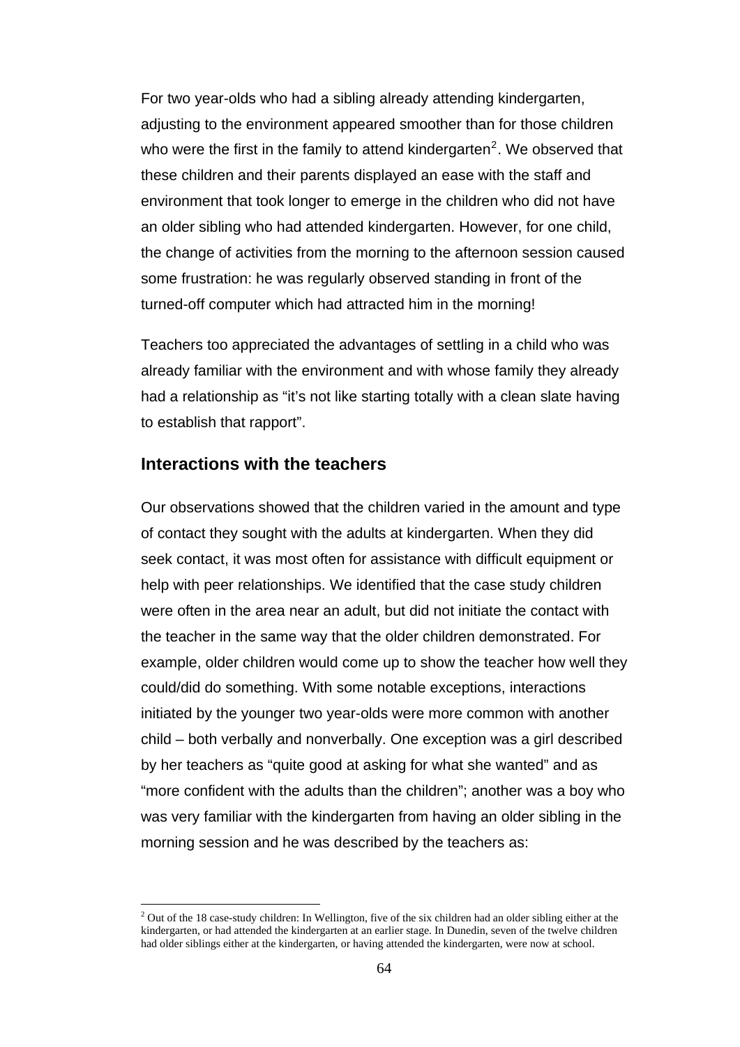For two year-olds who had a sibling already attending kindergarten, adjusting to the environment appeared smoother than for those children who were the first in the family to attend kindergarten[2]. We observed that these children and their parents displayed an ease with the staff and environment that took longer to emerge in the children who did not have an older sibling who had attended kindergarten. However, for one child, the change of activities from the morning to the afternoon session caused some frustration: he was regularly observed standing in front of the turned-off computer which had attracted him in the morning!

Teachers too appreciated the advantages of settling in a child who was already familiar with the environment and with whose family they already had a relationship as "it's not like starting totally with a clean slate having to establish that rapport".

## Interactions with the teachers

Our observations showed that the children varied in the amount and type of contact they sought with the adults at kindergarten. When they did seek contact, it was most often for assistance with difficult equipment or help with peer relationships. We identified that the case study children were often in the area near an adult, but did not initiate the contact with the teacher in the same way that the older children demonstrated. For example, older children would come up to show the teacher how well they could/did do something. With some notable exceptions, interactions initiated by the younger two year-olds were more common with another child – both verbally and nonverbally. One exception was a girl described by her teachers as "quite good at asking for what she wanted" and as "more confident with the adults than the children"; another was a boy who was very familiar with the kindergarten from having an older sibling in the morning session and he was described by the teachers as:

---

[2] Out of the 18 case-study children: In Wellington, five of the six children had an older sibling either at the kindergarten, or had attended the kindergarten at an earlier stage. In Dunedin, seven of the twelve children had older siblings either at the kindergarten, or having attended the kindergarten, were now at school.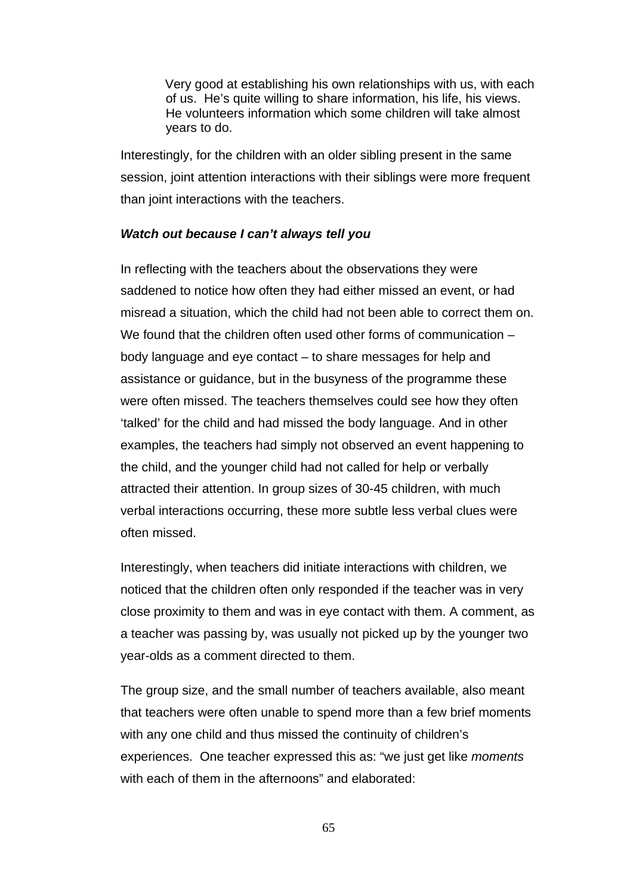> Very good at establishing his own relationships with us, with each of us. He's quite willing to share information, his life, his views. He volunteers information which some children will take almost years to do.

Interestingly, for the children with an older sibling present in the same session, joint attention interactions with their siblings were more frequent than joint interactions with the teachers.

***Watch out because I can't always tell you***

In reflecting with the teachers about the observations they were saddened to notice how often they had either missed an event, or had misread a situation, which the child had not been able to correct them on. We found that the children often used other forms of communication – body language and eye contact – to share messages for help and assistance or guidance, but in the busyness of the programme these were often missed. The teachers themselves could see how they often 'talked' for the child and had missed the body language. And in other examples, the teachers had simply not observed an event happening to the child, and the younger child had not called for help or verbally attracted their attention. In group sizes of 30-45 children, with much verbal interactions occurring, these more subtle less verbal clues were often missed.

Interestingly, when teachers did initiate interactions with children, we noticed that the children often only responded if the teacher was in very close proximity to them and was in eye contact with them. A comment, as a teacher was passing by, was usually not picked up by the younger two year-olds as a comment directed to them.

The group size, and the small number of teachers available, also meant that teachers were often unable to spend more than a few brief moments with any one child and thus missed the continuity of children's experiences. One teacher expressed this as: "we just get like *moments* with each of them in the afternoons" and elaborated: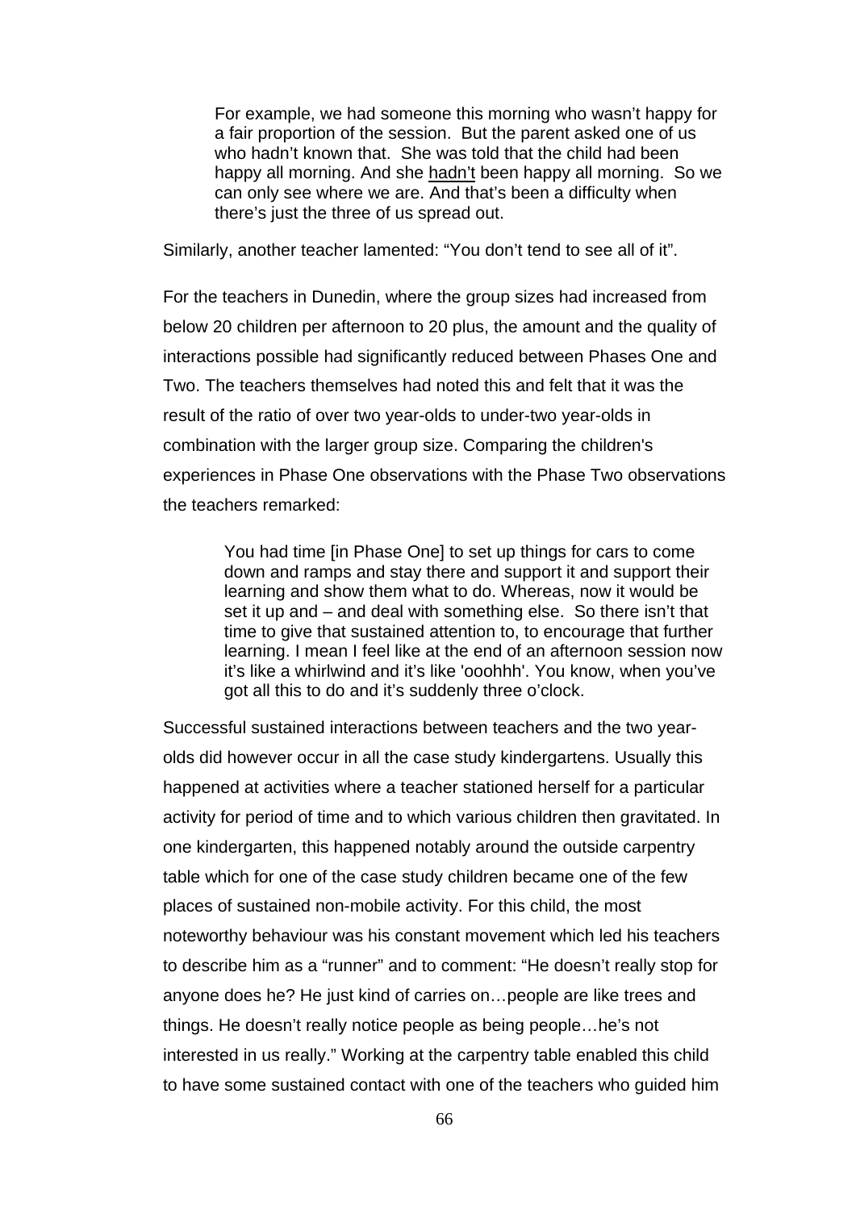> For example, we had someone this morning who wasn't happy for a fair proportion of the session. But the parent asked one of us who hadn't known that. She was told that the child had been happy all morning. And she <u>hadn't</u> been happy all morning. So we can only see where we are. And that's been a difficulty when there's just the three of us spread out.

Similarly, another teacher lamented: "You don't tend to see all of it".

For the teachers in Dunedin, where the group sizes had increased from below 20 children per afternoon to 20 plus, the amount and the quality of interactions possible had significantly reduced between Phases One and Two. The teachers themselves had noted this and felt that it was the result of the ratio of over two year-olds to under-two year-olds in combination with the larger group size. Comparing the children's experiences in Phase One observations with the Phase Two observations the teachers remarked:

> You had time [in Phase One] to set up things for cars to come down and ramps and stay there and support it and support their learning and show them what to do. Whereas, now it would be set it up and – and deal with something else. So there isn't that time to give that sustained attention to, to encourage that further learning. I mean I feel like at the end of an afternoon session now it's like a whirlwind and it's like 'ooohhh'. You know, when you've got all this to do and it's suddenly three o'clock.

Successful sustained interactions between teachers and the two year-olds did however occur in all the case study kindergartens. Usually this happened at activities where a teacher stationed herself for a particular activity for period of time and to which various children then gravitated. In one kindergarten, this happened notably around the outside carpentry table which for one of the case study children became one of the few places of sustained non-mobile activity. For this child, the most noteworthy behaviour was his constant movement which led his teachers to describe him as a "runner" and to comment: "He doesn't really stop for anyone does he? He just kind of carries on…people are like trees and things. He doesn't really notice people as being people…he's not interested in us really." Working at the carpentry table enabled this child to have some sustained contact with one of the teachers who guided him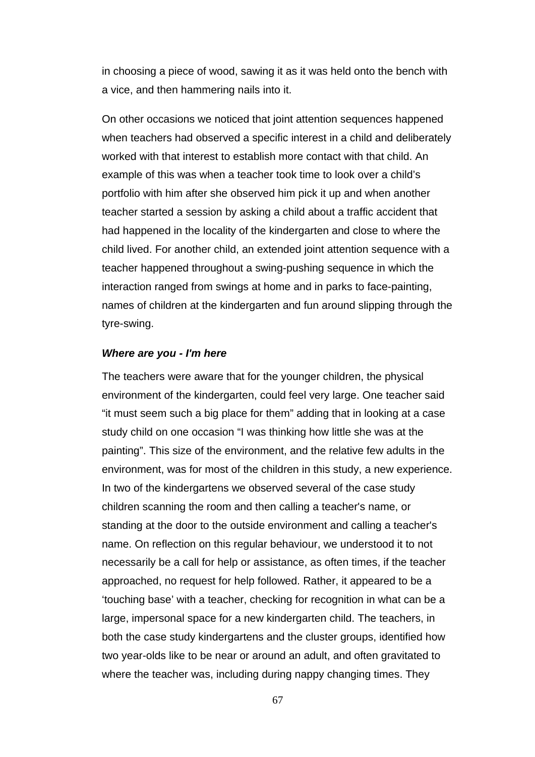in choosing a piece of wood, sawing it as it was held onto the bench with a vice, and then hammering nails into it.

On other occasions we noticed that joint attention sequences happened when teachers had observed a specific interest in a child and deliberately worked with that interest to establish more contact with that child. An example of this was when a teacher took time to look over a child's portfolio with him after she observed him pick it up and when another teacher started a session by asking a child about a traffic accident that had happened in the locality of the kindergarten and close to where the child lived. For another child, an extended joint attention sequence with a teacher happened throughout a swing-pushing sequence in which the interaction ranged from swings at home and in parks to face-painting, names of children at the kindergarten and fun around slipping through the tyre-swing.

***Where are you - I'm here***

The teachers were aware that for the younger children, the physical environment of the kindergarten, could feel very large. One teacher said "it must seem such a big place for them" adding that in looking at a case study child on one occasion "I was thinking how little she was at the painting". This size of the environment, and the relative few adults in the environment, was for most of the children in this study, a new experience. In two of the kindergartens we observed several of the case study children scanning the room and then calling a teacher's name, or standing at the door to the outside environment and calling a teacher's name. On reflection on this regular behaviour, we understood it to not necessarily be a call for help or assistance, as often times, if the teacher approached, no request for help followed. Rather, it appeared to be a 'touching base' with a teacher, checking for recognition in what can be a large, impersonal space for a new kindergarten child. The teachers, in both the case study kindergartens and the cluster groups, identified how two year-olds like to be near or around an adult, and often gravitated to where the teacher was, including during nappy changing times. They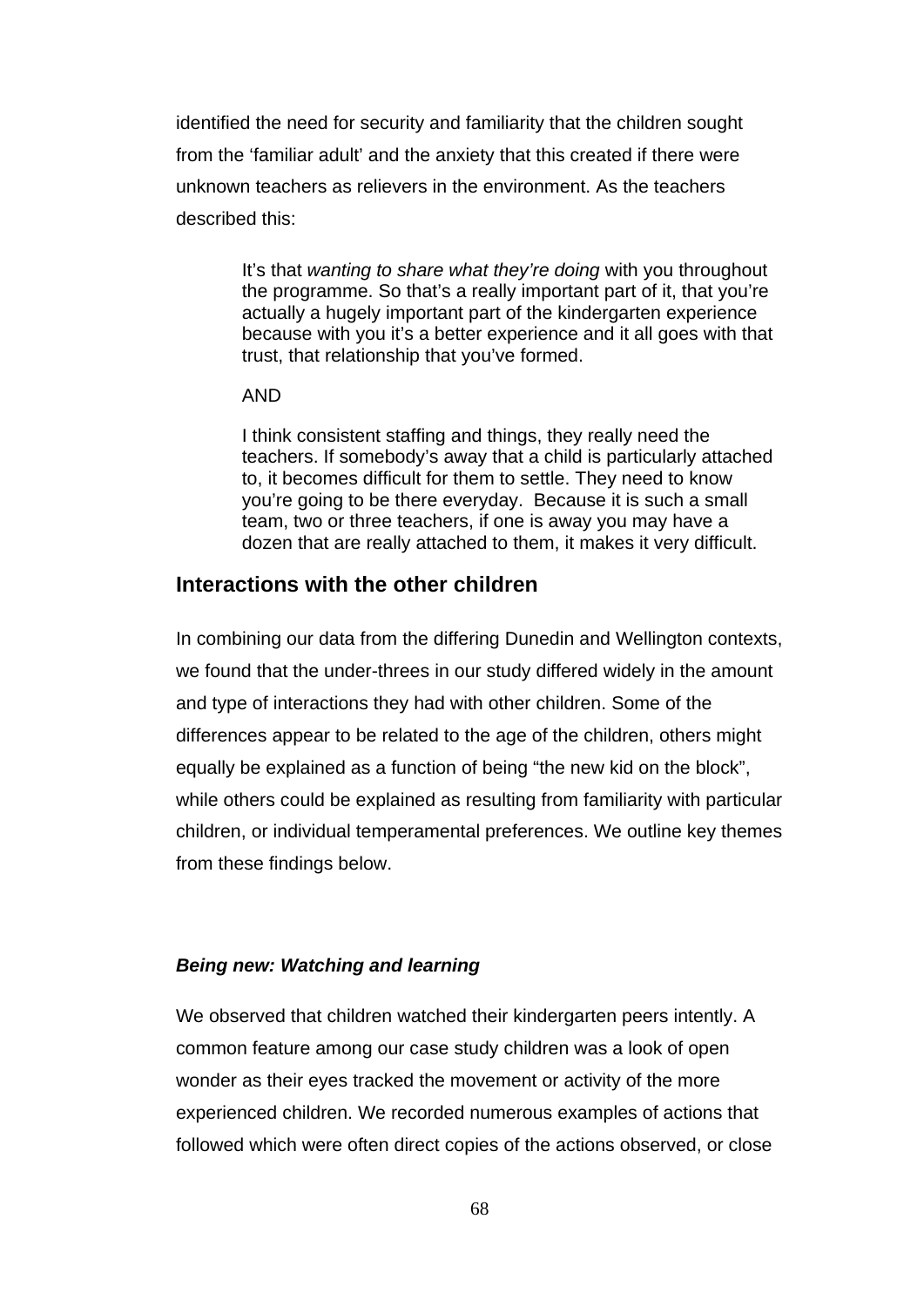identified the need for security and familiarity that the children sought from the 'familiar adult' and the anxiety that this created if there were unknown teachers as relievers in the environment. As the teachers described this:

> It's that *wanting to share what they're doing* with you throughout the programme. So that's a really important part of it, that you're actually a hugely important part of the kindergarten experience because with you it's a better experience and it all goes with that trust, that relationship that you've formed.
>
> AND
>
> I think consistent staffing and things, they really need the teachers. If somebody's away that a child is particularly attached to, it becomes difficult for them to settle. They need to know you're going to be there everyday. Because it is such a small team, two or three teachers, if one is away you may have a dozen that are really attached to them, it makes it very difficult.

## Interactions with the other children

In combining our data from the differing Dunedin and Wellington contexts, we found that the under-threes in our study differed widely in the amount and type of interactions they had with other children. Some of the differences appear to be related to the age of the children, others might equally be explained as a function of being "the new kid on the block", while others could be explained as resulting from familiarity with particular children, or individual temperamental preferences. We outline key themes from these findings below.

### ***Being new: Watching and learning***

We observed that children watched their kindergarten peers intently. A common feature among our case study children was a look of open wonder as their eyes tracked the movement or activity of the more experienced children. We recorded numerous examples of actions that followed which were often direct copies of the actions observed, or close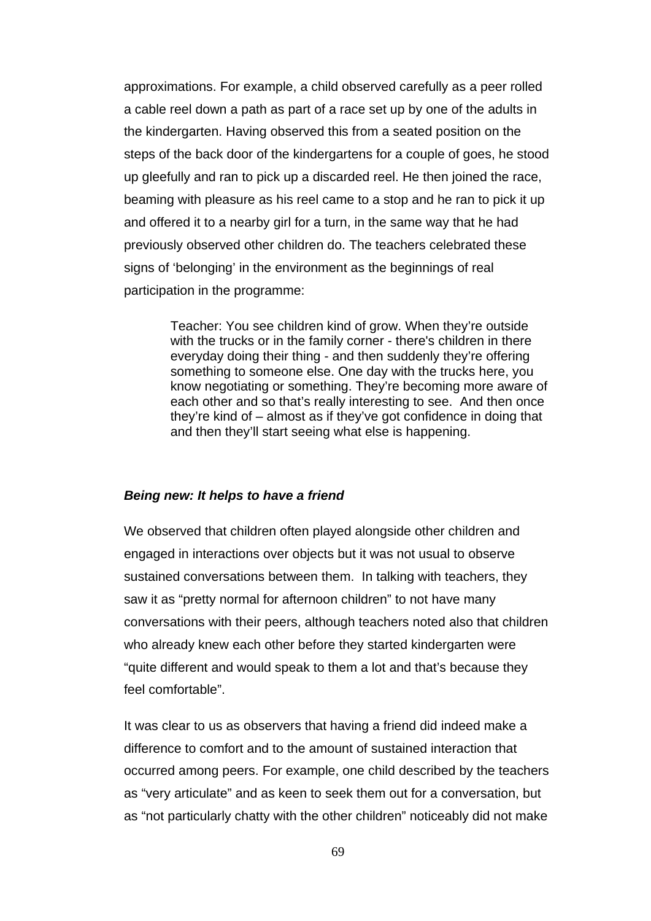approximations. For example, a child observed carefully as a peer rolled a cable reel down a path as part of a race set up by one of the adults in the kindergarten. Having observed this from a seated position on the steps of the back door of the kindergartens for a couple of goes, he stood up gleefully and ran to pick up a discarded reel. He then joined the race, beaming with pleasure as his reel came to a stop and he ran to pick it up and offered it to a nearby girl for a turn, in the same way that he had previously observed other children do. The teachers celebrated these signs of 'belonging' in the environment as the beginnings of real participation in the programme:

> Teacher: You see children kind of grow. When they're outside with the trucks or in the family corner - there's children in there everyday doing their thing - and then suddenly they're offering something to someone else. One day with the trucks here, you know negotiating or something. They're becoming more aware of each other and so that's really interesting to see. And then once they're kind of – almost as if they've got confidence in doing that and then they'll start seeing what else is happening.

***Being new: It helps to have a friend***

We observed that children often played alongside other children and engaged in interactions over objects but it was not usual to observe sustained conversations between them. In talking with teachers, they saw it as "pretty normal for afternoon children" to not have many conversations with their peers, although teachers noted also that children who already knew each other before they started kindergarten were "quite different and would speak to them a lot and that's because they feel comfortable".

It was clear to us as observers that having a friend did indeed make a difference to comfort and to the amount of sustained interaction that occurred among peers. For example, one child described by the teachers as "very articulate" and as keen to seek them out for a conversation, but as "not particularly chatty with the other children" noticeably did not make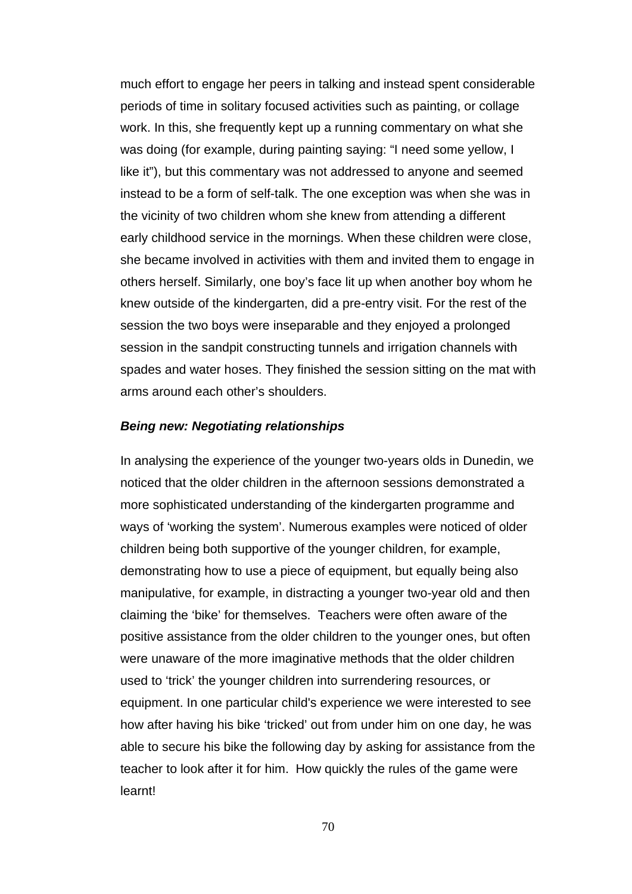much effort to engage her peers in talking and instead spent considerable periods of time in solitary focused activities such as painting, or collage work. In this, she frequently kept up a running commentary on what she was doing (for example, during painting saying: "I need some yellow, I like it"), but this commentary was not addressed to anyone and seemed instead to be a form of self-talk. The one exception was when she was in the vicinity of two children whom she knew from attending a different early childhood service in the mornings. When these children were close, she became involved in activities with them and invited them to engage in others herself. Similarly, one boy's face lit up when another boy whom he knew outside of the kindergarten, did a pre-entry visit. For the rest of the session the two boys were inseparable and they enjoyed a prolonged session in the sandpit constructing tunnels and irrigation channels with spades and water hoses. They finished the session sitting on the mat with arms around each other's shoulders.

***Being new: Negotiating relationships***

In analysing the experience of the younger two-years olds in Dunedin, we noticed that the older children in the afternoon sessions demonstrated a more sophisticated understanding of the kindergarten programme and ways of 'working the system'. Numerous examples were noticed of older children being both supportive of the younger children, for example, demonstrating how to use a piece of equipment, but equally being also manipulative, for example, in distracting a younger two-year old and then claiming the 'bike' for themselves. Teachers were often aware of the positive assistance from the older children to the younger ones, but often were unaware of the more imaginative methods that the older children used to 'trick' the younger children into surrendering resources, or equipment. In one particular child's experience we were interested to see how after having his bike 'tricked' out from under him on one day, he was able to secure his bike the following day by asking for assistance from the teacher to look after it for him. How quickly the rules of the game were learnt!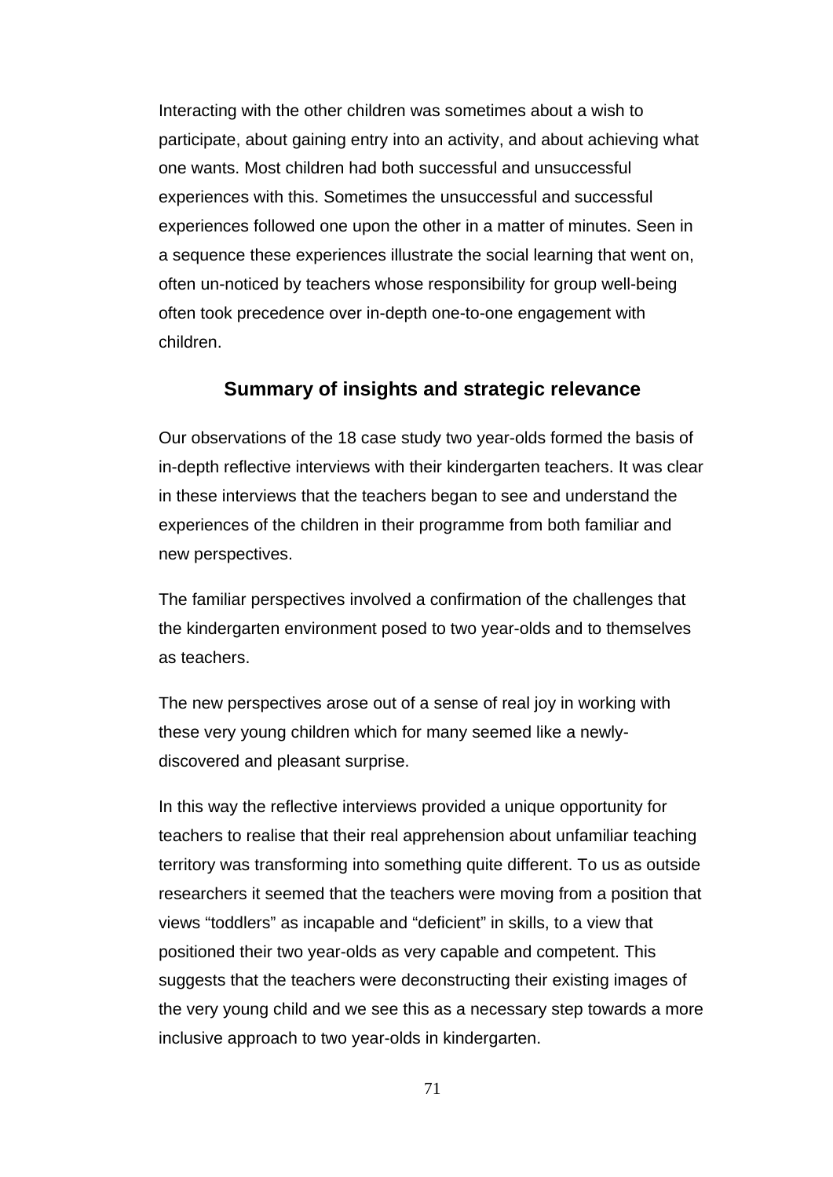Interacting with the other children was sometimes about a wish to participate, about gaining entry into an activity, and about achieving what one wants. Most children had both successful and unsuccessful experiences with this. Sometimes the unsuccessful and successful experiences followed one upon the other in a matter of minutes. Seen in a sequence these experiences illustrate the social learning that went on, often un-noticed by teachers whose responsibility for group well-being often took precedence over in-depth one-to-one engagement with children.

## Summary of insights and strategic relevance

Our observations of the 18 case study two year-olds formed the basis of in-depth reflective interviews with their kindergarten teachers. It was clear in these interviews that the teachers began to see and understand the experiences of the children in their programme from both familiar and new perspectives.

The familiar perspectives involved a confirmation of the challenges that the kindergarten environment posed to two year-olds and to themselves as teachers.

The new perspectives arose out of a sense of real joy in working with these very young children which for many seemed like a newly-discovered and pleasant surprise.

In this way the reflective interviews provided a unique opportunity for teachers to realise that their real apprehension about unfamiliar teaching territory was transforming into something quite different. To us as outside researchers it seemed that the teachers were moving from a position that views “toddlers” as incapable and “deficient” in skills, to a view that positioned their two year-olds as very capable and competent. This suggests that the teachers were deconstructing their existing images of the very young child and we see this as a necessary step towards a more inclusive approach to two year-olds in kindergarten.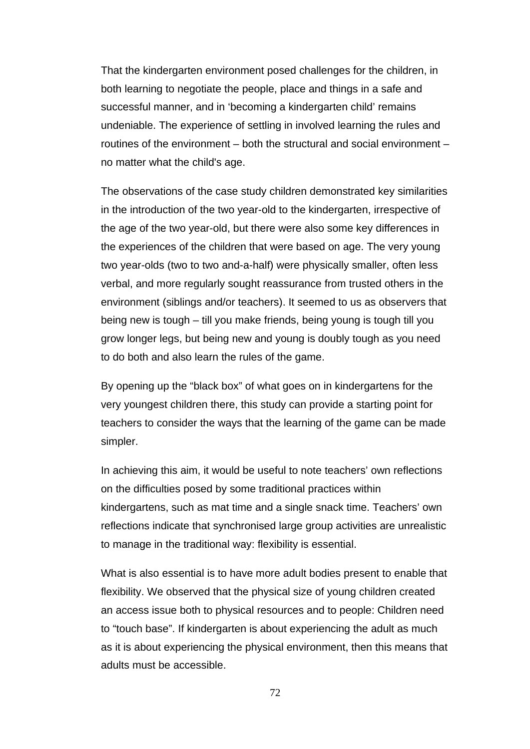That the kindergarten environment posed challenges for the children, in both learning to negotiate the people, place and things in a safe and successful manner, and in ‘becoming a kindergarten child’ remains undeniable. The experience of settling in involved learning the rules and routines of the environment – both the structural and social environment – no matter what the child's age.

The observations of the case study children demonstrated key similarities in the introduction of the two year-old to the kindergarten, irrespective of the age of the two year-old, but there were also some key differences in the experiences of the children that were based on age. The very young two year-olds (two to two and-a-half) were physically smaller, often less verbal, and more regularly sought reassurance from trusted others in the environment (siblings and/or teachers). It seemed to us as observers that being new is tough – till you make friends, being young is tough till you grow longer legs, but being new and young is doubly tough as you need to do both and also learn the rules of the game.

By opening up the “black box” of what goes on in kindergartens for the very youngest children there, this study can provide a starting point for teachers to consider the ways that the learning of the game can be made simpler.

In achieving this aim, it would be useful to note teachers’ own reflections on the difficulties posed by some traditional practices within kindergartens, such as mat time and a single snack time. Teachers’ own reflections indicate that synchronised large group activities are unrealistic to manage in the traditional way: flexibility is essential.

What is also essential is to have more adult bodies present to enable that flexibility. We observed that the physical size of young children created an access issue both to physical resources and to people: Children need to “touch base”. If kindergarten is about experiencing the adult as much as it is about experiencing the physical environment, then this means that adults must be accessible.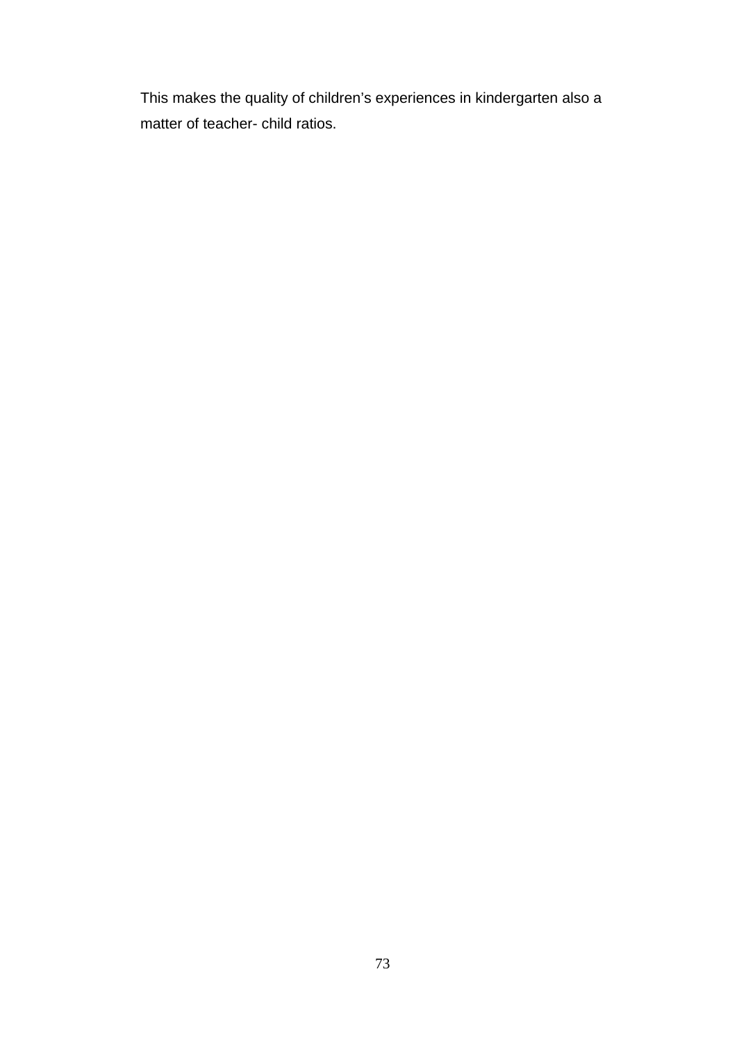This makes the quality of children's experiences in kindergarten also a matter of teacher- child ratios.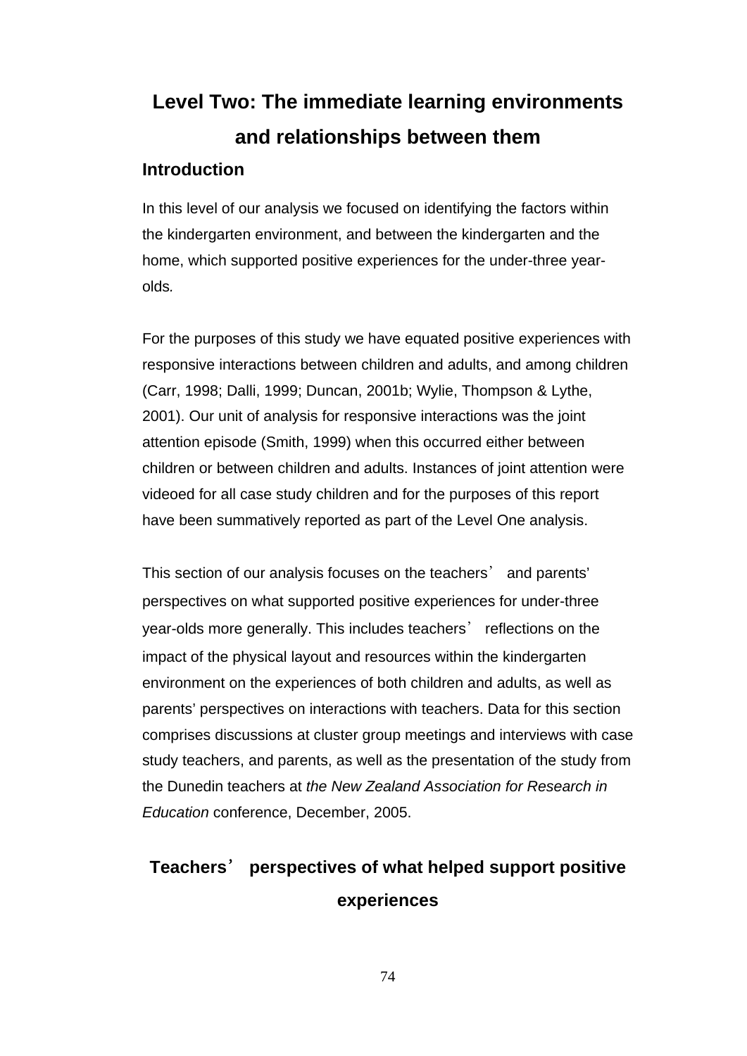# Level Two: The immediate learning environments and relationships between them

## Introduction

In this level of our analysis we focused on identifying the factors within the kindergarten environment, and between the kindergarten and the home, which supported positive experiences for the under-three year-olds.

For the purposes of this study we have equated positive experiences with responsive interactions between children and adults, and among children (Carr, 1998; Dalli, 1999; Duncan, 2001b; Wylie, Thompson & Lythe, 2001). Our unit of analysis for responsive interactions was the joint attention episode (Smith, 1999) when this occurred either between children or between children and adults. Instances of joint attention were videoed for all case study children and for the purposes of this report have been summatively reported as part of the Level One analysis.

This section of our analysis focuses on the teachers' and parents' perspectives on what supported positive experiences for under-three year-olds more generally. This includes teachers' reflections on the impact of the physical layout and resources within the kindergarten environment on the experiences of both children and adults, as well as parents' perspectives on interactions with teachers. Data for this section comprises discussions at cluster group meetings and interviews with case study teachers, and parents, as well as the presentation of the study from the Dunedin teachers at *the New Zealand Association for Research in Education* conference, December, 2005.

## Teachers' perspectives of what helped support positive experiences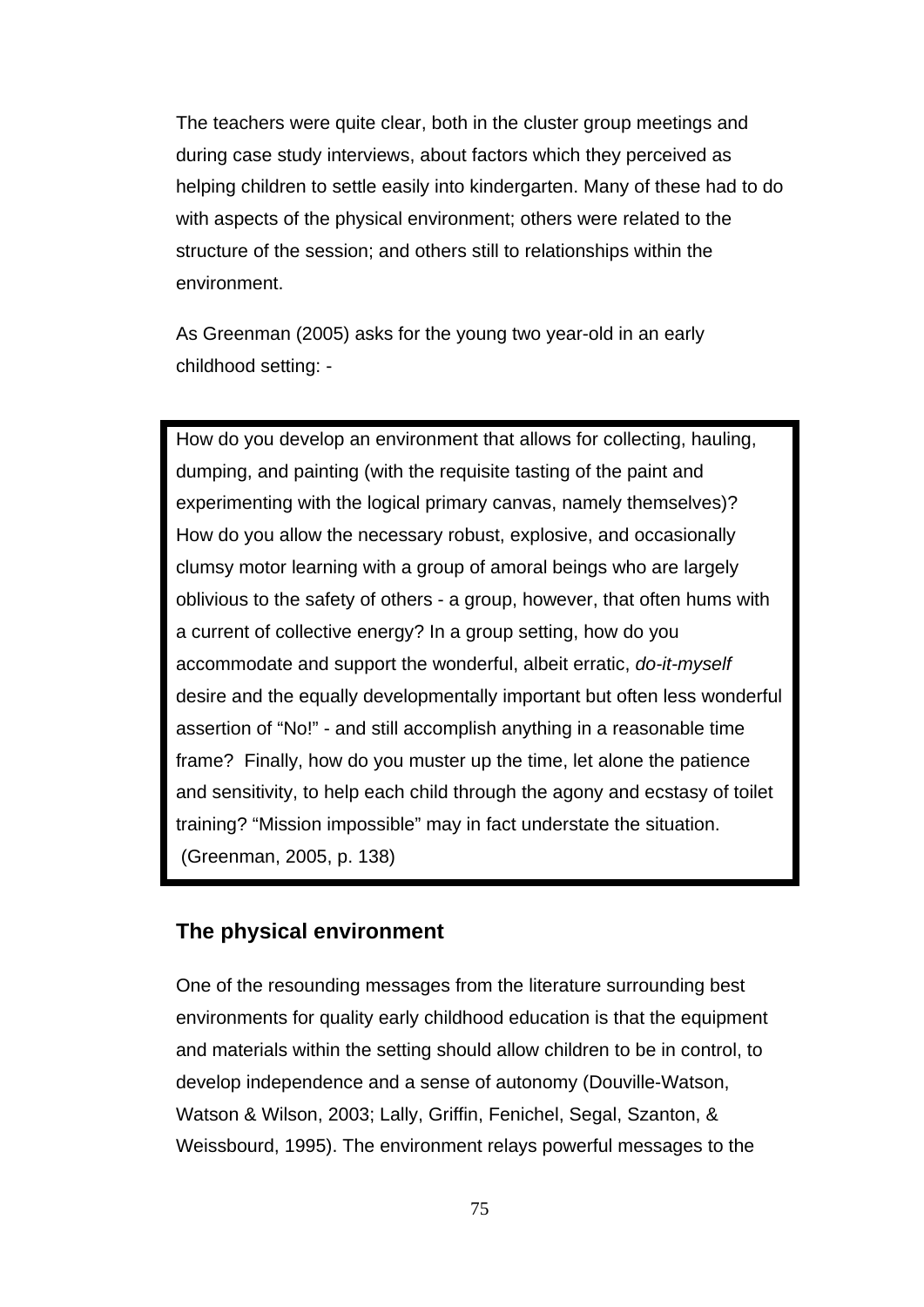The teachers were quite clear, both in the cluster group meetings and during case study interviews, about factors which they perceived as helping children to settle easily into kindergarten. Many of these had to do with aspects of the physical environment; others were related to the structure of the session; and others still to relationships within the environment.

As Greenman (2005) asks for the young two year-old in an early childhood setting: -

> How do you develop an environment that allows for collecting, hauling, dumping, and painting (with the requisite tasting of the paint and experimenting with the logical primary canvas, namely themselves)? How do you allow the necessary robust, explosive, and occasionally clumsy motor learning with a group of amoral beings who are largely oblivious to the safety of others - a group, however, that often hums with a current of collective energy? In a group setting, how do you accommodate and support the wonderful, albeit erratic, *do-it-myself* desire and the equally developmentally important but often less wonderful assertion of "No!" - and still accomplish anything in a reasonable time frame? Finally, how do you muster up the time, let alone the patience and sensitivity, to help each child through the agony and ecstasy of toilet training? "Mission impossible" may in fact understate the situation.
> (Greenman, 2005, p. 138)

## The physical environment

One of the resounding messages from the literature surrounding best environments for quality early childhood education is that the equipment and materials within the setting should allow children to be in control, to develop independence and a sense of autonomy (Douville-Watson, Watson & Wilson, 2003; Lally, Griffin, Fenichel, Segal, Szanton, & Weissbourd, 1995). The environment relays powerful messages to the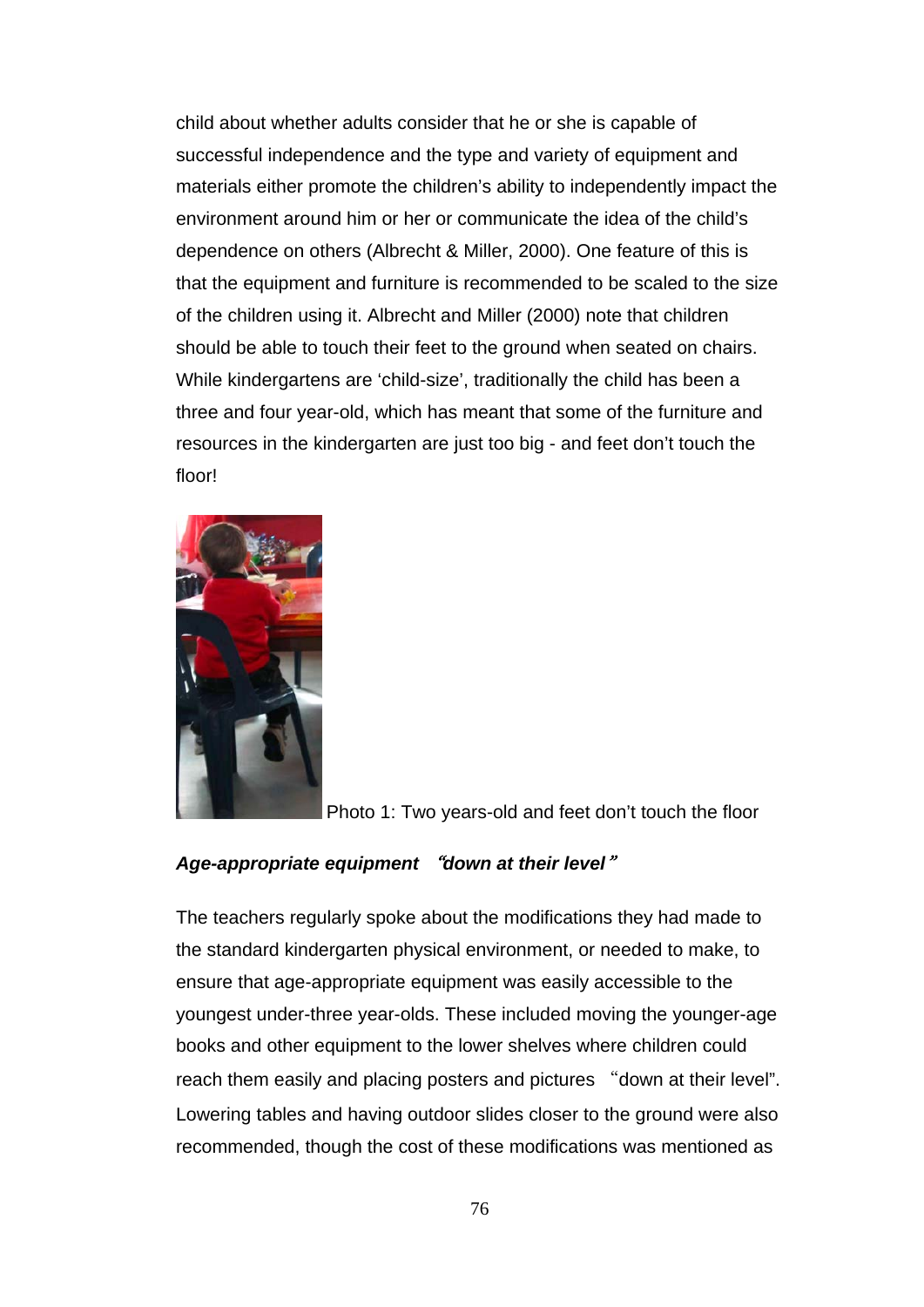child about whether adults consider that he or she is capable of successful independence and the type and variety of equipment and materials either promote the children's ability to independently impact the environment around him or her or communicate the idea of the child's dependence on others (Albrecht & Miller, 2000). One feature of this is that the equipment and furniture is recommended to be scaled to the size of the children using it. Albrecht and Miller (2000) note that children should be able to touch their feet to the ground when seated on chairs. While kindergartens are 'child-size', traditionally the child has been a three and four year-old, which has meant that some of the furniture and resources in the kindergarten are just too big - and feet don't touch the floor!

Photo 1: Two years-old and feet don't touch the floor

***Age-appropriate equipment "down at their level"***

The teachers regularly spoke about the modifications they had made to the standard kindergarten physical environment, or needed to make, to ensure that age-appropriate equipment was easily accessible to the youngest under-three year-olds. These included moving the younger-age books and other equipment to the lower shelves where children could reach them easily and placing posters and pictures "down at their level". Lowering tables and having outdoor slides closer to the ground were also recommended, though the cost of these modifications was mentioned as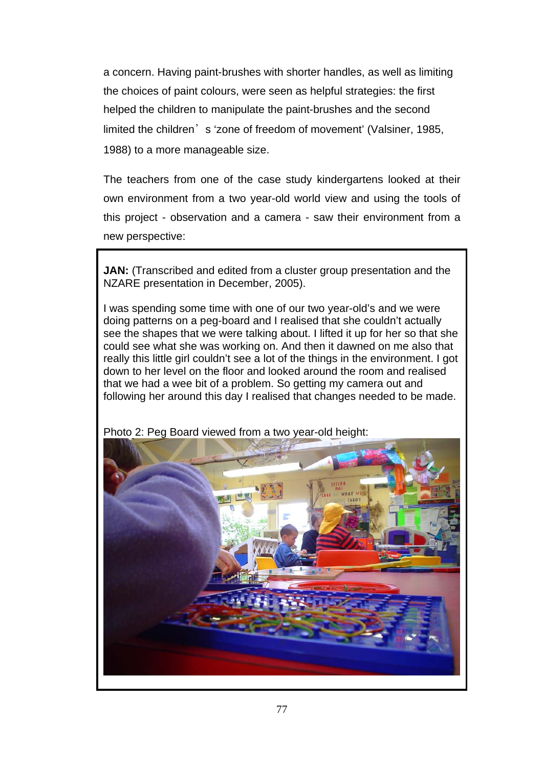a concern. Having paint-brushes with shorter handles, as well as limiting the choices of paint colours, were seen as helpful strategies: the first helped the children to manipulate the paint-brushes and the second limited the children's 'zone of freedom of movement' (Valsiner, 1985, 1988) to a more manageable size.

The teachers from one of the case study kindergartens looked at their own environment from a two year-old world view and using the tools of this project - observation and a camera - saw their environment from a new perspective:

**JAN:** (Transcribed and edited from a cluster group presentation and the NZARE presentation in December, 2005).

I was spending some time with one of our two year-old's and we were doing patterns on a peg-board and I realised that she couldn't actually see the shapes that we were talking about. I lifted it up for her so that she could see what she was working on. And then it dawned on me also that really this little girl couldn't see a lot of the things in the environment. I got down to her level on the floor and looked around the room and realised that we had a wee bit of a problem. So getting my camera out and following her around this day I realised that changes needed to be made.

Photo 2: Peg Board viewed from a two year-old height: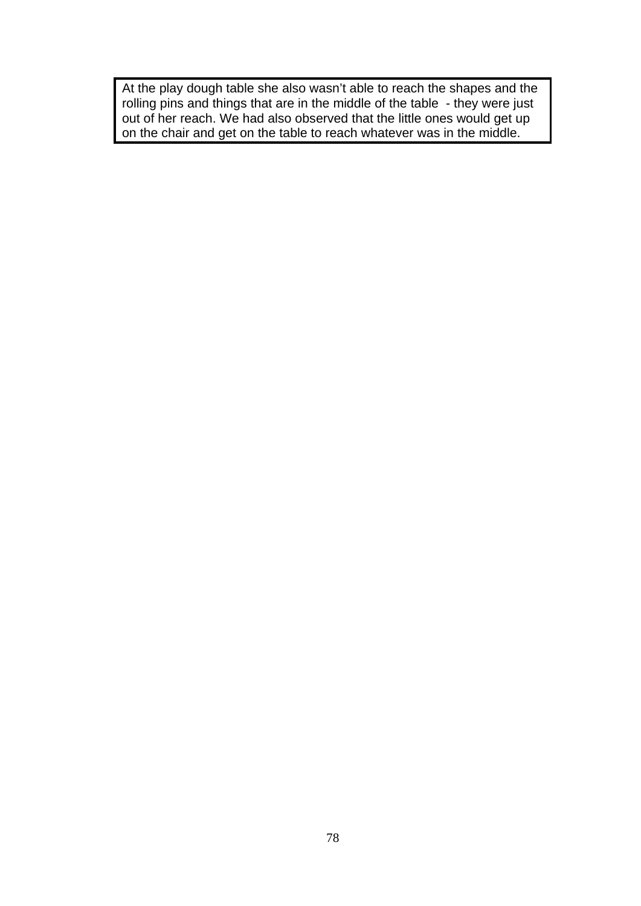At the play dough table she also wasn’t able to reach the shapes and the rolling pins and things that are in the middle of the table - they were just out of her reach. We had also observed that the little ones would get up on the chair and get on the table to reach whatever was in the middle.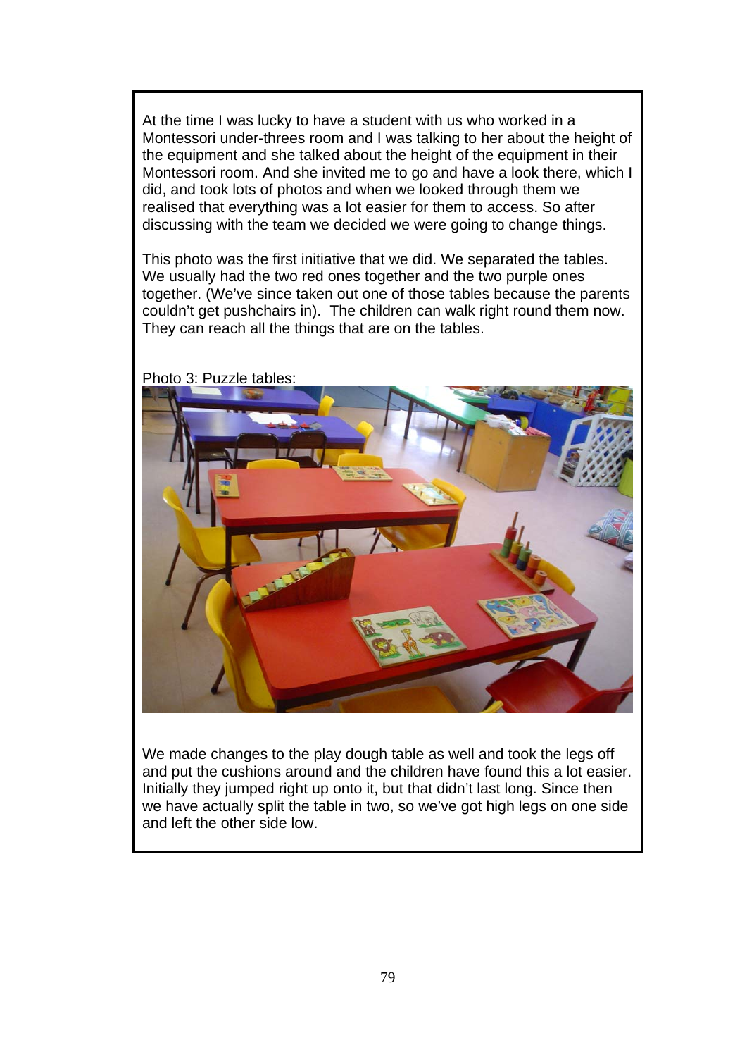At the time I was lucky to have a student with us who worked in a Montessori under-threes room and I was talking to her about the height of the equipment and she talked about the height of the equipment in their Montessori room. And she invited me to go and have a look there, which I did, and took lots of photos and when we looked through them we realised that everything was a lot easier for them to access. So after discussing with the team we decided we were going to change things.

This photo was the first initiative that we did. We separated the tables. We usually had the two red ones together and the two purple ones together. (We've since taken out one of those tables because the parents couldn't get pushchairs in). The children can walk right round them now. They can reach all the things that are on the tables.

Photo 3: Puzzle tables:

We made changes to the play dough table as well and took the legs off and put the cushions around and the children have found this a lot easier. Initially they jumped right up onto it, but that didn't last long. Since then we have actually split the table in two, so we've got high legs on one side and left the other side low.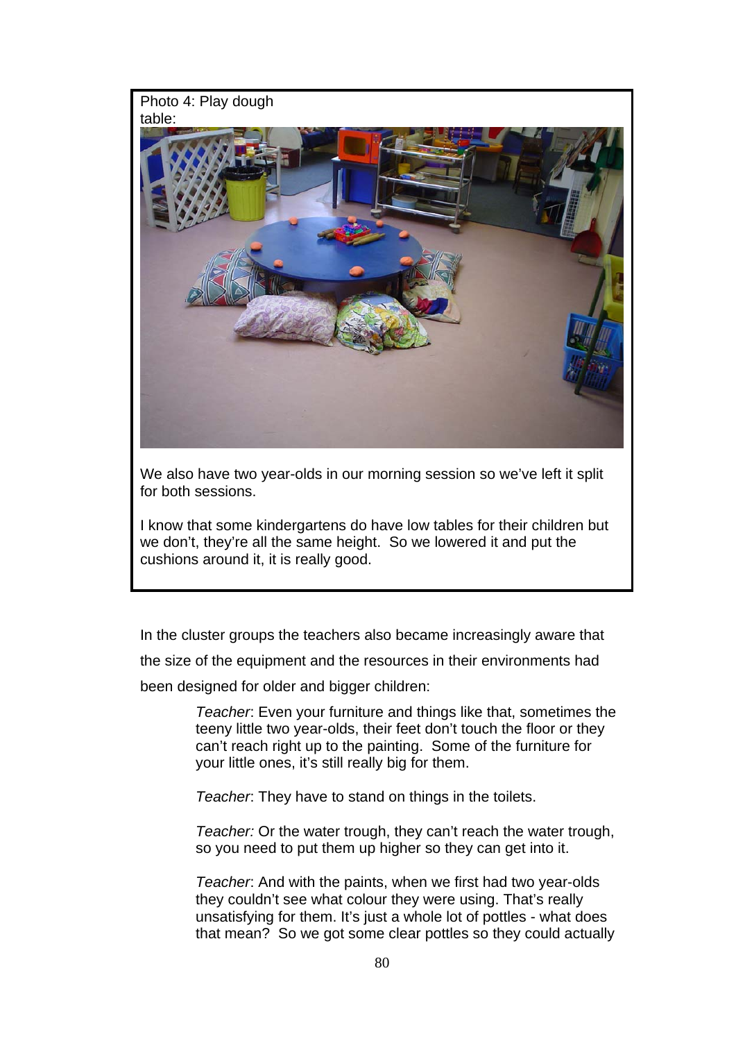Photo 4: Play dough table:

We also have two year-olds in our morning session so we've left it split for both sessions.

I know that some kindergartens do have low tables for their children but we don't, they're all the same height. So we lowered it and put the cushions around it, it is really good.

In the cluster groups the teachers also became increasingly aware that the size of the equipment and the resources in their environments had been designed for older and bigger children:

> *Teacher*: Even your furniture and things like that, sometimes the teeny little two year-olds, their feet don't touch the floor or they can't reach right up to the painting. Some of the furniture for your little ones, it's still really big for them.
>
> *Teacher*: They have to stand on things in the toilets.
>
> *Teacher:* Or the water trough, they can't reach the water trough, so you need to put them up higher so they can get into it.
>
> *Teacher*: And with the paints, when we first had two year-olds they couldn't see what colour they were using. That's really unsatisfying for them. It's just a whole lot of pottles - what does that mean? So we got some clear pottles so they could actually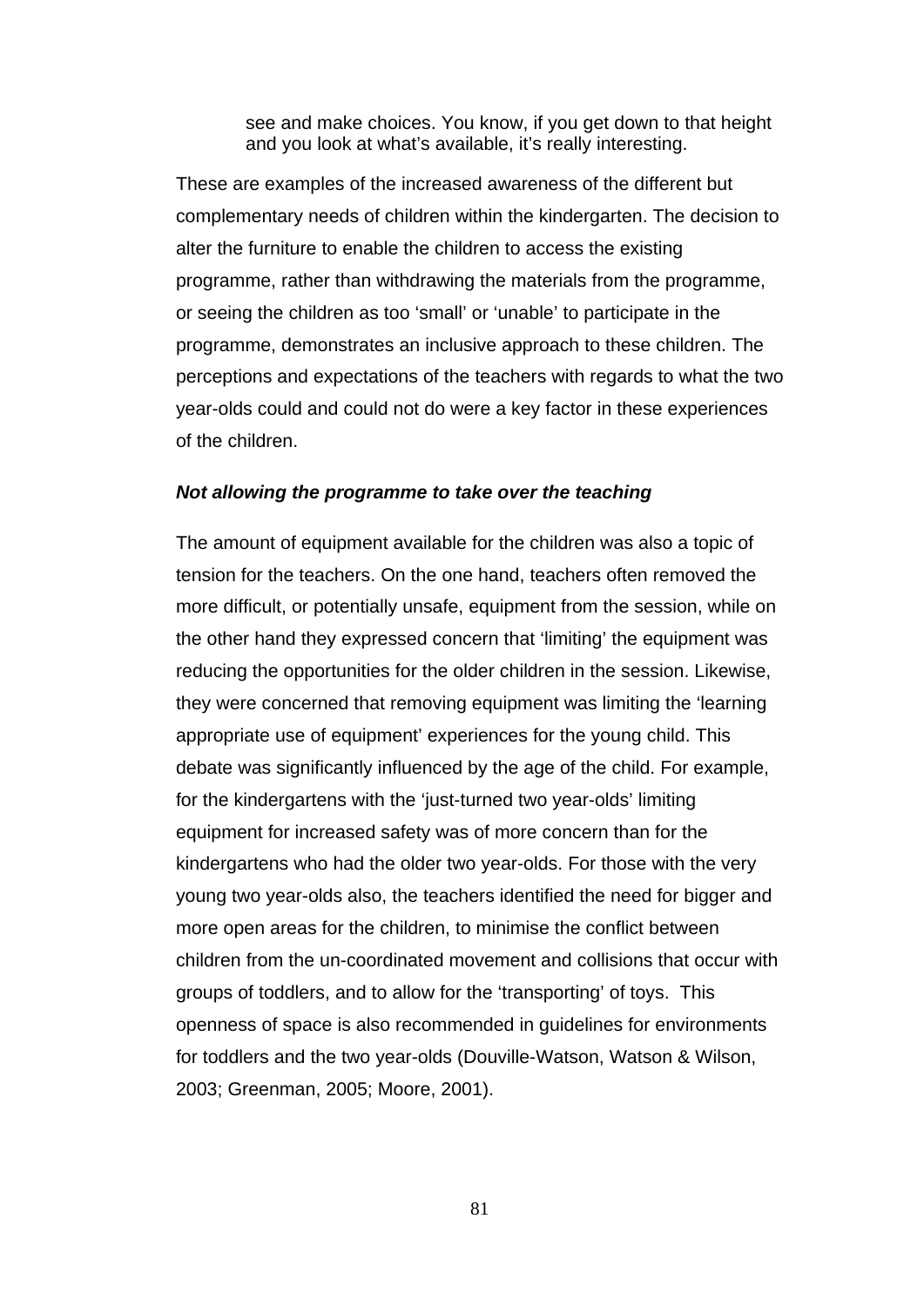> see and make choices. You know, if you get down to that height and you look at what's available, it's really interesting.

These are examples of the increased awareness of the different but complementary needs of children within the kindergarten. The decision to alter the furniture to enable the children to access the existing programme, rather than withdrawing the materials from the programme, or seeing the children as too 'small' or 'unable' to participate in the programme, demonstrates an inclusive approach to these children. The perceptions and expectations of the teachers with regards to what the two year-olds could and could not do were a key factor in these experiences of the children.

***Not allowing the programme to take over the teaching***

The amount of equipment available for the children was also a topic of tension for the teachers. On the one hand, teachers often removed the more difficult, or potentially unsafe, equipment from the session, while on the other hand they expressed concern that 'limiting' the equipment was reducing the opportunities for the older children in the session. Likewise, they were concerned that removing equipment was limiting the 'learning appropriate use of equipment' experiences for the young child. This debate was significantly influenced by the age of the child. For example, for the kindergartens with the 'just-turned two year-olds' limiting equipment for increased safety was of more concern than for the kindergartens who had the older two year-olds. For those with the very young two year-olds also, the teachers identified the need for bigger and more open areas for the children, to minimise the conflict between children from the un-coordinated movement and collisions that occur with groups of toddlers, and to allow for the 'transporting' of toys. This openness of space is also recommended in guidelines for environments for toddlers and the two year-olds (Douville-Watson, Watson & Wilson, 2003; Greenman, 2005; Moore, 2001).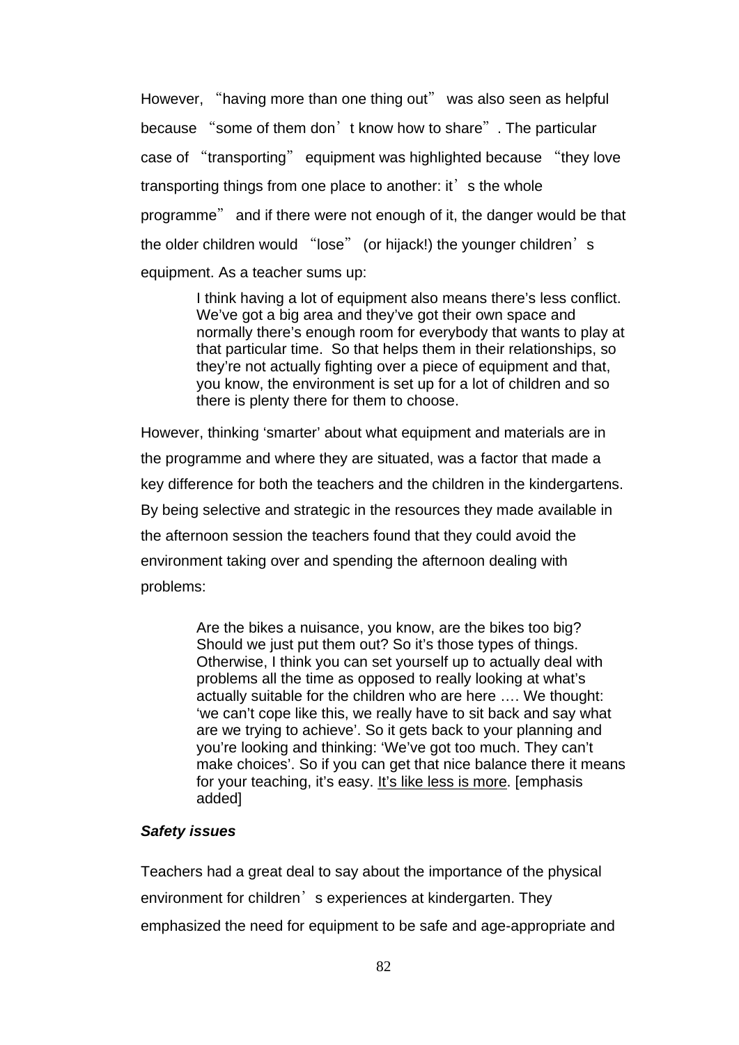However, "having more than one thing out" was also seen as helpful because "some of them don't know how to share". The particular case of "transporting" equipment was highlighted because "they love transporting things from one place to another: it's the whole programme" and if there were not enough of it, the danger would be that the older children would "lose" (or hijack!) the younger children's equipment. As a teacher sums up:

> I think having a lot of equipment also means there's less conflict. We've got a big area and they've got their own space and normally there's enough room for everybody that wants to play at that particular time. So that helps them in their relationships, so they're not actually fighting over a piece of equipment and that, you know, the environment is set up for a lot of children and so there is plenty there for them to choose.

However, thinking 'smarter' about what equipment and materials are in the programme and where they are situated, was a factor that made a key difference for both the teachers and the children in the kindergartens. By being selective and strategic in the resources they made available in the afternoon session the teachers found that they could avoid the environment taking over and spending the afternoon dealing with problems:

> Are the bikes a nuisance, you know, are the bikes too big? Should we just put them out? So it's those types of things. Otherwise, I think you can set yourself up to actually deal with problems all the time as opposed to really looking at what's actually suitable for the children who are here …. We thought: 'we can't cope like this, we really have to sit back and say what are we trying to achieve'. So it gets back to your planning and you're looking and thinking: 'We've got too much. They can't make choices'. So if you can get that nice balance there it means for your teaching, it's easy. <u>It's like less is more</u>. [emphasis added]

***Safety issues***

Teachers had a great deal to say about the importance of the physical environment for children's experiences at kindergarten. They emphasized the need for equipment to be safe and age-appropriate and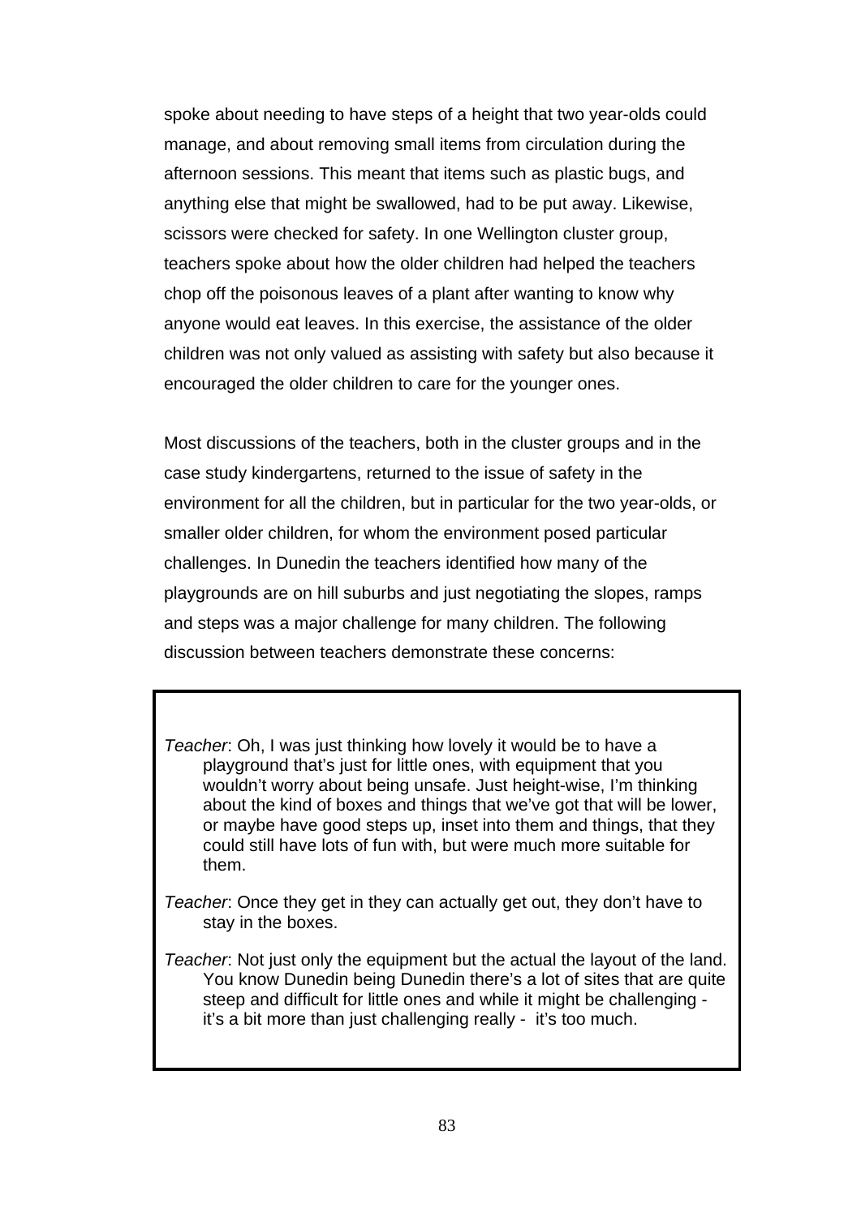spoke about needing to have steps of a height that two year-olds could manage, and about removing small items from circulation during the afternoon sessions. This meant that items such as plastic bugs, and anything else that might be swallowed, had to be put away. Likewise, scissors were checked for safety. In one Wellington cluster group, teachers spoke about how the older children had helped the teachers chop off the poisonous leaves of a plant after wanting to know why anyone would eat leaves. In this exercise, the assistance of the older children was not only valued as assisting with safety but also because it encouraged the older children to care for the younger ones.

Most discussions of the teachers, both in the cluster groups and in the case study kindergartens, returned to the issue of safety in the environment for all the children, but in particular for the two year-olds, or smaller older children, for whom the environment posed particular challenges. In Dunedin the teachers identified how many of the playgrounds are on hill suburbs and just negotiating the slopes, ramps and steps was a major challenge for many children. The following discussion between teachers demonstrate these concerns:

> *Teacher*: Oh, I was just thinking how lovely it would be to have a playground that's just for little ones, with equipment that you wouldn't worry about being unsafe. Just height-wise, I'm thinking about the kind of boxes and things that we've got that will be lower, or maybe have good steps up, inset into them and things, that they could still have lots of fun with, but were much more suitable for them.
>
> *Teacher*: Once they get in they can actually get out, they don't have to stay in the boxes.
>
> *Teacher*: Not just only the equipment but the actual the layout of the land. You know Dunedin being Dunedin there's a lot of sites that are quite steep and difficult for little ones and while it might be challenging - it's a bit more than just challenging really - it's too much.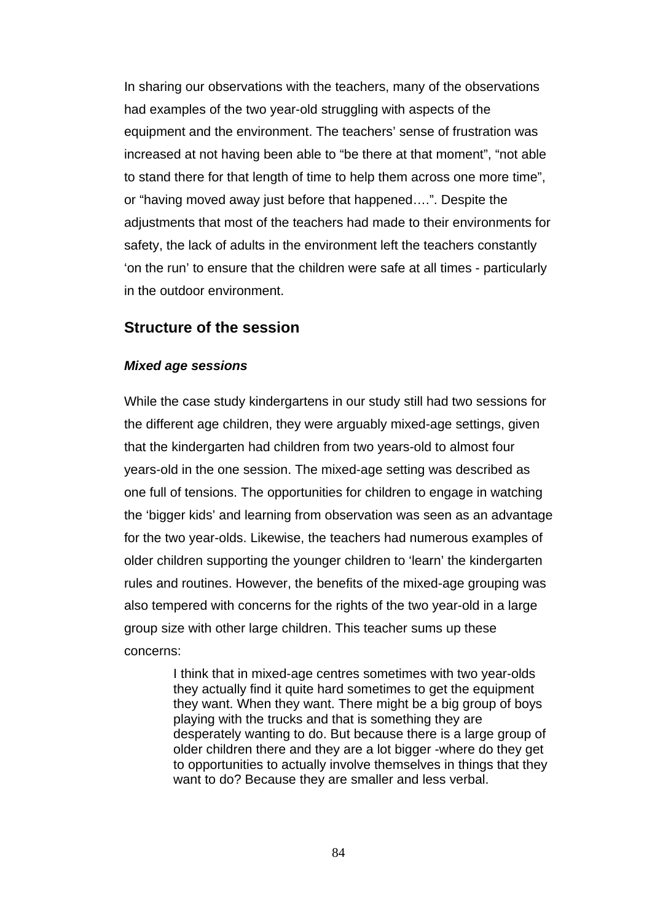In sharing our observations with the teachers, many of the observations had examples of the two year-old struggling with aspects of the equipment and the environment. The teachers' sense of frustration was increased at not having been able to "be there at that moment", "not able to stand there for that length of time to help them across one more time", or "having moved away just before that happened….". Despite the adjustments that most of the teachers had made to their environments for safety, the lack of adults in the environment left the teachers constantly 'on the run' to ensure that the children were safe at all times - particularly in the outdoor environment.

## Structure of the session

### *Mixed age sessions*

While the case study kindergartens in our study still had two sessions for the different age children, they were arguably mixed-age settings, given that the kindergarten had children from two years-old to almost four years-old in the one session. The mixed-age setting was described as one full of tensions. The opportunities for children to engage in watching the 'bigger kids' and learning from observation was seen as an advantage for the two year-olds. Likewise, the teachers had numerous examples of older children supporting the younger children to 'learn' the kindergarten rules and routines. However, the benefits of the mixed-age grouping was also tempered with concerns for the rights of the two year-old in a large group size with other large children. This teacher sums up these concerns:

> I think that in mixed-age centres sometimes with two year-olds they actually find it quite hard sometimes to get the equipment they want. When they want. There might be a big group of boys playing with the trucks and that is something they are desperately wanting to do. But because there is a large group of older children there and they are a lot bigger -where do they get to opportunities to actually involve themselves in things that they want to do? Because they are smaller and less verbal.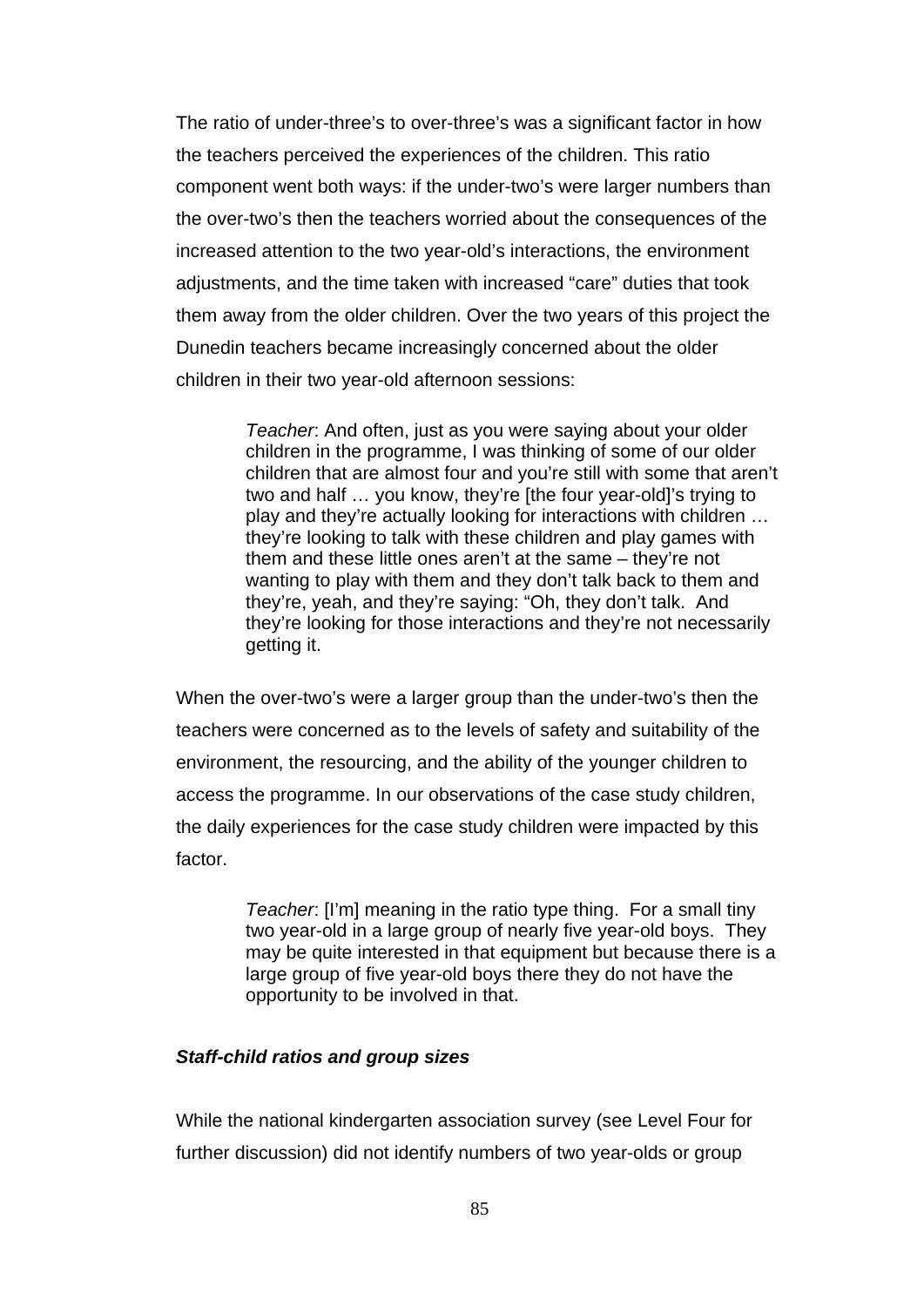The ratio of under-three's to over-three's was a significant factor in how the teachers perceived the experiences of the children. This ratio component went both ways: if the under-two's were larger numbers than the over-two's then the teachers worried about the consequences of the increased attention to the two year-old's interactions, the environment adjustments, and the time taken with increased "care" duties that took them away from the older children. Over the two years of this project the Dunedin teachers became increasingly concerned about the older children in their two year-old afternoon sessions:

> *Teacher*: And often, just as you were saying about your older children in the programme, I was thinking of some of our older children that are almost four and you're still with some that aren't two and half … you know, they're [the four year-old]'s trying to play and they're actually looking for interactions with children … they're looking to talk with these children and play games with them and these little ones aren't at the same – they're not wanting to play with them and they don't talk back to them and they're, yeah, and they're saying: "Oh, they don't talk. And they're looking for those interactions and they're not necessarily getting it.

When the over-two's were a larger group than the under-two's then the teachers were concerned as to the levels of safety and suitability of the environment, the resourcing, and the ability of the younger children to access the programme. In our observations of the case study children, the daily experiences for the case study children were impacted by this factor.

> *Teacher*: [I'm] meaning in the ratio type thing. For a small tiny two year-old in a large group of nearly five year-old boys. They may be quite interested in that equipment but because there is a large group of five year-old boys there they do not have the opportunity to be involved in that.

#### ***Staff-child ratios and group sizes***

While the national kindergarten association survey (see Level Four for further discussion) did not identify numbers of two year-olds or group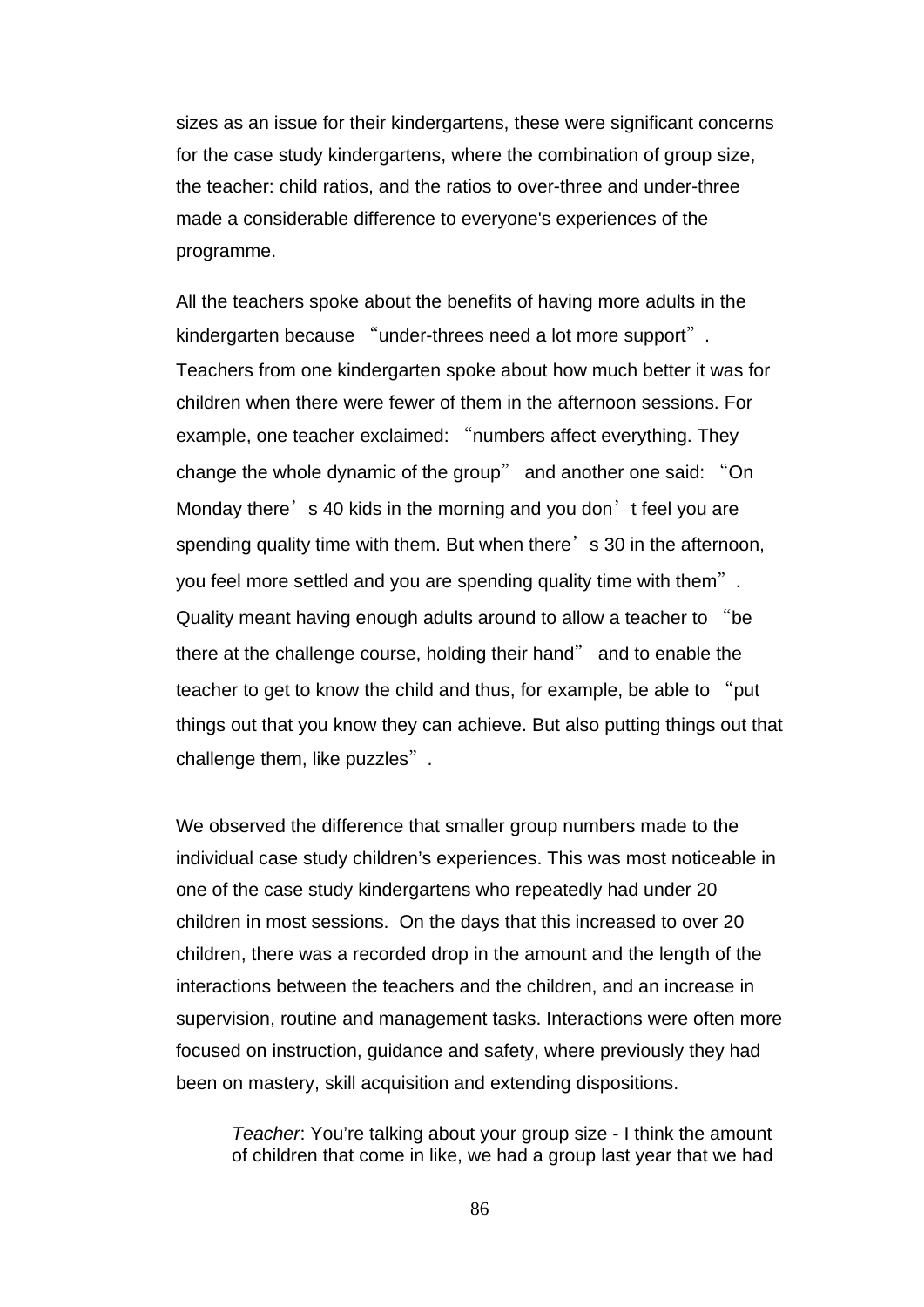sizes as an issue for their kindergartens, these were significant concerns for the case study kindergartens, where the combination of group size, the teacher: child ratios, and the ratios to over-three and under-three made a considerable difference to everyone's experiences of the programme.

All the teachers spoke about the benefits of having more adults in the kindergarten because "under-threes need a lot more support". Teachers from one kindergarten spoke about how much better it was for children when there were fewer of them in the afternoon sessions. For example, one teacher exclaimed: "numbers affect everything. They change the whole dynamic of the group" and another one said: "On Monday there's 40 kids in the morning and you don't feel you are spending quality time with them. But when there's 30 in the afternoon, you feel more settled and you are spending quality time with them". Quality meant having enough adults around to allow a teacher to "be there at the challenge course, holding their hand" and to enable the teacher to get to know the child and thus, for example, be able to "put things out that you know they can achieve. But also putting things out that challenge them, like puzzles".

We observed the difference that smaller group numbers made to the individual case study children's experiences. This was most noticeable in one of the case study kindergartens who repeatedly had under 20 children in most sessions. On the days that this increased to over 20 children, there was a recorded drop in the amount and the length of the interactions between the teachers and the children, and an increase in supervision, routine and management tasks. Interactions were often more focused on instruction, guidance and safety, where previously they had been on mastery, skill acquisition and extending dispositions.

> *Teacher*: You're talking about your group size - I think the amount of children that come in like, we had a group last year that we had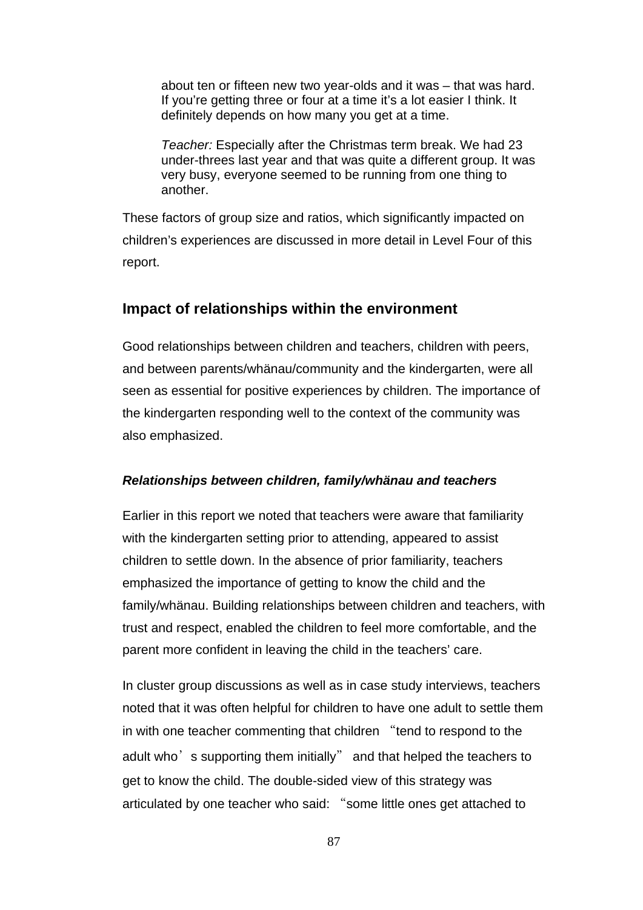> about ten or fifteen new two year-olds and it was – that was hard. If you're getting three or four at a time it's a lot easier I think. It definitely depends on how many you get at a time.
>
> *Teacher:* Especially after the Christmas term break. We had 23 under-threes last year and that was quite a different group. It was very busy, everyone seemed to be running from one thing to another.

These factors of group size and ratios, which significantly impacted on children's experiences are discussed in more detail in Level Four of this report.

## Impact of relationships within the environment

Good relationships between children and teachers, children with peers, and between parents/whänau/community and the kindergarten, were all seen as essential for positive experiences by children. The importance of the kindergarten responding well to the context of the community was also emphasized.

### *Relationships between children, family/whänau and teachers*

Earlier in this report we noted that teachers were aware that familiarity with the kindergarten setting prior to attending, appeared to assist children to settle down. In the absence of prior familiarity, teachers emphasized the importance of getting to know the child and the family/whänau. Building relationships between children and teachers, with trust and respect, enabled the children to feel more comfortable, and the parent more confident in leaving the child in the teachers' care.

In cluster group discussions as well as in case study interviews, teachers noted that it was often helpful for children to have one adult to settle them in with one teacher commenting that children "tend to respond to the adult who's supporting them initially" and that helped the teachers to get to know the child. The double-sided view of this strategy was articulated by one teacher who said: "some little ones get attached to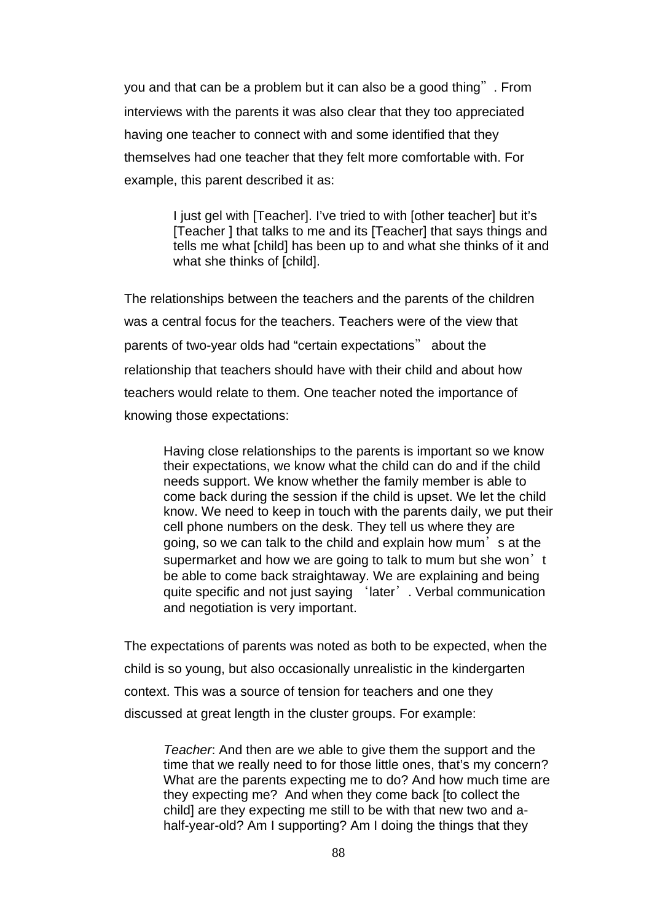you and that can be a problem but it can also be a good thing”. From interviews with the parents it was also clear that they too appreciated having one teacher to connect with and some identified that they themselves had one teacher that they felt more comfortable with. For example, this parent described it as:

> I just gel with [Teacher]. I've tried to with [other teacher] but it's [Teacher ] that talks to me and its [Teacher] that says things and tells me what [child] has been up to and what she thinks of it and what she thinks of [child].

The relationships between the teachers and the parents of the children was a central focus for the teachers. Teachers were of the view that parents of two-year olds had “certain expectations” about the relationship that teachers should have with their child and about how teachers would relate to them. One teacher noted the importance of knowing those expectations:

> Having close relationships to the parents is important so we know their expectations, we know what the child can do and if the child needs support. We know whether the family member is able to come back during the session if the child is upset. We let the child know. We need to keep in touch with the parents daily, we put their cell phone numbers on the desk. They tell us where they are going, so we can talk to the child and explain how mum’s at the supermarket and how we are going to talk to mum but she won’t be able to come back straightaway. We are explaining and being quite specific and not just saying ‘later’. Verbal communication and negotiation is very important.

The expectations of parents was noted as both to be expected, when the child is so young, but also occasionally unrealistic in the kindergarten context. This was a source of tension for teachers and one they discussed at great length in the cluster groups. For example:

> *Teacher*: And then are we able to give them the support and the time that we really need to for those little ones, that's my concern? What are the parents expecting me to do? And how much time are they expecting me? And when they come back [to collect the child] are they expecting me still to be with that new two and a-half-year-old? Am I supporting? Am I doing the things that they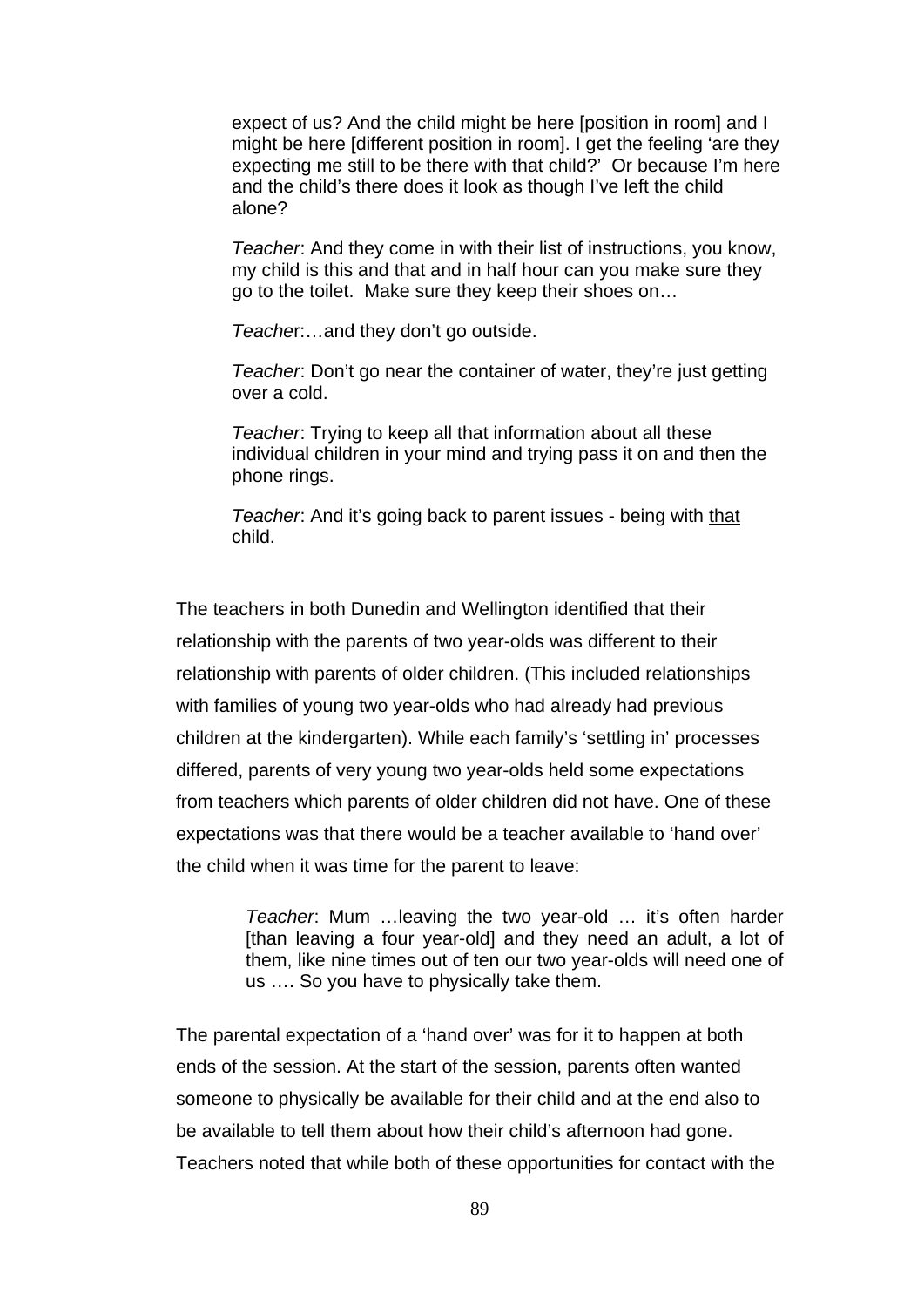> expect of us? And the child might be here [position in room] and I might be here [different position in room]. I get the feeling 'are they expecting me still to be there with that child?' Or because I'm here and the child's there does it look as though I've left the child alone?
>
> *Teacher*: And they come in with their list of instructions, you know, my child is this and that and in half hour can you make sure they go to the toilet. Make sure they keep their shoes on…
>
> *Teacher*:…and they don't go outside.
>
> *Teacher*: Don't go near the container of water, they're just getting over a cold.
>
> *Teacher*: Trying to keep all that information about all these individual children in your mind and trying pass it on and then the phone rings.
>
> *Teacher*: And it's going back to parent issues - being with <u>that</u> child.

The teachers in both Dunedin and Wellington identified that their relationship with the parents of two year-olds was different to their relationship with parents of older children. (This included relationships with families of young two year-olds who had already had previous children at the kindergarten). While each family's 'settling in' processes differed, parents of very young two year-olds held some expectations from teachers which parents of older children did not have. One of these expectations was that there would be a teacher available to 'hand over' the child when it was time for the parent to leave:

> *Teacher*: Mum …leaving the two year-old … it's often harder [than leaving a four year-old] and they need an adult, a lot of them, like nine times out of ten our two year-olds will need one of us …. So you have to physically take them.

The parental expectation of a 'hand over' was for it to happen at both ends of the session. At the start of the session, parents often wanted someone to physically be available for their child and at the end also to be available to tell them about how their child's afternoon had gone. Teachers noted that while both of these opportunities for contact with the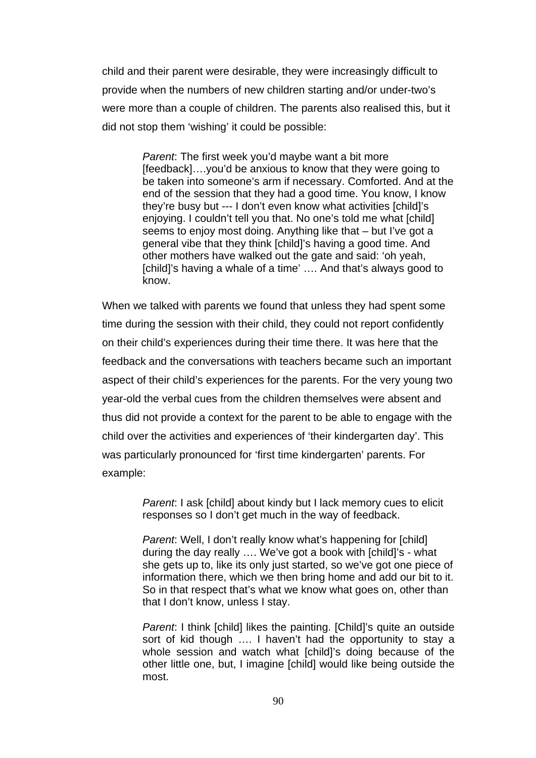child and their parent were desirable, they were increasingly difficult to provide when the numbers of new children starting and/or under-two's were more than a couple of children. The parents also realised this, but it did not stop them 'wishing' it could be possible:

> *Parent*: The first week you'd maybe want a bit more [feedback]….you'd be anxious to know that they were going to be taken into someone's arm if necessary. Comforted. And at the end of the session that they had a good time. You know, I know they're busy but --- I don't even know what activities [child]'s enjoying. I couldn't tell you that. No one's told me what [child] seems to enjoy most doing. Anything like that – but I've got a general vibe that they think [child]'s having a good time. And other mothers have walked out the gate and said: 'oh yeah, [child]'s having a whale of a time' …. And that's always good to know.

When we talked with parents we found that unless they had spent some time during the session with their child, they could not report confidently on their child's experiences during their time there. It was here that the feedback and the conversations with teachers became such an important aspect of their child's experiences for the parents. For the very young two year-old the verbal cues from the children themselves were absent and thus did not provide a context for the parent to be able to engage with the child over the activities and experiences of 'their kindergarten day'. This was particularly pronounced for 'first time kindergarten' parents. For example:

> *Parent*: I ask [child] about kindy but I lack memory cues to elicit responses so I don't get much in the way of feedback.

> *Parent*: Well, I don't really know what's happening for [child] during the day really …. We've got a book with [child]'s - what she gets up to, like its only just started, so we've got one piece of information there, which we then bring home and add our bit to it. So in that respect that's what we know what goes on, other than that I don't know, unless I stay.

> *Parent*: I think [child] likes the painting. [Child]'s quite an outside sort of kid though …. I haven't had the opportunity to stay a whole session and watch what [child]'s doing because of the other little one, but, I imagine [child] would like being outside the most.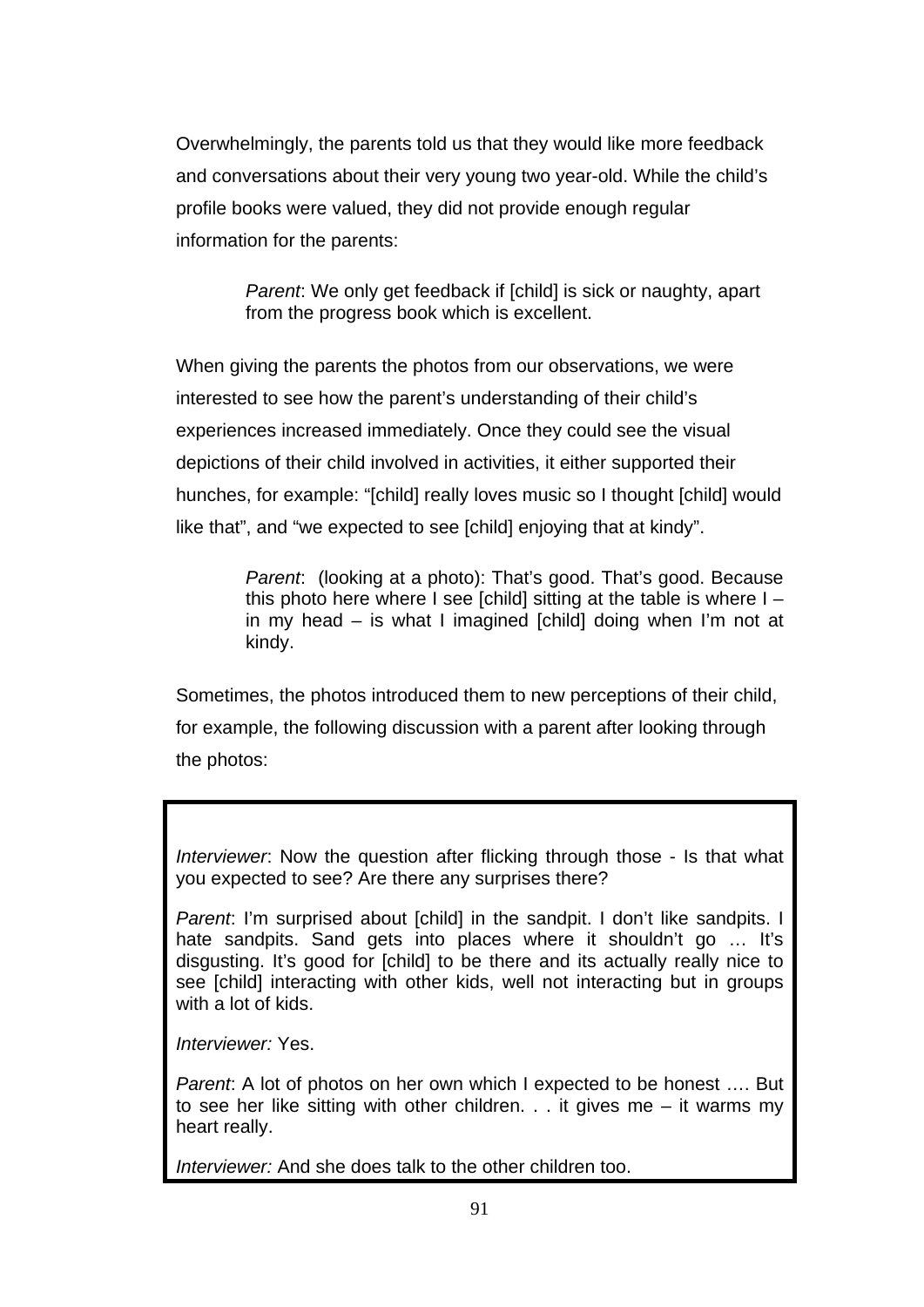Overwhelmingly, the parents told us that they would like more feedback and conversations about their very young two year-old. While the child's profile books were valued, they did not provide enough regular information for the parents:

> *Parent*: We only get feedback if [child] is sick or naughty, apart from the progress book which is excellent.

When giving the parents the photos from our observations, we were interested to see how the parent's understanding of their child's experiences increased immediately. Once they could see the visual depictions of their child involved in activities, it either supported their hunches, for example: "[child] really loves music so I thought [child] would like that", and "we expected to see [child] enjoying that at kindy".

> *Parent*: (looking at a photo): That's good. That's good. Because this photo here where I see [child] sitting at the table is where I – in my head – is what I imagined [child] doing when I'm not at kindy.

Sometimes, the photos introduced them to new perceptions of their child, for example, the following discussion with a parent after looking through the photos:

> *Interviewer*: Now the question after flicking through those - Is that what you expected to see? Are there any surprises there?
>
> *Parent*: I'm surprised about [child] in the sandpit. I don't like sandpits. I hate sandpits. Sand gets into places where it shouldn't go … It's disgusting. It's good for [child] to be there and its actually really nice to see [child] interacting with other kids, well not interacting but in groups with a lot of kids.
>
> *Interviewer:* Yes.
>
> *Parent*: A lot of photos on her own which I expected to be honest …. But to see her like sitting with other children. . . it gives me – it warms my heart really.
>
> *Interviewer:* And she does talk to the other children too.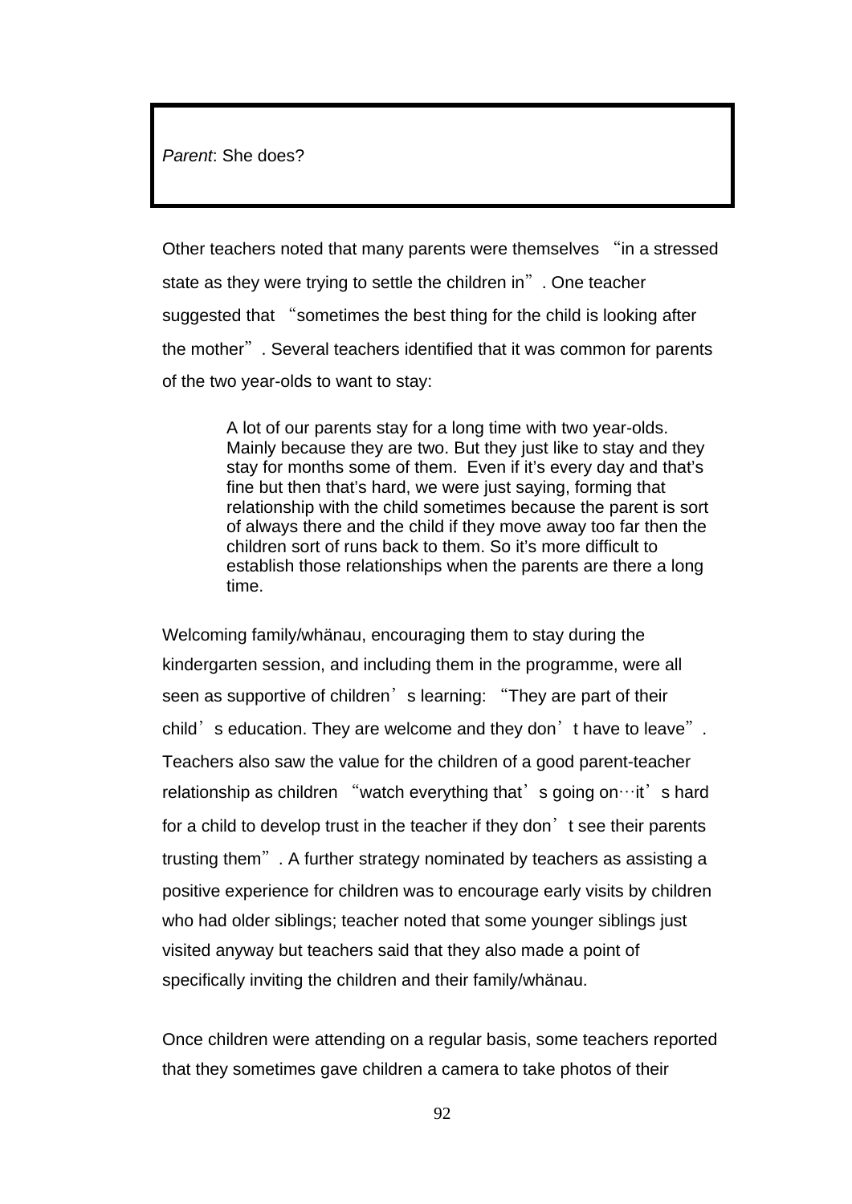*Parent*: She does?

Other teachers noted that many parents were themselves "in a stressed state as they were trying to settle the children in". One teacher suggested that "sometimes the best thing for the child is looking after the mother". Several teachers identified that it was common for parents of the two year-olds to want to stay:

> A lot of our parents stay for a long time with two year-olds. Mainly because they are two. But they just like to stay and they stay for months some of them. Even if it's every day and that's fine but then that's hard, we were just saying, forming that relationship with the child sometimes because the parent is sort of always there and the child if they move away too far then the children sort of runs back to them. So it's more difficult to establish those relationships when the parents are there a long time.

Welcoming family/whänau, encouraging them to stay during the kindergarten session, and including them in the programme, were all seen as supportive of children's learning: "They are part of their child's education. They are welcome and they don't have to leave". Teachers also saw the value for the children of a good parent-teacher relationship as children "watch everything that's going on…it's hard for a child to develop trust in the teacher if they don't see their parents trusting them". A further strategy nominated by teachers as assisting a positive experience for children was to encourage early visits by children who had older siblings; teacher noted that some younger siblings just visited anyway but teachers said that they also made a point of specifically inviting the children and their family/whänau.

Once children were attending on a regular basis, some teachers reported that they sometimes gave children a camera to take photos of their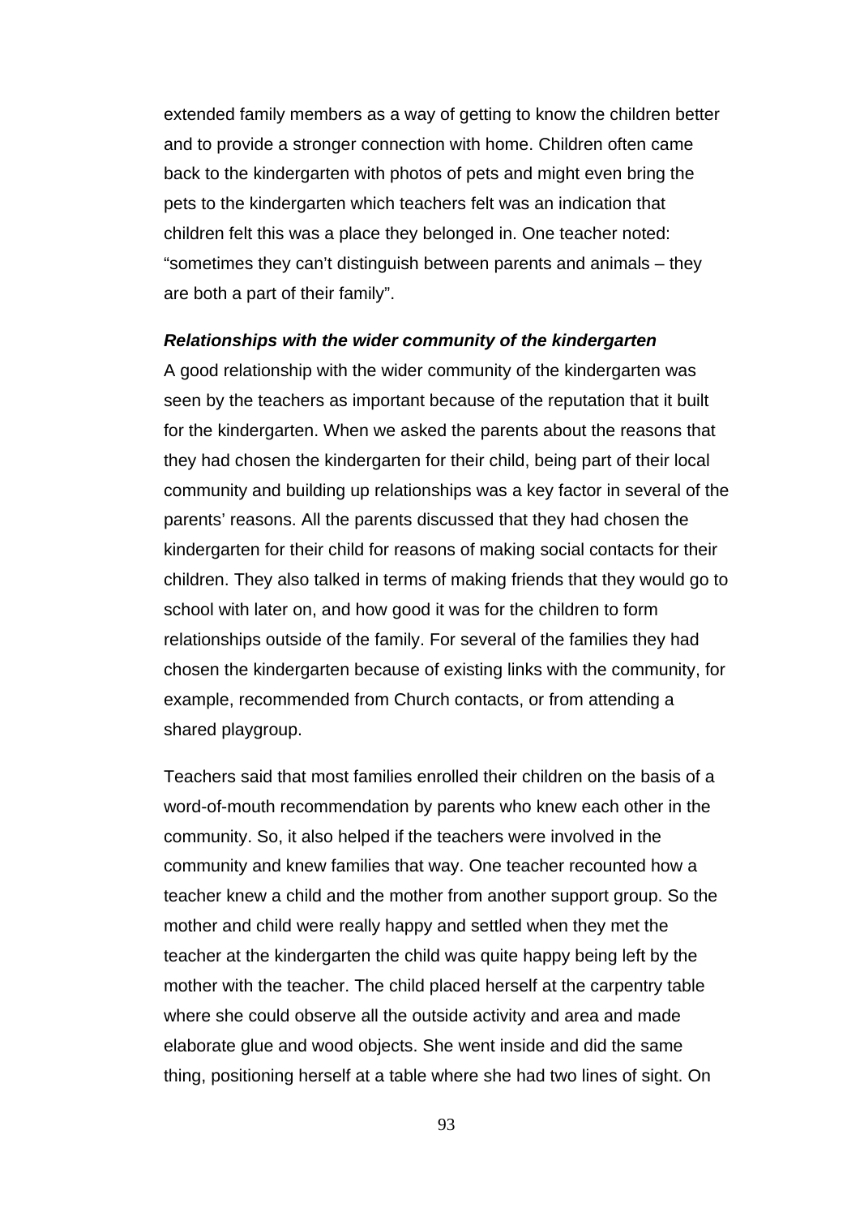extended family members as a way of getting to know the children better and to provide a stronger connection with home. Children often came back to the kindergarten with photos of pets and might even bring the pets to the kindergarten which teachers felt was an indication that children felt this was a place they belonged in. One teacher noted: “sometimes they can’t distinguish between parents and animals – they are both a part of their family”.

***Relationships with the wider community of the kindergarten***

A good relationship with the wider community of the kindergarten was seen by the teachers as important because of the reputation that it built for the kindergarten. When we asked the parents about the reasons that they had chosen the kindergarten for their child, being part of their local community and building up relationships was a key factor in several of the parents’ reasons. All the parents discussed that they had chosen the kindergarten for their child for reasons of making social contacts for their children. They also talked in terms of making friends that they would go to school with later on, and how good it was for the children to form relationships outside of the family. For several of the families they had chosen the kindergarten because of existing links with the community, for example, recommended from Church contacts, or from attending a shared playgroup.

Teachers said that most families enrolled their children on the basis of a word-of-mouth recommendation by parents who knew each other in the community. So, it also helped if the teachers were involved in the community and knew families that way. One teacher recounted how a teacher knew a child and the mother from another support group. So the mother and child were really happy and settled when they met the teacher at the kindergarten the child was quite happy being left by the mother with the teacher. The child placed herself at the carpentry table where she could observe all the outside activity and area and made elaborate glue and wood objects. She went inside and did the same thing, positioning herself at a table where she had two lines of sight. On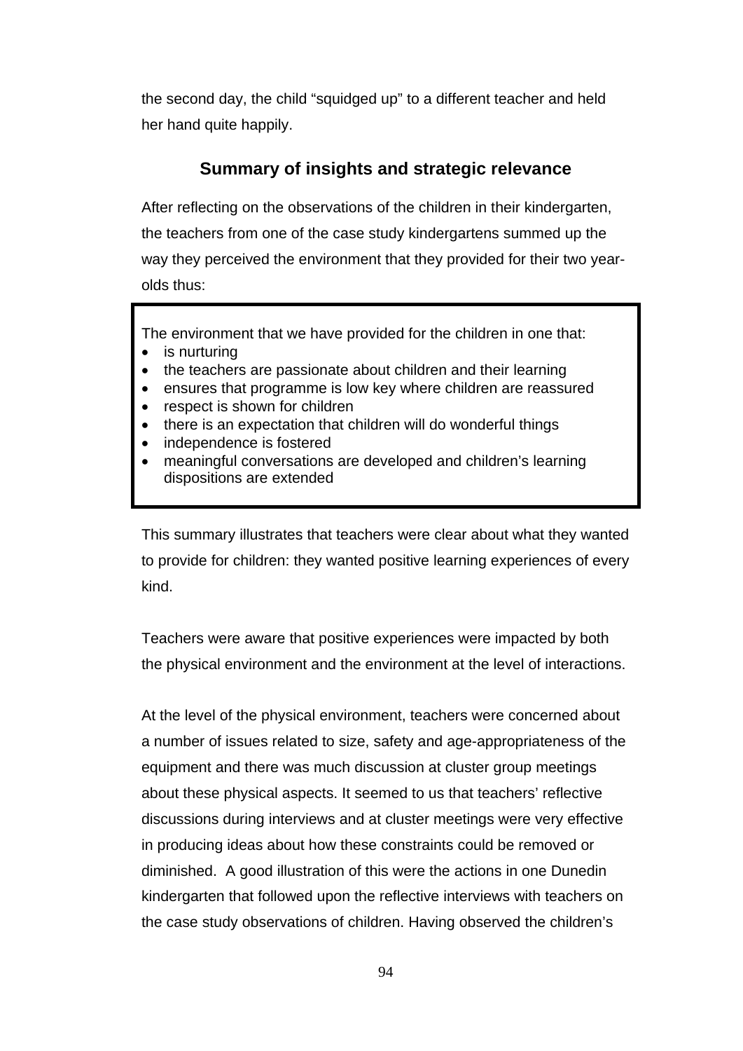the second day, the child “squidged up” to a different teacher and held her hand quite happily.

## Summary of insights and strategic relevance

After reflecting on the observations of the children in their kindergarten, the teachers from one of the case study kindergartens summed up the way they perceived the environment that they provided for their two year-olds thus:

> The environment that we have provided for the children in one that:
> - is nurturing
> - the teachers are passionate about children and their learning
> - ensures that programme is low key where children are reassured
> - respect is shown for children
> - there is an expectation that children will do wonderful things
> - independence is fostered
> - meaningful conversations are developed and children’s learning dispositions are extended

This summary illustrates that teachers were clear about what they wanted to provide for children: they wanted positive learning experiences of every kind.

Teachers were aware that positive experiences were impacted by both the physical environment and the environment at the level of interactions.

At the level of the physical environment, teachers were concerned about a number of issues related to size, safety and age-appropriateness of the equipment and there was much discussion at cluster group meetings about these physical aspects. It seemed to us that teachers’ reflective discussions during interviews and at cluster meetings were very effective in producing ideas about how these constraints could be removed or diminished. A good illustration of this were the actions in one Dunedin kindergarten that followed upon the reflective interviews with teachers on the case study observations of children. Having observed the children’s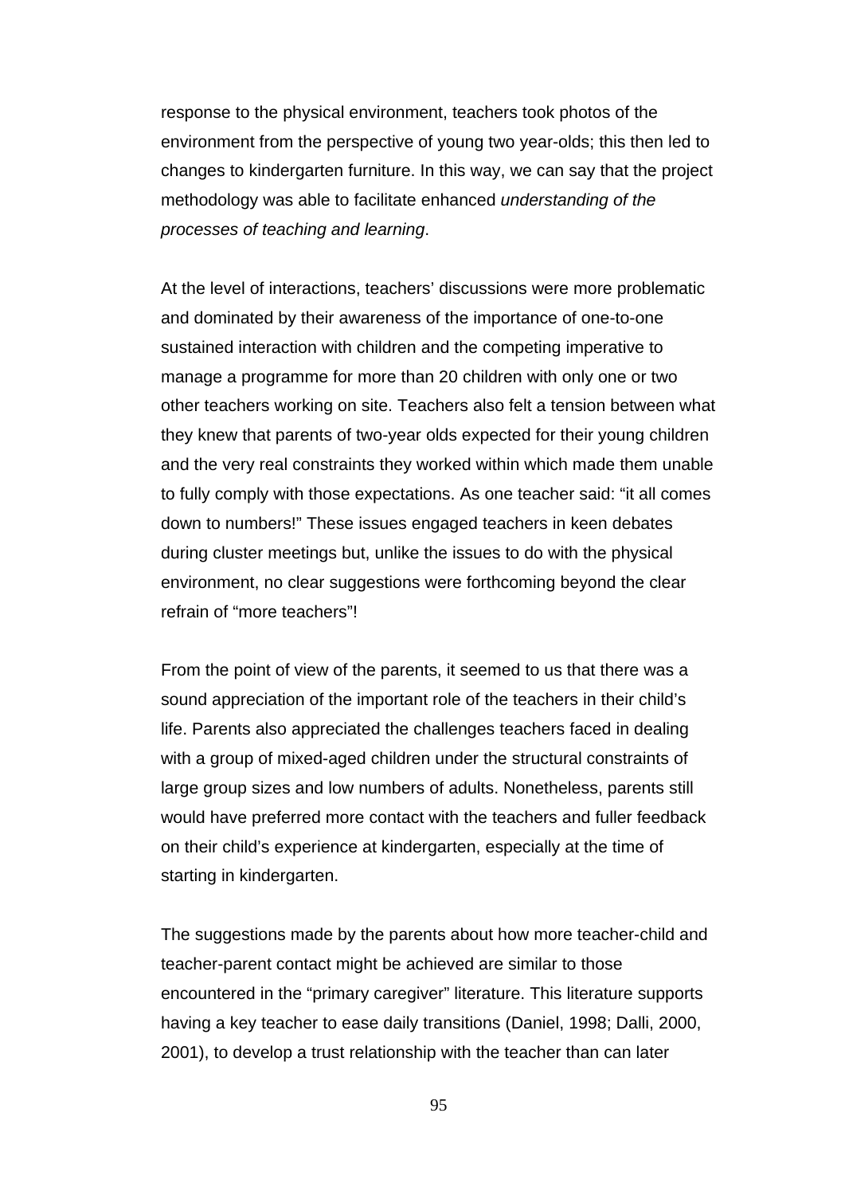response to the physical environment, teachers took photos of the environment from the perspective of young two year-olds; this then led to changes to kindergarten furniture. In this way, we can say that the project methodology was able to facilitate enhanced *understanding of the processes of teaching and learning*.

At the level of interactions, teachers' discussions were more problematic and dominated by their awareness of the importance of one-to-one sustained interaction with children and the competing imperative to manage a programme for more than 20 children with only one or two other teachers working on site. Teachers also felt a tension between what they knew that parents of two-year olds expected for their young children and the very real constraints they worked within which made them unable to fully comply with those expectations. As one teacher said: "it all comes down to numbers!" These issues engaged teachers in keen debates during cluster meetings but, unlike the issues to do with the physical environment, no clear suggestions were forthcoming beyond the clear refrain of "more teachers"!

From the point of view of the parents, it seemed to us that there was a sound appreciation of the important role of the teachers in their child's life. Parents also appreciated the challenges teachers faced in dealing with a group of mixed-aged children under the structural constraints of large group sizes and low numbers of adults. Nonetheless, parents still would have preferred more contact with the teachers and fuller feedback on their child's experience at kindergarten, especially at the time of starting in kindergarten.

The suggestions made by the parents about how more teacher-child and teacher-parent contact might be achieved are similar to those encountered in the "primary caregiver" literature. This literature supports having a key teacher to ease daily transitions (Daniel, 1998; Dalli, 2000, 2001), to develop a trust relationship with the teacher than can later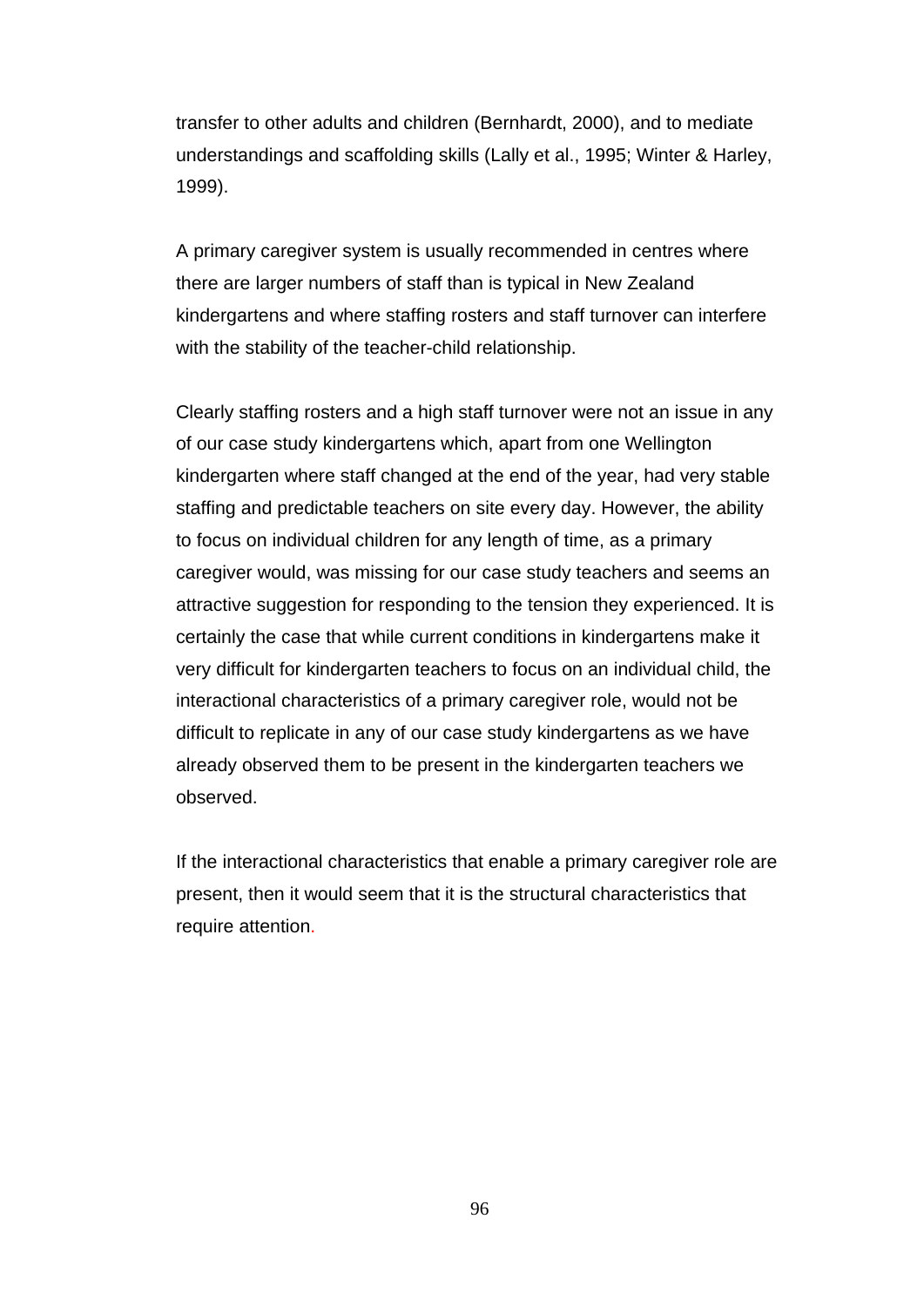transfer to other adults and children (Bernhardt, 2000), and to mediate understandings and scaffolding skills (Lally et al., 1995; Winter & Harley, 1999).

A primary caregiver system is usually recommended in centres where there are larger numbers of staff than is typical in New Zealand kindergartens and where staffing rosters and staff turnover can interfere with the stability of the teacher-child relationship.

Clearly staffing rosters and a high staff turnover were not an issue in any of our case study kindergartens which, apart from one Wellington kindergarten where staff changed at the end of the year, had very stable staffing and predictable teachers on site every day. However, the ability to focus on individual children for any length of time, as a primary caregiver would, was missing for our case study teachers and seems an attractive suggestion for responding to the tension they experienced. It is certainly the case that while current conditions in kindergartens make it very difficult for kindergarten teachers to focus on an individual child, the interactional characteristics of a primary caregiver role, would not be difficult to replicate in any of our case study kindergartens as we have already observed them to be present in the kindergarten teachers we observed.

If the interactional characteristics that enable a primary caregiver role are present, then it would seem that it is the structural characteristics that require attention.